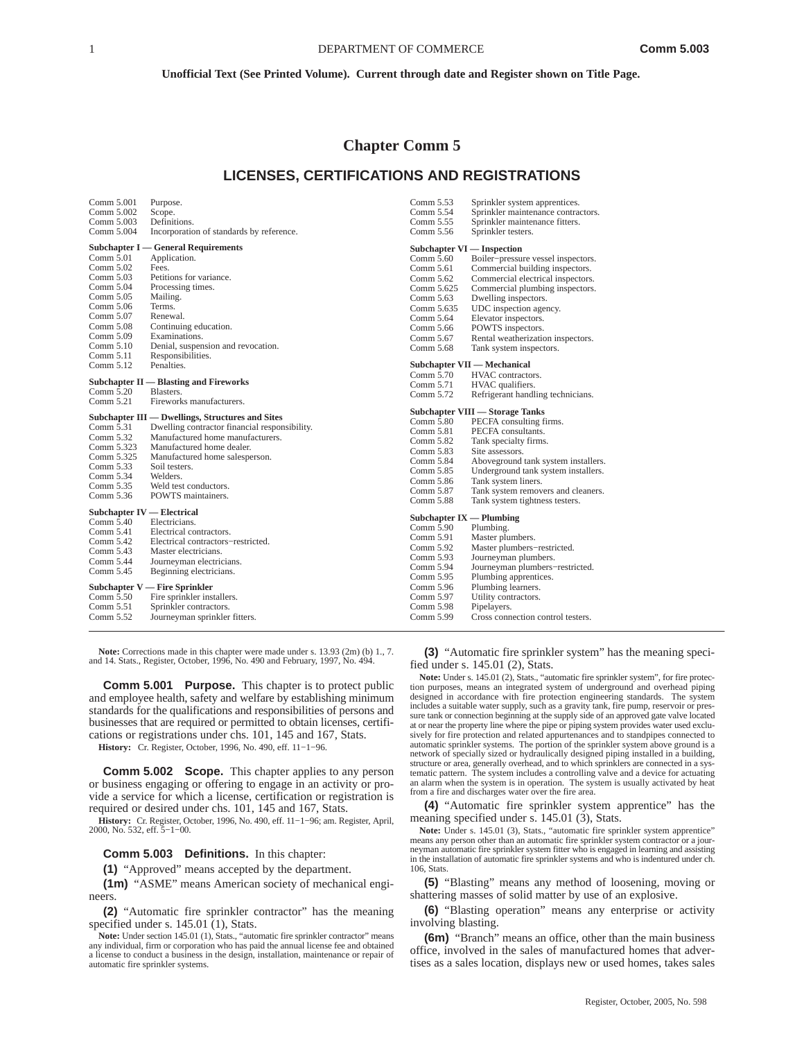Unofficial Text (See Printed Volume). Current through date and Register shown on Title Page.

# Chapter Comm 5

## LICENSES, CERTIFICATIONS AND REGISTRATIONS

| | |
|---|---|
| Comm 5.001 | Purpose. |
| Comm 5.002 | Scope. |
| Comm 5.003 | Definitions. |
| Comm 5.004 | Incorporation of standards by reference. |
| **Subchapter I — General Requirements** | |
| Comm 5.01 | Application. |
| Comm 5.02 | Fees. |
| Comm 5.03 | Petitions for variance. |
| Comm 5.04 | Processing times. |
| Comm 5.05 | Mailing. |
| Comm 5.06 | Terms. |
| Comm 5.07 | Renewal. |
| Comm 5.08 | Continuing education. |
| Comm 5.09 | Examinations. |
| Comm 5.10 | Denial, suspension and revocation. |
| Comm 5.11 | Responsibilities. |
| Comm 5.12 | Penalties. |
| **Subchapter II — Blasting and Fireworks** | |
| Comm 5.20 | Blasters. |
| Comm 5.21 | Fireworks manufacturers. |
| **Subchapter III — Dwellings, Structures and Sites** | |
| Comm 5.31 | Dwelling contractor financial responsibility. |
| Comm 5.32 | Manufactured home manufacturers. |
| Comm 5.323 | Manufactured home dealer. |
| Comm 5.325 | Manufactured home salesperson. |
| Comm 5.33 | Soil testers. |
| Comm 5.34 | Welders. |
| Comm 5.35 | Weld test conductors. |
| Comm 5.36 | POWTS maintainers. |
| **Subchapter IV — Electrical** | |
| Comm 5.40 | Electricians. |
| Comm 5.41 | Electrical contractors. |
| Comm 5.42 | Electrical contractors−restricted. |
| Comm 5.43 | Master electricians. |
| Comm 5.44 | Journeyman electricians. |
| Comm 5.45 | Beginning electricians. |
| **Subchapter V — Fire Sprinkler** | |
| Comm 5.50 | Fire sprinkler installers. |
| Comm 5.51 | Sprinkler contractors. |
| Comm 5.52 | Journeyman sprinkler fitters. |
| Comm 5.53 | Sprinkler system apprentices. |
| Comm 5.54 | Sprinkler maintenance contractors. |
| Comm 5.55 | Sprinkler maintenance fitters. |
| Comm 5.56 | Sprinkler testers. |
| **Subchapter VI — Inspection** | |
| Comm 5.60 | Boiler−pressure vessel inspectors. |
| Comm 5.61 | Commercial building inspectors. |
| Comm 5.62 | Commercial electrical inspectors. |
| Comm 5.625 | Commercial plumbing inspectors. |
| Comm 5.63 | Dwelling inspectors. |
| Comm 5.635 | UDC inspection agency. |
| Comm 5.64 | Elevator inspectors. |
| Comm 5.66 | POWTS inspectors. |
| Comm 5.67 | Rental weatherization inspectors. |
| Comm 5.68 | Tank system inspectors. |
| **Subchapter VII — Mechanical** | |
| Comm 5.70 | HVAC contractors. |
| Comm 5.71 | HVAC qualifiers. |
| Comm 5.72 | Refrigerant handling technicians. |
| **Subchapter VIII — Storage Tanks** | |
| Comm 5.80 | PECFA consulting firms. |
| Comm 5.81 | PECFA consultants. |
| Comm 5.82 | Tank specialty firms. |
| Comm 5.83 | Site assessors. |
| Comm 5.84 | Aboveground tank system installers. |
| Comm 5.85 | Underground tank system installers. |
| Comm 5.86 | Tank system liners. |
| Comm 5.87 | Tank system removers and cleaners. |
| Comm 5.88 | Tank system tightness testers. |
| **Subchapter IX — Plumbing** | |
| Comm 5.90 | Plumbing. |
| Comm 5.91 | Master plumbers. |
| Comm 5.92 | Master plumbers−restricted. |
| Comm 5.93 | Journeyman plumbers. |
| Comm 5.94 | Journeyman plumbers−restricted. |
| Comm 5.95 | Plumbing apprentices. |
| Comm 5.96 | Plumbing learners. |
| Comm 5.97 | Utility contractors. |
| Comm 5.98 | Pipelayers. |
| Comm 5.99 | Cross connection control testers. |

**Note:** Corrections made in this chapter were made under s. 13.93 (2m) (b) 1., 7. and 14. Stats., Register, October, 1996, No. 490 and February, 1997, No. 494.

**Comm 5.001 Purpose.** This chapter is to protect public and employee health, safety and welfare by establishing minimum standards for the qualifications and responsibilities of persons and businesses that are required or permitted to obtain licenses, certifications or registrations under chs. 101, 145 and 167, Stats.

**History:** Cr. Register, October, 1996, No. 490, eff. 11−1−96.

**Comm 5.002 Scope.** This chapter applies to any person or business engaging or offering to engage in an activity or provide a service for which a license, certification or registration is required or desired under chs. 101, 145 and 167, Stats.

**History:** Cr. Register, October, 1996, No. 490, eff. 11−1−96; am. Register, April, 2000, No. 532, eff. 5−1−00.

**Comm 5.003 Definitions.** In this chapter:

**(1)** "Approved" means accepted by the department.

**(1m)** "ASME" means American society of mechanical engineers.

**(2)** "Automatic fire sprinkler contractor" has the meaning specified under s. 145.01 (1), Stats.

**Note:** Under section 145.01 (1), Stats., "automatic fire sprinkler contractor" means any individual, firm or corporation who has paid the annual license fee and obtained a license to conduct a business in the design, installation, maintenance or repair of automatic fire sprinkler systems.

**(3)** "Automatic fire sprinkler system" has the meaning specified under s. 145.01 (2), Stats.

**Note:** Under s. 145.01 (2), Stats., "automatic fire sprinkler system", for fire protection purposes, means an integrated system of underground and overhead piping designed in accordance with fire protection engineering standards. The system includes a suitable water supply, such as a gravity tank, fire pump, reservoir or pressure tank or connection beginning at the supply side of an approved gate valve located at or near the property line where the pipe or piping system provides water used exclusively for fire protection and related appurtenances and to standpipes connected to automatic sprinkler systems. The portion of the sprinkler system above ground is a network of specially sized or hydraulically designed piping installed in a building, structure or area, generally overhead, and to which sprinklers are connected in a systematic pattern. The system includes a controlling valve and a device for actuating an alarm when the system is in operation. The system is usually activated by heat from a fire and discharges water over the fire area.

**(4)** "Automatic fire sprinkler system apprentice" has the meaning specified under s. 145.01 (3), Stats.

**Note:** Under s. 145.01 (3), Stats., "automatic fire sprinkler system apprentice" means any person other than an automatic fire sprinkler system contractor or a journeyman automatic fire sprinkler system fitter who is engaged in learning and assisting in the installation of automatic fire sprinkler systems and who is indentured under ch. 106, Stats.

**(5)** "Blasting" means any method of loosening, moving or shattering masses of solid matter by use of an explosive.

**(6)** "Blasting operation" means any enterprise or activity involving blasting.

**(6m)** "Branch" means an office, other than the main business office, involved in the sales of manufactured homes that advertises as a sales location, displays new or used homes, takes sales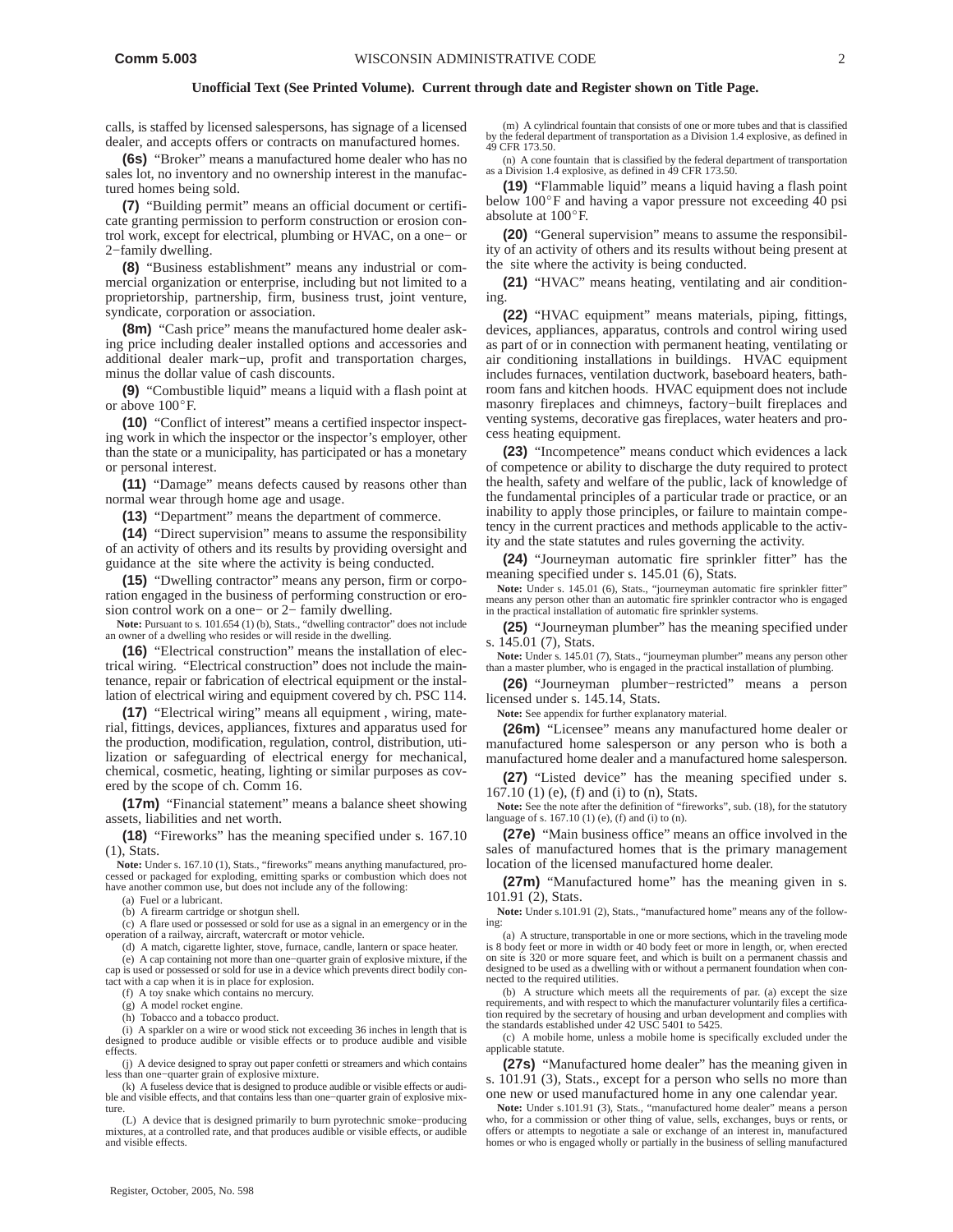calls, is staffed by licensed salespersons, has signage of a licensed dealer, and accepts offers or contracts on manufactured homes.

**(6s)** "Broker" means a manufactured home dealer who has no sales lot, no inventory and no ownership interest in the manufactured homes being sold.

**(7)** "Building permit" means an official document or certificate granting permission to perform construction or erosion control work, except for electrical, plumbing or HVAC, on a one− or 2−family dwelling.

**(8)** "Business establishment" means any industrial or commercial organization or enterprise, including but not limited to a proprietorship, partnership, firm, business trust, joint venture, syndicate, corporation or association.

**(8m)** "Cash price" means the manufactured home dealer asking price including dealer installed options and accessories and additional dealer mark−up, profit and transportation charges, minus the dollar value of cash discounts.

**(9)** "Combustible liquid" means a liquid with a flash point at or above 100°F.

**(10)** "Conflict of interest" means a certified inspector inspecting work in which the inspector or the inspector's employer, other than the state or a municipality, has participated or has a monetary or personal interest.

**(11)** "Damage" means defects caused by reasons other than normal wear through home age and usage.

**(13)** "Department" means the department of commerce.

**(14)** "Direct supervision" means to assume the responsibility of an activity of others and its results by providing oversight and guidance at the site where the activity is being conducted.

**(15)** "Dwelling contractor" means any person, firm or corporation engaged in the business of performing construction or erosion control work on a one− or 2− family dwelling.

**Note:** Pursuant to s. 101.654 (1) (b), Stats., "dwelling contractor" does not include an owner of a dwelling who resides or will reside in the dwelling.

**(16)** "Electrical construction" means the installation of electrical wiring. "Electrical construction" does not include the maintenance, repair or fabrication of electrical equipment or the installation of electrical wiring and equipment covered by ch. PSC 114.

**(17)** "Electrical wiring" means all equipment , wiring, material, fittings, devices, appliances, fixtures and apparatus used for the production, modification, regulation, control, distribution, utilization or safeguarding of electrical energy for mechanical, chemical, cosmetic, heating, lighting or similar purposes as covered by the scope of ch. Comm 16.

**(17m)** "Financial statement" means a balance sheet showing assets, liabilities and net worth.

**(18)** "Fireworks" has the meaning specified under s. 167.10 (1), Stats.

**Note:** Under s. 167.10 (1), Stats., "fireworks" means anything manufactured, processed or packaged for exploding, emitting sparks or combustion which does not have another common use, but does not include any of the following:

(a) Fuel or a lubricant.

(b) A firearm cartridge or shotgun shell.

(c) A flare used or possessed or sold for use as a signal in an emergency or in the operation of a railway, aircraft, watercraft or motor vehicle.

(d) A match, cigarette lighter, stove, furnace, candle, lantern or space heater.

(e) A cap containing not more than one−quarter grain of explosive mixture, if the cap is used or possessed or sold for use in a device which prevents direct bodily contact with a cap when it is in place for explosion.

(f) A toy snake which contains no mercury.

(g) A model rocket engine.

(h) Tobacco and a tobacco product.

(i) A sparkler on a wire or wood stick not exceeding 36 inches in length that is designed to produce audible or visible effects or to produce audible and visible effects.

(j) A device designed to spray out paper confetti or streamers and which contains less than one−quarter grain of explosive mixture.

(k) A fuseless device that is designed to produce audible or visible effects or audible and visible effects, and that contains less than one−quarter grain of explosive mixture.

(L) A device that is designed primarily to burn pyrotechnic smoke−producing mixtures, at a controlled rate, and that produces audible or visible effects, or audible and visible effects.

(m) A cylindrical fountain that consists of one or more tubes and that is classified by the federal department of transportation as a Division 1.4 explosive, as defined in 49 CFR 173.50.

(n) A cone fountain that is classified by the federal department of transportation as a Division 1.4 explosive, as defined in 49 CFR 173.50.

**(19)** "Flammable liquid" means a liquid having a flash point below 100°F and having a vapor pressure not exceeding 40 psi absolute at 100°F.

**(20)** "General supervision" means to assume the responsibility of an activity of others and its results without being present at the site where the activity is being conducted.

**(21)** "HVAC" means heating, ventilating and air conditioning.

**(22)** "HVAC equipment" means materials, piping, fittings, devices, appliances, apparatus, controls and control wiring used as part of or in connection with permanent heating, ventilating or air conditioning installations in buildings. HVAC equipment includes furnaces, ventilation ductwork, baseboard heaters, bathroom fans and kitchen hoods. HVAC equipment does not include masonry fireplaces and chimneys, factory−built fireplaces and venting systems, decorative gas fireplaces, water heaters and process heating equipment.

**(23)** "Incompetence" means conduct which evidences a lack of competence or ability to discharge the duty required to protect the health, safety and welfare of the public, lack of knowledge of the fundamental principles of a particular trade or practice, or an inability to apply those principles, or failure to maintain competency in the current practices and methods applicable to the activity and the state statutes and rules governing the activity.

**(24)** "Journeyman automatic fire sprinkler fitter" has the meaning specified under s. 145.01 (6), Stats.

**Note:** Under s. 145.01 (6), Stats., "journeyman automatic fire sprinkler fitter" means any person other than an automatic fire sprinkler contractor who is engaged in the practical installation of automatic fire sprinkler systems.

**(25)** "Journeyman plumber" has the meaning specified under s. 145.01 (7), Stats.

**Note:** Under s. 145.01 (7), Stats., "journeyman plumber" means any person other than a master plumber, who is engaged in the practical installation of plumbing.

**(26)** "Journeyman plumber−restricted" means a person licensed under s. 145.14, Stats.

**Note:** See appendix for further explanatory material.

**(26m)** "Licensee" means any manufactured home dealer or manufactured home salesperson or any person who is both a manufactured home dealer and a manufactured home salesperson.

**(27)** "Listed device" has the meaning specified under s. 167.10 (1) (e), (f) and (i) to (n), Stats.

**Note:** See the note after the definition of "fireworks", sub. (18), for the statutory language of s. 167.10 (1) (e), (f) and (i) to (n).

**(27e)** "Main business office" means an office involved in the sales of manufactured homes that is the primary management location of the licensed manufactured home dealer.

**(27m)** "Manufactured home" has the meaning given in s. 101.91 (2), Stats.

**Note:** Under s.101.91 (2), Stats., "manufactured home" means any of the following:

(a) A structure, transportable in one or more sections, which in the traveling mode is 8 body feet or more in width or 40 body feet or more in length, or, when erected on site is 320 or more square feet, and which is built on a permanent chassis and designed to be used as a dwelling with or without a permanent foundation when connected to the required utilities.

(b) A structure which meets all the requirements of par. (a) except the size requirements, and with respect to which the manufacturer voluntarily files a certification required by the secretary of housing and urban development and complies with the standards established under 42 USC 5401 to 5425.

(c) A mobile home, unless a mobile home is specifically excluded under the applicable statute.

**(27s)** "Manufactured home dealer" has the meaning given in s. 101.91 (3), Stats., except for a person who sells no more than one new or used manufactured home in any one calendar year.

**Note:** Under s.101.91 (3), Stats., "manufactured home dealer" means a person who, for a commission or other thing of value, sells, exchanges, buys or rents, or offers or attempts to negotiate a sale or exchange of an interest in, manufactured homes or who is engaged wholly or partially in the business of selling manufactured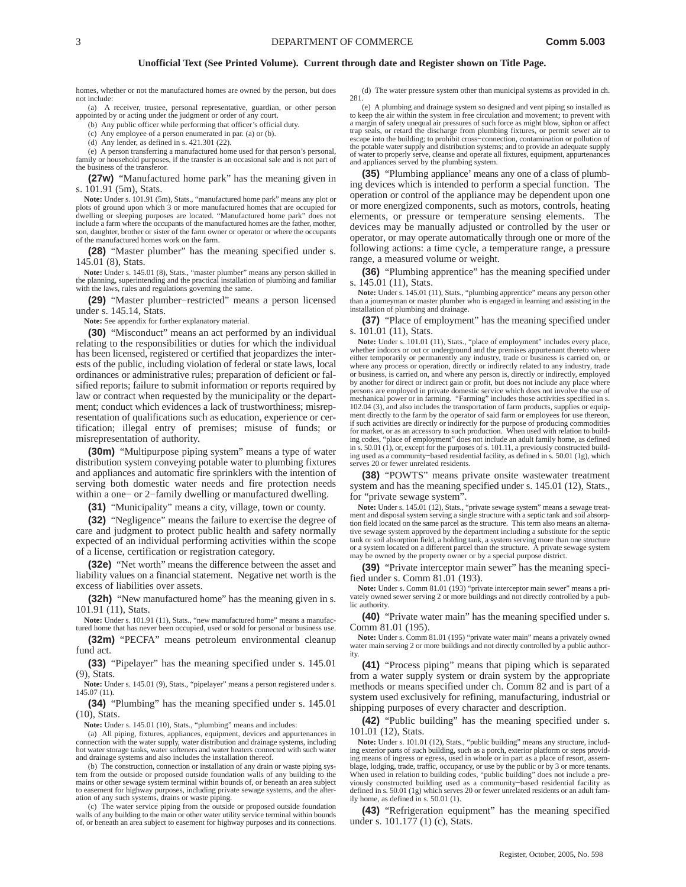**Unofficial Text (See Printed Volume). Current through date and Register shown on Title Page.**

homes, whether or not the manufactured homes are owned by the person, but does not include:

(a) A receiver, trustee, personal representative, guardian, or other person appointed by or acting under the judgment or order of any court.

(b) Any public officer while performing that officer's official duty.

(c) Any employee of a person enumerated in par. (a) or (b).

(d) Any lender, as defined in s. 421.301 (22).

(e) A person transferring a manufactured home used for that person's personal, family or household purposes, if the transfer is an occasional sale and is not part of the business of the transferor.

**(27w)** "Manufactured home park" has the meaning given in s. 101.91 (5m), Stats.

**Note:** Under s. 101.91 (5m), Stats., "manufactured home park" means any plot or plots of ground upon which 3 or more manufactured homes that are occupied for dwelling or sleeping purposes are located. "Manufactured home park" does not include a farm where the occupants of the manufactured homes are the father, mother, son, daughter, brother or sister of the farm owner or operator or where the occupants of the manufactured homes work on the farm.

**(28)** "Master plumber" has the meaning specified under s. 145.01 (8), Stats.

**Note:** Under s. 145.01 (8), Stats., "master plumber" means any person skilled in the planning, superintending and the practical installation of plumbing and familiar with the laws, rules and regulations governing the same.

**(29)** "Master plumber−restricted" means a person licensed under s. 145.14, Stats.

**Note:** See appendix for further explanatory material.

**(30)** "Misconduct" means an act performed by an individual relating to the responsibilities or duties for which the individual has been licensed, registered or certified that jeopardizes the interests of the public, including violation of federal or state laws, local ordinances or administrative rules; preparation of deficient or falsified reports; failure to submit information or reports required by law or contract when requested by the municipality or the department; conduct which evidences a lack of trustworthiness; misrepresentation of qualifications such as education, experience or certification; illegal entry of premises; misuse of funds; or misrepresentation of authority.

**(30m)** "Multipurpose piping system" means a type of water distribution system conveying potable water to plumbing fixtures and appliances and automatic fire sprinklers with the intention of serving both domestic water needs and fire protection needs within a one− or 2−family dwelling or manufactured dwelling.

**(31)** "Municipality" means a city, village, town or county.

**(32)** "Negligence" means the failure to exercise the degree of care and judgment to protect public health and safety normally expected of an individual performing activities within the scope of a license, certification or registration category.

**(32e)** "Net worth" means the difference between the asset and liability values on a financial statement. Negative net worth is the excess of liabilities over assets.

**(32h)** "New manufactured home" has the meaning given in s. 101.91 (11), Stats.

**Note:** Under s. 101.91 (11), Stats., "new manufactured home" means a manufactured home that has never been occupied, used or sold for personal or business use.

**(32m)** "PECFA" means petroleum environmental cleanup fund act.

**(33)** "Pipelayer" has the meaning specified under s. 145.01 (9), Stats.

**Note:** Under s. 145.01 (9), Stats., "pipelayer" means a person registered under s. 145.07 (11).

**(34)** "Plumbing" has the meaning specified under s. 145.01 (10), Stats.

**Note:** Under s. 145.01 (10), Stats., "plumbing" means and includes:

(a) All piping, fixtures, appliances, equipment, devices and appurtenances in connection with the water supply, water distribution and drainage systems, including hot water storage tanks, water softeners and water heaters connected with such water and drainage systems and also includes the installation thereof.

(b) The construction, connection or installation of any drain or waste piping system from the outside or proposed outside foundation walls of any building to the mains or other sewage system terminal within bounds of, or beneath an area subject to easement for highway purposes, including private sewage systems, and the alteration of any such systems, drains or waste piping.

(c) The water service piping from the outside or proposed outside foundation walls of any building to the main or other water utility service terminal within bounds of, or beneath an area subject to easement for highway purposes and its connections.

(d) The water pressure system other than municipal systems as provided in ch. 281.

(e) A plumbing and drainage system so designed and vent piping so installed as to keep the air within the system in free circulation and movement; to prevent with a margin of safety unequal air pressures of such force as might blow, siphon or affect trap seals, or retard the discharge from plumbing fixtures, or permit sewer air to escape into the building; to prohibit cross−connection, contamination or pollution of the potable water supply and distribution systems; and to provide an adequate supply of water to properly serve, cleanse and operate all fixtures, equipment, appurtenances and appliances served by the plumbing system.

**(35)** "Plumbing appliance' means any one of a class of plumbing devices which is intended to perform a special function. The operation or control of the appliance may be dependent upon one or more energized components, such as motors, controls, heating elements, or pressure or temperature sensing elements. The devices may be manually adjusted or controlled by the user or operator, or may operate automatically through one or more of the following actions: a time cycle, a temperature range, a pressure range, a measured volume or weight.

**(36)** "Plumbing apprentice" has the meaning specified under s. 145.01 (11), Stats.

**Note:** Under s. 145.01 (11), Stats., "plumbing apprentice" means any person other than a journeyman or master plumber who is engaged in learning and assisting in the installation of plumbing and drainage.

**(37)** "Place of employment" has the meaning specified under s. 101.01 (11), Stats.

**Note:** Under s. 101.01 (11), Stats., "place of employment" includes every place, whether indoors or out or underground and the premises appurtenant thereto where either temporarily or permanently any industry, trade or business is carried on, or where any process or operation, directly or indirectly related to any industry, trade or business, is carried on, and where any person is, directly or indirectly, employed by another for direct or indirect gain or profit, but does not include any place where persons are employed in private domestic service which does not involve the use of mechanical power or in farming. "Farming" includes those activities specified in s. 102.04 (3), and also includes the transportation of farm products, supplies or equipment directly to the farm by the operator of said farm or employees for use thereon, if such activities are directly or indirectly for the purpose of producing commodities for market, or as an accessory to such production. When used with relation to building codes, "place of employment" does not include an adult family home, as defined in s. 50.01 (1), or, except for the purposes of s. 101.11, a previously constructed building used as a community−based residential facility, as defined in s. 50.01 (1g), which serves 20 or fewer unrelated residents.

**(38)** "POWTS" means private onsite wastewater treatment system and has the meaning specified under s. 145.01 (12), Stats., for "private sewage system".

**Note:** Under s. 145.01 (12), Stats., "private sewage system" means a sewage treatment and disposal system serving a single structure with a septic tank and soil absorption field located on the same parcel as the structure. This term also means an alternative sewage system approved by the department including a substitute for the septic tank or soil absorption field, a holding tank, a system serving more than one structure or a system located on a different parcel than the structure. A private sewage system may be owned by the property owner or by a special purpose district.

**(39)** "Private interceptor main sewer" has the meaning specified under s. Comm 81.01 (193).

**Note:** Under s. Comm 81.01 (193) "private interceptor main sewer" means a privately owned sewer serving 2 or more buildings and not directly controlled by a public authority.

**(40)** "Private water main" has the meaning specified under s. Comm 81.01 (195).

**Note:** Under s. Comm 81.01 (195) "private water main" means a privately owned water main serving 2 or more buildings and not directly controlled by a public authority.

**(41)** "Process piping" means that piping which is separated from a water supply system or drain system by the appropriate methods or means specified under ch. Comm 82 and is part of a system used exclusively for refining, manufacturing, industrial or shipping purposes of every character and description.

**(42)** "Public building" has the meaning specified under s. 101.01 (12), Stats.

**Note:** Under s. 101.01 (12), Stats., "public building" means any structure, including exterior parts of such building, such as a porch, exterior platform or steps providing means of ingress or egress, used in whole or in part as a place of resort, assemblage, lodging, trade, traffic, occupancy, or use by the public or by 3 or more tenants. When used in relation to building codes, "public building" does not include a previously constructed building used as a community−based residential facility as defined in s. 50.01 (1g) which serves 20 or fewer unrelated residents or an adult family home, as defined in s. 50.01 (1).

**(43)** "Refrigeration equipment" has the meaning specified under s. 101.177 (1) (c), Stats.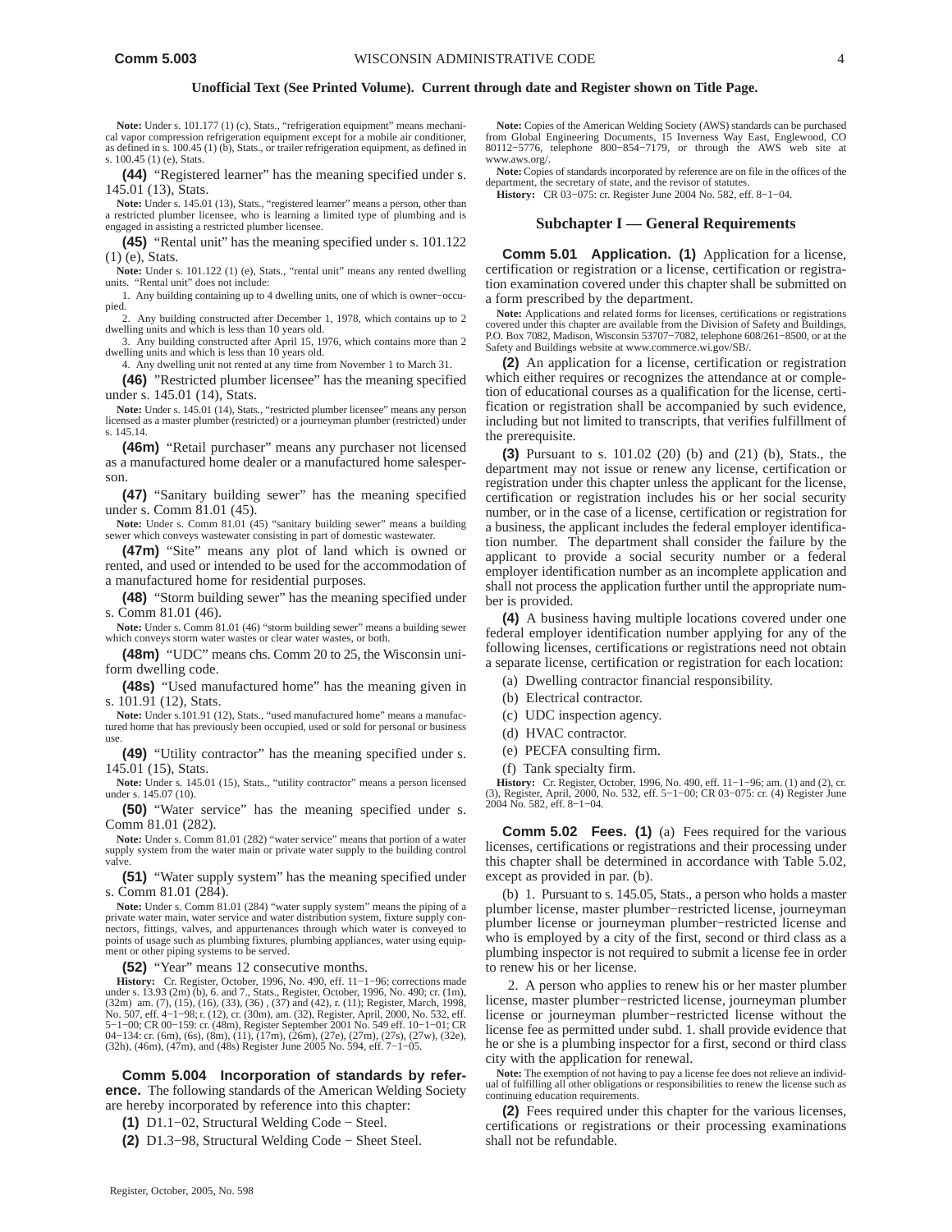**Note:** Under s. 101.177 (1) (c), Stats., "refrigeration equipment" means mechanical vapor compression refrigeration equipment except for a mobile air conditioner, as defined in s. 100.45 (1) (b), Stats., or trailer refrigeration equipment, as defined in s. 100.45 (1) (e), Stats.

**(44)** "Registered learner" has the meaning specified under s. 145.01 (13), Stats.

**Note:** Under s. 145.01 (13), Stats., "registered learner" means a person, other than a restricted plumber licensee, who is learning a limited type of plumbing and is engaged in assisting a restricted plumber licensee.

**(45)** "Rental unit" has the meaning specified under s. 101.122 (1) (e), Stats.

**Note:** Under s. 101.122 (1) (e), Stats., "rental unit" means any rented dwelling units. "Rental unit" does not include:

1. Any building containing up to 4 dwelling units, one of which is owner−occupied.

2. Any building constructed after December 1, 1978, which contains up to 2 dwelling units and which is less than 10 years old.

3. Any building constructed after April 15, 1976, which contains more than 2 dwelling units and which is less than 10 years old.

4. Any dwelling unit not rented at any time from November 1 to March 31.

**(46)** "Restricted plumber licensee" has the meaning specified under s. 145.01 (14), Stats.

**Note:** Under s. 145.01 (14), Stats., "restricted plumber licensee" means any person licensed as a master plumber (restricted) or a journeyman plumber (restricted) under s. 145.14.

**(46m)** "Retail purchaser" means any purchaser not licensed as a manufactured home dealer or a manufactured home salesperson.

**(47)** "Sanitary building sewer" has the meaning specified under s. Comm 81.01 (45).

**Note:** Under s. Comm 81.01 (45) "sanitary building sewer" means a building sewer which conveys wastewater consisting in part of domestic wastewater.

**(47m)** "Site" means any plot of land which is owned or rented, and used or intended to be used for the accommodation of a manufactured home for residential purposes.

**(48)** "Storm building sewer" has the meaning specified under s. Comm 81.01 (46).

**Note:** Under s. Comm 81.01 (46) "storm building sewer" means a building sewer which conveys storm water wastes or clear water wastes, or both.

**(48m)** "UDC" means chs. Comm 20 to 25, the Wisconsin uniform dwelling code.

**(48s)** "Used manufactured home" has the meaning given in s. 101.91 (12), Stats.

**Note:** Under s.101.91 (12), Stats., "used manufactured home" means a manufactured home that has previously been occupied, used or sold for personal or business use.

**(49)** "Utility contractor" has the meaning specified under s. 145.01 (15), Stats.

**Note:** Under s. 145.01 (15), Stats., "utility contractor" means a person licensed under s. 145.07 (10).

**(50)** "Water service" has the meaning specified under s. Comm 81.01 (282).

**Note:** Under s. Comm 81.01 (282) "water service" means that portion of a water supply system from the water main or private water supply to the building control valve.

**(51)** "Water supply system" has the meaning specified under s. Comm 81.01 (284).

**Note:** Under s. Comm 81.01 (284) "water supply system" means the piping of a private water main, water service and water distribution system, fixture supply connectors, fittings, valves, and appurtenances through which water is conveyed to points of usage such as plumbing fixtures, plumbing appliances, water using equipment or other piping systems to be served.

**(52)** "Year" means 12 consecutive months.

**History:** Cr. Register, October, 1996, No. 490, eff. 11−1−96; corrections made under s. 13.93 (2m) (b), 6. and 7., Stats., Register, October, 1996, No. 490; cr. (1m), (32m) am. (7), (15), (16), (33), (36) , (37) and (42), r. (11); Register, March, 1998, No. 507, eff. 4−1−98; r. (12), cr. (30m), am. (32), Register, April, 2000, No. 532, eff. 5−1−00; CR 00−159: cr. (48m), Register September 2001 No. 549 eff. 10−1−01; CR 04−134: cr. (6m), (6s), (8m), (11), (17m), (26m), (27e), (27m), (27s), (27w), (32e), (32h), (46m), (47m), and (48s) Register June 2005 No. 594, eff. 7−1−05.

**Comm 5.004 Incorporation of standards by reference.** The following standards of the American Welding Society are hereby incorporated by reference into this chapter:

**(1)** D1.1−02, Structural Welding Code − Steel.

**(2)** D1.3−98, Structural Welding Code − Sheet Steel.

**Note:** Copies of the American Welding Society (AWS) standards can be purchased from Global Engineering Documents, 15 Inverness Way East, Englewood, CO 80112−5776, telephone 800−854−7179, or through the AWS web site at www.aws.org/.

**Note:** Copies of standards incorporated by reference are on file in the offices of the department, the secretary of state, and the revisor of statutes.

**History:** CR 03−075: cr. Register June 2004 No. 582, eff. 8−1−04.

## Subchapter I — General Requirements

**Comm 5.01 Application. (1)** Application for a license, certification or registration or a license, certification or registration examination covered under this chapter shall be submitted on a form prescribed by the department.

**Note:** Applications and related forms for licenses, certifications or registrations covered under this chapter are available from the Division of Safety and Buildings, P.O. Box 7082, Madison, Wisconsin 53707−7082, telephone 608/261−8500, or at the Safety and Buildings website at www.commerce.wi.gov/SB/.

**(2)** An application for a license, certification or registration which either requires or recognizes the attendance at or completion of educational courses as a qualification for the license, certification or registration shall be accompanied by such evidence, including but not limited to transcripts, that verifies fulfillment of the prerequisite.

**(3)** Pursuant to s. 101.02 (20) (b) and (21) (b), Stats., the department may not issue or renew any license, certification or registration under this chapter unless the applicant for the license, certification or registration includes his or her social security number, or in the case of a license, certification or registration for a business, the applicant includes the federal employer identification number. The department shall consider the failure by the applicant to provide a social security number or a federal employer identification number as an incomplete application and shall not process the application further until the appropriate number is provided.

**(4)** A business having multiple locations covered under one federal employer identification number applying for any of the following licenses, certifications or registrations need not obtain a separate license, certification or registration for each location:

(a) Dwelling contractor financial responsibility.

(b) Electrical contractor.

(c) UDC inspection agency.

(d) HVAC contractor.

(e) PECFA consulting firm.

(f) Tank specialty firm.

**History:** Cr. Register, October, 1996, No. 490, eff. 11−1−96; am. (1) and (2), cr. (3), Register, April, 2000, No. 532, eff. 5−1−00; CR 03−075: cr. (4) Register June 2004 No. 582, eff. 8−1−04.

**Comm 5.02 Fees. (1)** (a) Fees required for the various licenses, certifications or registrations and their processing under this chapter shall be determined in accordance with Table 5.02, except as provided in par. (b).

(b) 1. Pursuant to s. 145.05, Stats., a person who holds a master plumber license, master plumber−restricted license, journeyman plumber license or journeyman plumber−restricted license and who is employed by a city of the first, second or third class as a plumbing inspector is not required to submit a license fee in order to renew his or her license.

2. A person who applies to renew his or her master plumber license, master plumber−restricted license, journeyman plumber license or journeyman plumber−restricted license without the license fee as permitted under subd. 1. shall provide evidence that he or she is a plumbing inspector for a first, second or third class city with the application for renewal.

**Note:** The exemption of not having to pay a license fee does not relieve an individual of fulfilling all other obligations or responsibilities to renew the license such as continuing education requirements.

**(2)** Fees required under this chapter for the various licenses, certifications or registrations or their processing examinations shall not be refundable.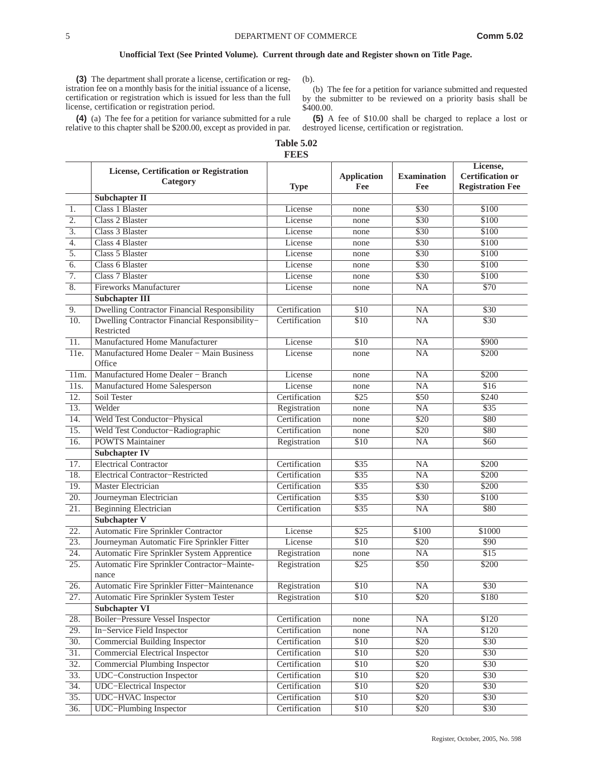**Unofficial Text (See Printed Volume). Current through date and Register shown on Title Page.**

**(3)** The department shall prorate a license, certification or registration fee on a monthly basis for the initial issuance of a license, certification or registration which is issued for less than the full license, certification or registration period.

**(4)** (a) The fee for a petition for variance submitted for a rule relative to this chapter shall be $200.00, except as provided in par. (b).

(b) The fee for a petition for variance submitted and requested by the submitter to be reviewed on a priority basis shall be $400.00.

**(5)** A fee of $10.00 shall be charged to replace a lost or destroyed license, certification or registration.

**Table 5.02**
**FEES**

| | License, Certification or Registration Category | Type | Application Fee | Examination Fee | License, Certification or Registration Fee |
|---|---|---|---|---|---|
| | **Subchapter II** | | | | |
| 1. | Class 1 Blaster | License | none | $30 | $100 |
| 2. | Class 2 Blaster | License | none | $30 | $100 |
| 3. | Class 3 Blaster | License | none | $30 | $100 |
| 4. | Class 4 Blaster | License | none | $30 | $100 |
| 5. | Class 5 Blaster | License | none | $30 | $100 |
| 6. | Class 6 Blaster | License | none | $30 | $100 |
| 7. | Class 7 Blaster | License | none | $30 | $100 |
| 8. | Fireworks Manufacturer | License | none | NA | $70 |
| | **Subchapter III** | | | | |
| 9. | Dwelling Contractor Financial Responsibility | Certification | $10 | NA | $30 |
| 10. | Dwelling Contractor Financial Responsibility−Restricted | Certification | $10 | NA | $30 |
| 11. | Manufactured Home Manufacturer | License | $10 | NA | $900 |
| 11e. | Manufactured Home Dealer − Main Business Office | License | none | NA | $200 |
| 11m. | Manufactured Home Dealer − Branch | License | none | NA | $200 |
| 11s. | Manufactured Home Salesperson | License | none | NA | $16 |
| 12. | Soil Tester | Certification | $25 | $50 | $240 |
| 13. | Welder | Registration | none | NA | $35 |
| 14. | Weld Test Conductor−Physical | Certification | none | $20 | $80 |
| 15. | Weld Test Conductor−Radiographic | Certification | none | $20 | $80 |
| 16. | POWTS Maintainer | Registration | $10 | NA | $60 |
| | **Subchapter IV** | | | | |
| 17. | Electrical Contractor | Certification | $35 | NA | $200 |
| 18. | Electrical Contractor−Restricted | Certification | $35 | NA | $200 |
| 19. | Master Electrician | Certification | $35 | $30 | $200 |
| 20. | Journeyman Electrician | Certification | $35 | $30 | $100 |
| 21. | Beginning Electrician | Certification | $35 | NA | $80 |
| | **Subchapter V** | | | | |
| 22. | Automatic Fire Sprinkler Contractor | License | $25 | $100 | $1000 |
| 23. | Journeyman Automatic Fire Sprinkler Fitter | License | $10 | $20 | $90 |
| 24. | Automatic Fire Sprinkler System Apprentice | Registration | none | NA | $15 |
| 25. | Automatic Fire Sprinkler Contractor−Maintenance | Registration | $25 | $50 | $200 |
| 26. | Automatic Fire Sprinkler Fitter−Maintenance | Registration | $10 | NA | $30 |
| 27. | Automatic Fire Sprinkler System Tester | Registration | $10 | $20 | $180 |
| | **Subchapter VI** | | | | |
| 28. | Boiler−Pressure Vessel Inspector | Certification | none | NA | $120 |
| 29. | In−Service Field Inspector | Certification | none | NA | $120 |
| 30. | Commercial Building Inspector | Certification | $10 | $20 | $30 |
| 31. | Commercial Electrical Inspector | Certification | $10 | $20 | $30 |
| 32. | Commercial Plumbing Inspector | Certification | $10 | $20 | $30 |
| 33. | UDC−Construction Inspector | Certification | $10 | $20 | $30 |
| 34. | UDC−Electrical Inspector | Certification | $10 | $20 | $30 |
| 35. | UDC−HVAC Inspector | Certification | $10 | $20 | $30 |
| 36. | UDC−Plumbing Inspector | Certification | $10 | $20 | $30 |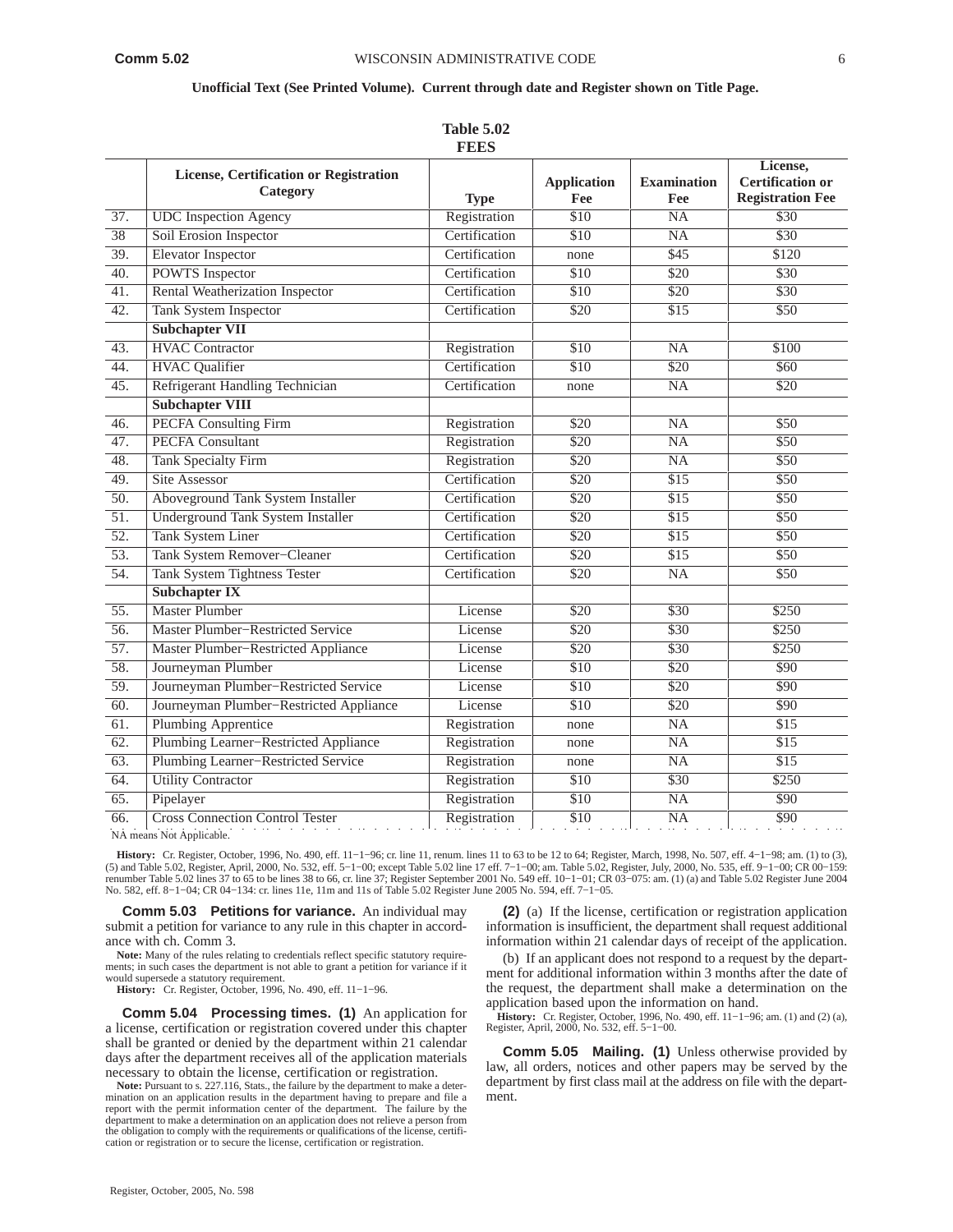**Unofficial Text (See Printed Volume). Current through date and Register shown on Title Page.**

**Table 5.02**
**FEES**

| | License, Certification or Registration Category | Type | Application Fee | Examination Fee | License, Certification or Registration Fee |
|---|---|---|---|---|---|
| 37. | UDC Inspection Agency | Registration | $10 | NA | $30 |
| 38 | Soil Erosion Inspector | Certification | $10 | NA | $30 |
| 39. | Elevator Inspector | Certification | none | $45 | $120 |
| 40. | POWTS Inspector | Certification | $10 | $20 | $30 |
| 41. | Rental Weatherization Inspector | Certification | $10 | $20 | $30 |
| 42. | Tank System Inspector | Certification | $20 | $15 | $50 |
| | **Subchapter VII** | | | | |
| 43. | HVAC Contractor | Registration | $10 | NA | $100 |
| 44. | HVAC Qualifier | Certification | $10 | $20 | $60 |
| 45. | Refrigerant Handling Technician | Certification | none | NA | $20 |
| | **Subchapter VIII** | | | | |
| 46. | PECFA Consulting Firm | Registration | $20 | NA | $50 |
| 47. | PECFA Consultant | Registration | $20 | NA | $50 |
| 48. | Tank Specialty Firm | Registration | $20 | NA | $50 |
| 49. | Site Assessor | Certification | $20 | $15 | $50 |
| 50. | Aboveground Tank System Installer | Certification | $20 | $15 | $50 |
| 51. | Underground Tank System Installer | Certification | $20 | $15 | $50 |
| 52. | Tank System Liner | Certification | $20 | $15 | $50 |
| 53. | Tank System Remover−Cleaner | Certification | $20 | $15 | $50 |
| 54. | Tank System Tightness Tester | Certification | $20 | NA | $50 |
| | **Subchapter IX** | | | | |
| 55. | Master Plumber | License | $20 | $30 | $250 |
| 56. | Master Plumber−Restricted Service | License | $20 | $30 | $250 |
| 57. | Master Plumber−Restricted Appliance | License | $20 | $30 | $250 |
| 58. | Journeyman Plumber | License | $10 | $20 | $90 |
| 59. | Journeyman Plumber−Restricted Service | License | $10 | $20 | $90 |
| 60. | Journeyman Plumber−Restricted Appliance | License | $10 | $20 | $90 |
| 61. | Plumbing Apprentice | Registration | none | NA | $15 |
| 62. | Plumbing Learner−Restricted Appliance | Registration | none | NA | $15 |
| 63. | Plumbing Learner−Restricted Service | Registration | none | NA | $15 |
| 64. | Utility Contractor | Registration | $10 | $30 | $250 |
| 65. | Pipelayer | Registration | $10 | NA | $90 |
| 66. | Cross Connection Control Tester | Registration | $10 | NA | $90 |

NA means Not Applicable.

**History:** Cr. Register, October, 1996, No. 490, eff. 11−1−96; cr. line 11, renum. lines 11 to 63 to be 12 to 64; Register, March, 1998, No. 507, eff. 4−1−98; am. (1) to (3), (5) and Table 5.02, Register, April, 2000, No. 532, eff. 5−1−00; except Table 5.02 line 17 eff. 7−1−00; am. Table 5.02, Register, July, 2000, No. 535, eff. 9−1−00; CR 00−159: renumber Table 5.02 lines 37 to 65 to be lines 38 to 66, cr. line 37; Register September 2001 No. 549 eff. 10−1−01; CR 03−075: am. (1) (a) and Table 5.02 Register June 2004 No. 582, eff. 8−1−04; CR 04−134: cr. lines 11e, 11m and 11s of Table 5.02 Register June 2005 No. 594, eff. 7−1−05.

**Comm 5.03 Petitions for variance.** An individual may submit a petition for variance to any rule in this chapter in accordance with ch. Comm 3.

**Note:** Many of the rules relating to credentials reflect specific statutory requirements; in such cases the department is not able to grant a petition for variance if it would supersede a statutory requirement.

**History:** Cr. Register, October, 1996, No. 490, eff. 11−1−96.

**Comm 5.04 Processing times. (1)** An application for a license, certification or registration covered under this chapter shall be granted or denied by the department within 21 calendar days after the department receives all of the application materials necessary to obtain the license, certification or registration.

**Note:** Pursuant to s. 227.116, Stats., the failure by the department to make a determination on an application results in the department having to prepare and file a report with the permit information center of the department. The failure by the department to make a determination on an application does not relieve a person from the obligation to comply with the requirements or qualifications of the license, certification or registration or to secure the license, certification or registration.

**(2)** (a) If the license, certification or registration application information is insufficient, the department shall request additional information within 21 calendar days of receipt of the application.

(b) If an applicant does not respond to a request by the department for additional information within 3 months after the date of the request, the department shall make a determination on the application based upon the information on hand.

**History:** Cr. Register, October, 1996, No. 490, eff. 11−1−96; am. (1) and (2) (a), Register, April, 2000, No. 532, eff. 5−1−00.

**Comm 5.05 Mailing. (1)** Unless otherwise provided by law, all orders, notices and other papers may be served by the department by first class mail at the address on file with the department.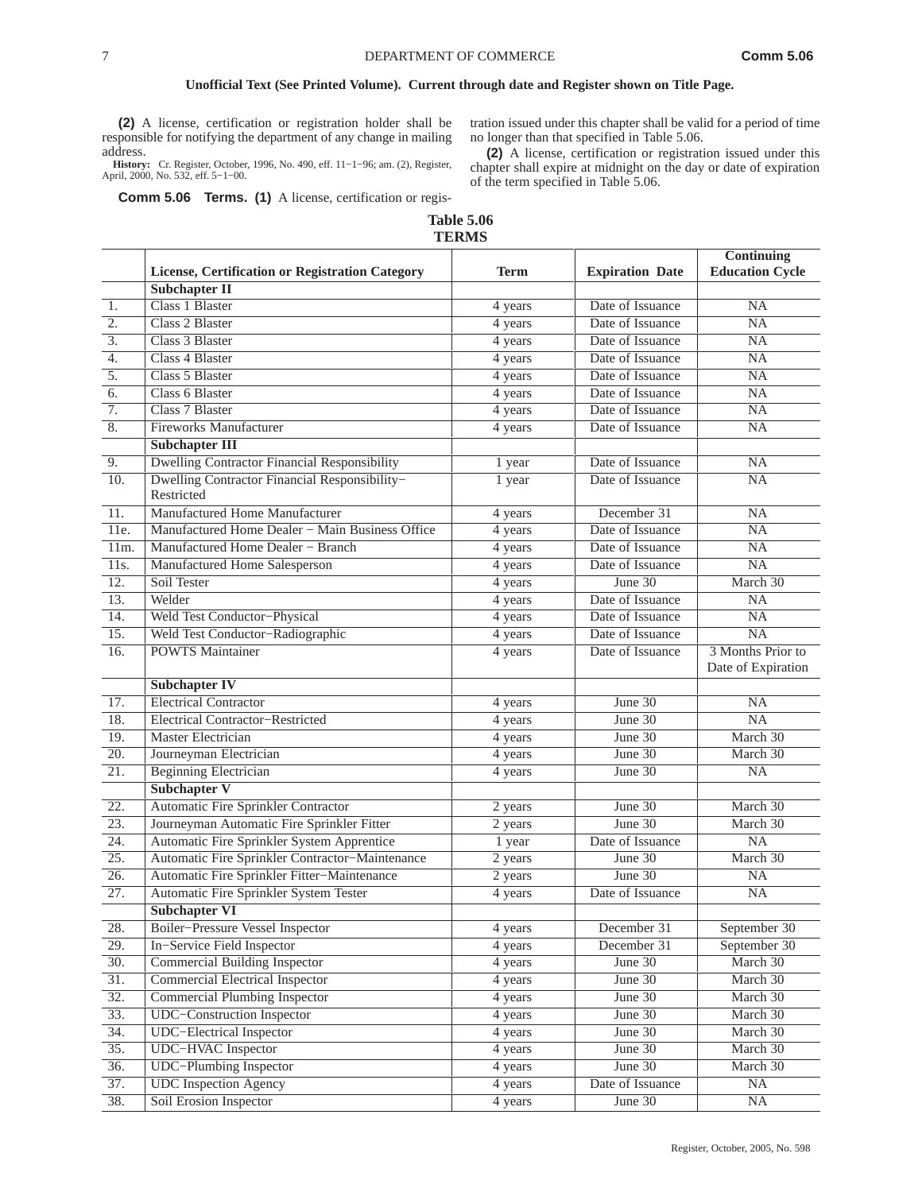**Unofficial Text (See Printed Volume). Current through date and Register shown on Title Page.**

**(2)** A license, certification or registration holder shall be responsible for notifying the department of any change in mailing address.

**History:** Cr. Register, October, 1996, No. 490, eff. 11−1−96; am. (2), Register, April, 2000, No. 532, eff. 5−1−00.

**Comm 5.06 Terms. (1)** A license, certification or registration issued under this chapter shall be valid for a period of time no longer than that specified in Table 5.06.

**(2)** A license, certification or registration issued under this chapter shall expire at midnight on the day or date of expiration of the term specified in Table 5.06.

**Table 5.06**
**TERMS**

| | License, Certification or Registration Category | Term | Expiration Date | Continuing Education Cycle |
|---|---|---|---|---|
| | **Subchapter II** | | | |
| 1. | Class 1 Blaster | 4 years | Date of Issuance | NA |
| 2. | Class 2 Blaster | 4 years | Date of Issuance | NA |
| 3. | Class 3 Blaster | 4 years | Date of Issuance | NA |
| 4. | Class 4 Blaster | 4 years | Date of Issuance | NA |
| 5. | Class 5 Blaster | 4 years | Date of Issuance | NA |
| 6. | Class 6 Blaster | 4 years | Date of Issuance | NA |
| 7. | Class 7 Blaster | 4 years | Date of Issuance | NA |
| 8. | Fireworks Manufacturer | 4 years | Date of Issuance | NA |
| | **Subchapter III** | | | |
| 9. | Dwelling Contractor Financial Responsibility | 1 year | Date of Issuance | NA |
| 10. | Dwelling Contractor Financial Responsibility−Restricted | 1 year | Date of Issuance | NA |
| 11. | Manufactured Home Manufacturer | 4 years | December 31 | NA |
| 11e. | Manufactured Home Dealer − Main Business Office | 4 years | Date of Issuance | NA |
| 11m. | Manufactured Home Dealer − Branch | 4 years | Date of Issuance | NA |
| 11s. | Manufactured Home Salesperson | 4 years | Date of Issuance | NA |
| 12. | Soil Tester | 4 years | June 30 | March 30 |
| 13. | Welder | 4 years | Date of Issuance | NA |
| 14. | Weld Test Conductor−Physical | 4 years | Date of Issuance | NA |
| 15. | Weld Test Conductor−Radiographic | 4 years | Date of Issuance | NA |
| 16. | POWTS Maintainer | 4 years | Date of Issuance | 3 Months Prior to Date of Expiration |
| | **Subchapter IV** | | | |
| 17. | Electrical Contractor | 4 years | June 30 | NA |
| 18. | Electrical Contractor−Restricted | 4 years | June 30 | NA |
| 19. | Master Electrician | 4 years | June 30 | March 30 |
| 20. | Journeyman Electrician | 4 years | June 30 | March 30 |
| 21. | Beginning Electrician | 4 years | June 30 | NA |
| | **Subchapter V** | | | |
| 22. | Automatic Fire Sprinkler Contractor | 2 years | June 30 | March 30 |
| 23. | Journeyman Automatic Fire Sprinkler Fitter | 2 years | June 30 | March 30 |
| 24. | Automatic Fire Sprinkler System Apprentice | 1 year | Date of Issuance | NA |
| 25. | Automatic Fire Sprinkler Contractor−Maintenance | 2 years | June 30 | March 30 |
| 26. | Automatic Fire Sprinkler Fitter−Maintenance | 2 years | June 30 | NA |
| 27. | Automatic Fire Sprinkler System Tester | 4 years | Date of Issuance | NA |
| | **Subchapter VI** | | | |
| 28. | Boiler−Pressure Vessel Inspector | 4 years | December 31 | September 30 |
| 29. | In−Service Field Inspector | 4 years | December 31 | September 30 |
| 30. | Commercial Building Inspector | 4 years | June 30 | March 30 |
| 31. | Commercial Electrical Inspector | 4 years | June 30 | March 30 |
| 32. | Commercial Plumbing Inspector | 4 years | June 30 | March 30 |
| 33. | UDC−Construction Inspector | 4 years | June 30 | March 30 |
| 34. | UDC−Electrical Inspector | 4 years | June 30 | March 30 |
| 35. | UDC−HVAC Inspector | 4 years | June 30 | March 30 |
| 36. | UDC−Plumbing Inspector | 4 years | June 30 | March 30 |
| 37. | UDC Inspection Agency | 4 years | Date of Issuance | NA |
| 38. | Soil Erosion Inspector | 4 years | June 30 | NA |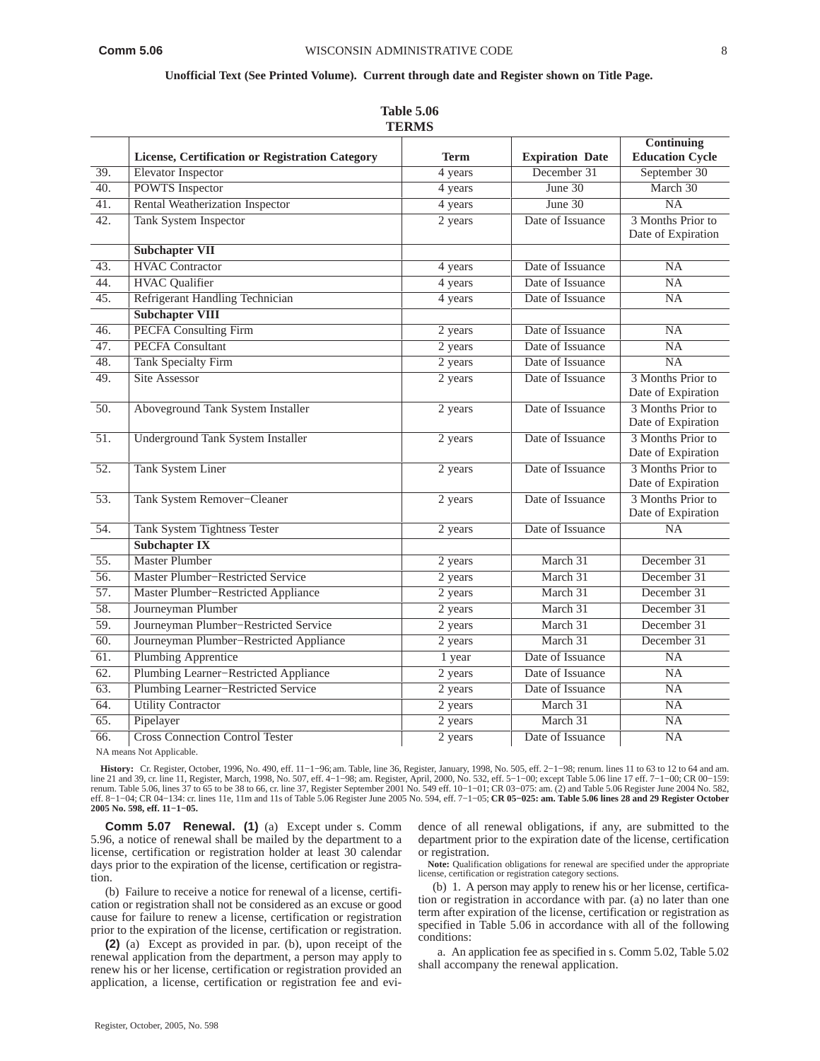Unofficial Text (See Printed Volume). Current through date and Register shown on Title Page.

**Table 5.06**
**TERMS**

| | License, Certification or Registration Category | Term | Expiration Date | Continuing Education Cycle |
|---|---|---|---|---|
| 39. | Elevator Inspector | 4 years | December 31 | September 30 |
| 40. | POWTS Inspector | 4 years | June 30 | March 30 |
| 41. | Rental Weatherization Inspector | 4 years | June 30 | NA |
| 42. | Tank System Inspector | 2 years | Date of Issuance | 3 Months Prior to Date of Expiration |
| | **Subchapter VII** | | | |
| 43. | HVAC Contractor | 4 years | Date of Issuance | NA |
| 44. | HVAC Qualifier | 4 years | Date of Issuance | NA |
| 45. | Refrigerant Handling Technician | 4 years | Date of Issuance | NA |
| | **Subchapter VIII** | | | |
| 46. | PECFA Consulting Firm | 2 years | Date of Issuance | NA |
| 47. | PECFA Consultant | 2 years | Date of Issuance | NA |
| 48. | Tank Specialty Firm | 2 years | Date of Issuance | NA |
| 49. | Site Assessor | 2 years | Date of Issuance | 3 Months Prior to Date of Expiration |
| 50. | Aboveground Tank System Installer | 2 years | Date of Issuance | 3 Months Prior to Date of Expiration |
| 51. | Underground Tank System Installer | 2 years | Date of Issuance | 3 Months Prior to Date of Expiration |
| 52. | Tank System Liner | 2 years | Date of Issuance | 3 Months Prior to Date of Expiration |
| 53. | Tank System Remover−Cleaner | 2 years | Date of Issuance | 3 Months Prior to Date of Expiration |
| 54. | Tank System Tightness Tester | 2 years | Date of Issuance | NA |
| | **Subchapter IX** | | | |
| 55. | Master Plumber | 2 years | March 31 | December 31 |
| 56. | Master Plumber−Restricted Service | 2 years | March 31 | December 31 |
| 57. | Master Plumber−Restricted Appliance | 2 years | March 31 | December 31 |
| 58. | Journeyman Plumber | 2 years | March 31 | December 31 |
| 59. | Journeyman Plumber−Restricted Service | 2 years | March 31 | December 31 |
| 60. | Journeyman Plumber−Restricted Appliance | 2 years | March 31 | December 31 |
| 61. | Plumbing Apprentice | 1 year | Date of Issuance | NA |
| 62. | Plumbing Learner−Restricted Appliance | 2 years | Date of Issuance | NA |
| 63. | Plumbing Learner−Restricted Service | 2 years | Date of Issuance | NA |
| 64. | Utility Contractor | 2 years | March 31 | NA |
| 65. | Pipelayer | 2 years | March 31 | NA |
| 66. | Cross Connection Control Tester | 2 years | Date of Issuance | NA |

NA means Not Applicable.

**History:** Cr. Register, October, 1996, No. 490, eff. 11−1−96; am. Table, line 36, Register, January, 1998, No. 505, eff. 2−1−98; renum. lines 11 to 63 to 12 to 64 and am. line 21 and 39, cr. line 11, Register, March, 1998, No. 507, eff. 4−1−98; am. Register, April, 2000, No. 532, eff. 5−1−00; except Table 5.06 line 17 eff. 7−1−00; CR 00−159: renum. Table 5.06, lines 37 to 65 to be 38 to 66, cr. line 37, Register September 2001 No. 549 eff. 10−1−01; CR 03−075: am. (2) and Table 5.06 Register June 2004 No. 582, eff. 8−1−04; CR 04−134: cr. lines 11e, 11m and 11s of Table 5.06 Register June 2005 No. 594, eff. 7−1−05; **CR 05−025: am. Table 5.06 lines 28 and 29 Register October 2005 No. 598, eff. 11−1−05.**

**Comm 5.07 Renewal. (1)** (a) Except under s. Comm 5.96, a notice of renewal shall be mailed by the department to a license, certification or registration holder at least 30 calendar days prior to the expiration of the license, certification or registration.

(b) Failure to receive a notice for renewal of a license, certification or registration shall not be considered as an excuse or good cause for failure to renew a license, certification or registration prior to the expiration of the license, certification or registration.

**(2)** (a) Except as provided in par. (b), upon receipt of the renewal application from the department, a person may apply to renew his or her license, certification or registration provided an application, a license, certification or registration fee and evidence of all renewal obligations, if any, are submitted to the department prior to the expiration date of the license, certification or registration.

**Note:** Qualification obligations for renewal are specified under the appropriate license, certification or registration category sections.

(b) 1. A person may apply to renew his or her license, certification or registration in accordance with par. (a) no later than one term after expiration of the license, certification or registration as specified in Table 5.06 in accordance with all of the following conditions:

a. An application fee as specified in s. Comm 5.02, Table 5.02 shall accompany the renewal application.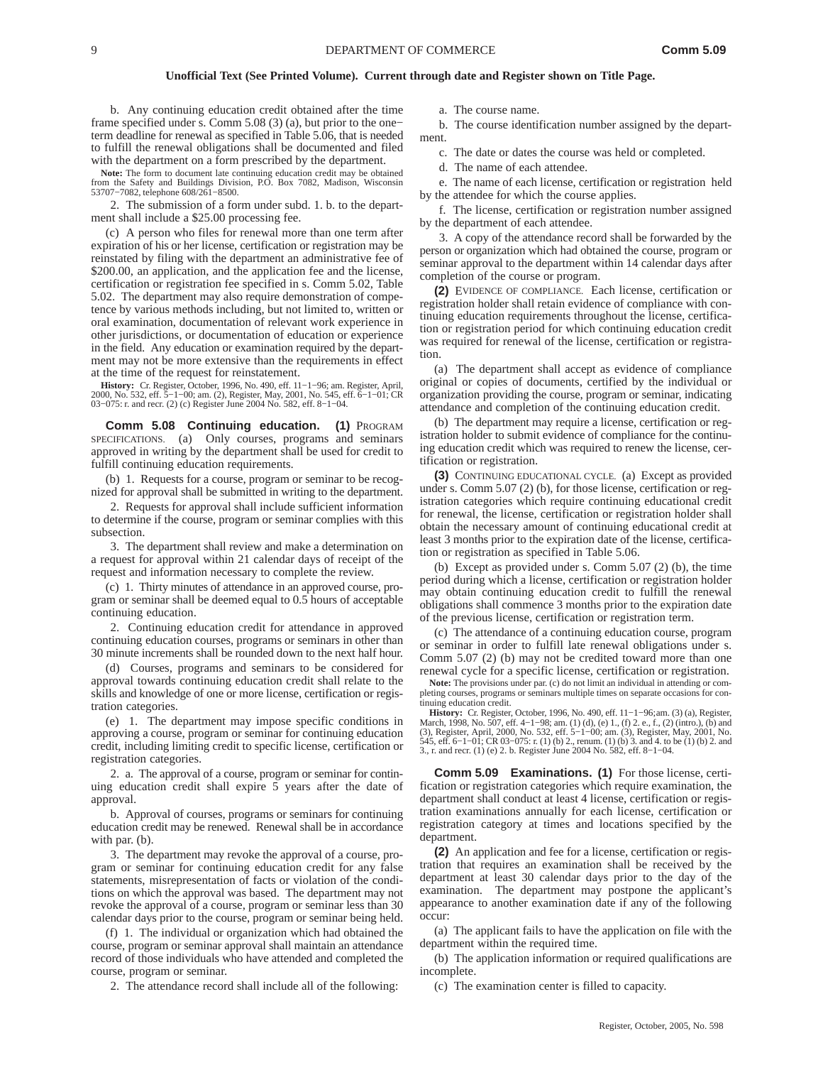**Unofficial Text (See Printed Volume). Current through date and Register shown on Title Page.**

b. Any continuing education credit obtained after the time frame specified under s. Comm 5.08 (3) (a), but prior to the one−term deadline for renewal as specified in Table 5.06, that is needed to fulfill the renewal obligations shall be documented and filed with the department on a form prescribed by the department.

**Note:** The form to document late continuing education credit may be obtained from the Safety and Buildings Division, P.O. Box 7082, Madison, Wisconsin 53707−7082, telephone 608/261−8500.

2. The submission of a form under subd. 1. b. to the department shall include a $25.00 processing fee.

(c) A person who files for renewal more than one term after expiration of his or her license, certification or registration may be reinstated by filing with the department an administrative fee of $200.00, an application, and the application fee and the license, certification or registration fee specified in s. Comm 5.02, Table 5.02. The department may also require demonstration of competence by various methods including, but not limited to, written or oral examination, documentation of relevant work experience in other jurisdictions, or documentation of education or experience in the field. Any education or examination required by the department may not be more extensive than the requirements in effect at the time of the request for reinstatement.

**History:** Cr. Register, October, 1996, No. 490, eff. 11−1−96; am. Register, April, 2000, No. 532, eff. 5−1−00; am. (2), Register, May, 2001, No. 545, eff. 6−1−01; CR 03−075: r. and recr. (2) (c) Register June 2004 No. 582, eff. 8−1−04.

**Comm 5.08 Continuing education. (1)** PROGRAM SPECIFICATIONS. (a) Only courses, programs and seminars approved in writing by the department shall be used for credit to fulfill continuing education requirements.

(b) 1. Requests for a course, program or seminar to be recognized for approval shall be submitted in writing to the department.

2. Requests for approval shall include sufficient information to determine if the course, program or seminar complies with this subsection.

3. The department shall review and make a determination on a request for approval within 21 calendar days of receipt of the request and information necessary to complete the review.

(c) 1. Thirty minutes of attendance in an approved course, program or seminar shall be deemed equal to 0.5 hours of acceptable continuing education.

2. Continuing education credit for attendance in approved continuing education courses, programs or seminars in other than 30 minute increments shall be rounded down to the next half hour.

(d) Courses, programs and seminars to be considered for approval towards continuing education credit shall relate to the skills and knowledge of one or more license, certification or registration categories.

(e) 1. The department may impose specific conditions in approving a course, program or seminar for continuing education credit, including limiting credit to specific license, certification or registration categories.

2. a. The approval of a course, program or seminar for continuing education credit shall expire 5 years after the date of approval.

b. Approval of courses, programs or seminars for continuing education credit may be renewed. Renewal shall be in accordance with par. (b).

3. The department may revoke the approval of a course, program or seminar for continuing education credit for any false statements, misrepresentation of facts or violation of the conditions on which the approval was based. The department may not revoke the approval of a course, program or seminar less than 30 calendar days prior to the course, program or seminar being held.

(f) 1. The individual or organization which had obtained the course, program or seminar approval shall maintain an attendance record of those individuals who have attended and completed the course, program or seminar.

2. The attendance record shall include all of the following:

a. The course name.

b. The course identification number assigned by the department.

c. The date or dates the course was held or completed.

d. The name of each attendee.

e. The name of each license, certification or registration held by the attendee for which the course applies.

f. The license, certification or registration number assigned by the department of each attendee.

3. A copy of the attendance record shall be forwarded by the person or organization which had obtained the course, program or seminar approval to the department within 14 calendar days after completion of the course or program.

**(2)** EVIDENCE OF COMPLIANCE. Each license, certification or registration holder shall retain evidence of compliance with continuing education requirements throughout the license, certification or registration period for which continuing education credit was required for renewal of the license, certification or registration.

(a) The department shall accept as evidence of compliance original or copies of documents, certified by the individual or organization providing the course, program or seminar, indicating attendance and completion of the continuing education credit.

(b) The department may require a license, certification or registration holder to submit evidence of compliance for the continuing education credit which was required to renew the license, certification or registration.

**(3)** CONTINUING EDUCATIONAL CYCLE. (a) Except as provided under s. Comm 5.07 (2) (b), for those license, certification or registration categories which require continuing educational credit for renewal, the license, certification or registration holder shall obtain the necessary amount of continuing educational credit at least 3 months prior to the expiration date of the license, certification or registration as specified in Table 5.06.

(b) Except as provided under s. Comm 5.07 (2) (b), the time period during which a license, certification or registration holder may obtain continuing education credit to fulfill the renewal obligations shall commence 3 months prior to the expiration date of the previous license, certification or registration term.

(c) The attendance of a continuing education course, program or seminar in order to fulfill late renewal obligations under s. Comm 5.07 (2) (b) may not be credited toward more than one renewal cycle for a specific license, certification or registration.

**Note:** The provisions under par. (c) do not limit an individual in attending or completing courses, programs or seminars multiple times on separate occasions for continuing education credit.

**History:** Cr. Register, October, 1996, No. 490, eff. 11−1−96;am. (3) (a), Register, March, 1998, No. 507, eff. 4−1−98; am. (1) (d), (e) 1., (f) 2. e., f., (2) (intro.), (b) and (3), Register, April, 2000, No. 532, eff. 5−1−00; am. (3), Register, May, 2001, No. 545, eff. 6−1−01; CR 03−075: r. (1) (b) 2., renum. (1) (b) 3. and 4. to be (1) (b) 2. and 3., r. and recr. (1) (e) 2. b. Register June 2004 No. 582, eff. 8−1−04.

**Comm 5.09 Examinations. (1)** For those license, certification or registration categories which require examination, the department shall conduct at least 4 license, certification or registration examinations annually for each license, certification or registration category at times and locations specified by the department.

**(2)** An application and fee for a license, certification or registration that requires an examination shall be received by the department at least 30 calendar days prior to the day of the examination. The department may postpone the applicant's appearance to another examination date if any of the following occur:

(a) The applicant fails to have the application on file with the department within the required time.

(b) The application information or required qualifications are incomplete.

(c) The examination center is filled to capacity.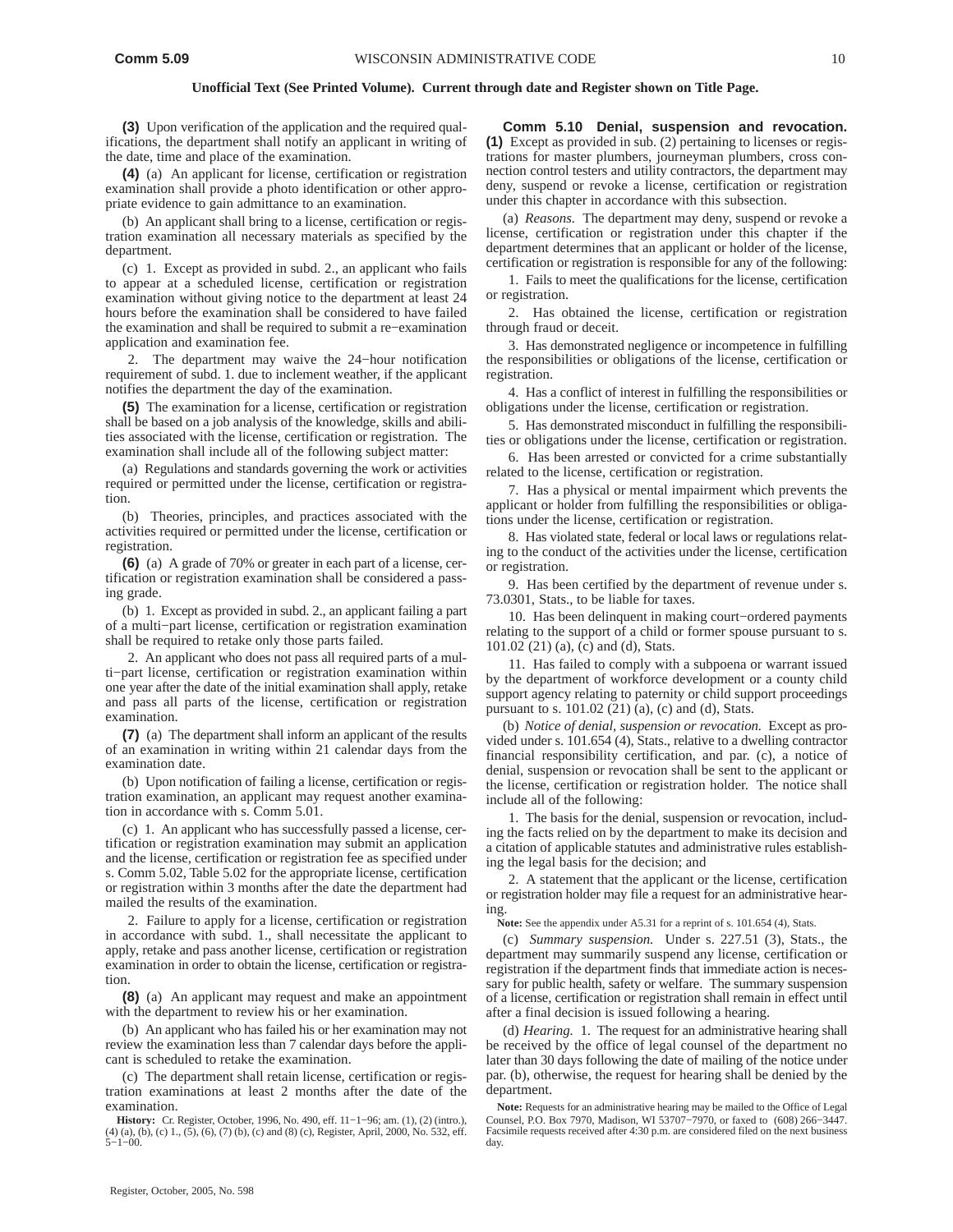**(3)** Upon verification of the application and the required qualifications, the department shall notify an applicant in writing of the date, time and place of the examination.

**(4)** (a) An applicant for license, certification or registration examination shall provide a photo identification or other appropriate evidence to gain admittance to an examination.

(b) An applicant shall bring to a license, certification or registration examination all necessary materials as specified by the department.

(c) 1. Except as provided in subd. 2., an applicant who fails to appear at a scheduled license, certification or registration examination without giving notice to the department at least 24 hours before the examination shall be considered to have failed the examination and shall be required to submit a re−examination application and examination fee.

2. The department may waive the 24−hour notification requirement of subd. 1. due to inclement weather, if the applicant notifies the department the day of the examination.

**(5)** The examination for a license, certification or registration shall be based on a job analysis of the knowledge, skills and abilities associated with the license, certification or registration. The examination shall include all of the following subject matter:

(a) Regulations and standards governing the work or activities required or permitted under the license, certification or registration.

(b) Theories, principles, and practices associated with the activities required or permitted under the license, certification or registration.

**(6)** (a) A grade of 70% or greater in each part of a license, certification or registration examination shall be considered a passing grade.

(b) 1. Except as provided in subd. 2., an applicant failing a part of a multi−part license, certification or registration examination shall be required to retake only those parts failed.

2. An applicant who does not pass all required parts of a multi−part license, certification or registration examination within one year after the date of the initial examination shall apply, retake and pass all parts of the license, certification or registration examination.

**(7)** (a) The department shall inform an applicant of the results of an examination in writing within 21 calendar days from the examination date.

(b) Upon notification of failing a license, certification or registration examination, an applicant may request another examination in accordance with s. Comm 5.01.

(c) 1. An applicant who has successfully passed a license, certification or registration examination may submit an application and the license, certification or registration fee as specified under s. Comm 5.02, Table 5.02 for the appropriate license, certification or registration within 3 months after the date the department had mailed the results of the examination.

2. Failure to apply for a license, certification or registration in accordance with subd. 1., shall necessitate the applicant to apply, retake and pass another license, certification or registration examination in order to obtain the license, certification or registration.

**(8)** (a) An applicant may request and make an appointment with the department to review his or her examination.

(b) An applicant who has failed his or her examination may not review the examination less than 7 calendar days before the applicant is scheduled to retake the examination.

(c) The department shall retain license, certification or registration examinations at least 2 months after the date of the examination.

**History:** Cr. Register, October, 1996, No. 490, eff. 11−1−96; am. (1), (2) (intro.), (4) (a), (b), (c) 1., (5), (6), (7) (b), (c) and (8) (c), Register, April, 2000, No. 532, eff. 5−1−00.

**Comm 5.10 Denial, suspension and revocation.** **(1)** Except as provided in sub. (2) pertaining to licenses or registrations for master plumbers, journeyman plumbers, cross connection control testers and utility contractors, the department may deny, suspend or revoke a license, certification or registration under this chapter in accordance with this subsection.

(a) *Reasons.* The department may deny, suspend or revoke a license, certification or registration under this chapter if the department determines that an applicant or holder of the license, certification or registration is responsible for any of the following:

1. Fails to meet the qualifications for the license, certification or registration.

2. Has obtained the license, certification or registration through fraud or deceit.

3. Has demonstrated negligence or incompetence in fulfilling the responsibilities or obligations of the license, certification or registration.

4. Has a conflict of interest in fulfilling the responsibilities or obligations under the license, certification or registration.

5. Has demonstrated misconduct in fulfilling the responsibilities or obligations under the license, certification or registration.

6. Has been arrested or convicted for a crime substantially related to the license, certification or registration.

7. Has a physical or mental impairment which prevents the applicant or holder from fulfilling the responsibilities or obligations under the license, certification or registration.

8. Has violated state, federal or local laws or regulations relating to the conduct of the activities under the license, certification or registration.

9. Has been certified by the department of revenue under s. 73.0301, Stats., to be liable for taxes.

10. Has been delinquent in making court−ordered payments relating to the support of a child or former spouse pursuant to s. 101.02 (21) (a), (c) and (d), Stats.

11. Has failed to comply with a subpoena or warrant issued by the department of workforce development or a county child support agency relating to paternity or child support proceedings pursuant to s. 101.02 (21) (a), (c) and (d), Stats.

(b) *Notice of denial, suspension or revocation.* Except as provided under s. 101.654 (4), Stats., relative to a dwelling contractor financial responsibility certification, and par. (c), a notice of denial, suspension or revocation shall be sent to the applicant or the license, certification or registration holder. The notice shall include all of the following:

1. The basis for the denial, suspension or revocation, including the facts relied on by the department to make its decision and a citation of applicable statutes and administrative rules establishing the legal basis for the decision; and

2. A statement that the applicant or the license, certification or registration holder may file a request for an administrative hearing.

**Note:** See the appendix under A5.31 for a reprint of s. 101.654 (4), Stats.

(c) *Summary suspension.* Under s. 227.51 (3), Stats., the department may summarily suspend any license, certification or registration if the department finds that immediate action is necessary for public health, safety or welfare. The summary suspension of a license, certification or registration shall remain in effect until after a final decision is issued following a hearing.

(d) *Hearing.* 1. The request for an administrative hearing shall be received by the office of legal counsel of the department no later than 30 days following the date of mailing of the notice under par. (b), otherwise, the request for hearing shall be denied by the department.

**Note:** Requests for an administrative hearing may be mailed to the Office of Legal Counsel, P.O. Box 7970, Madison, WI 53707−7970, or faxed to (608) 266−3447. Facsimile requests received after 4:30 p.m. are considered filed on the next business day.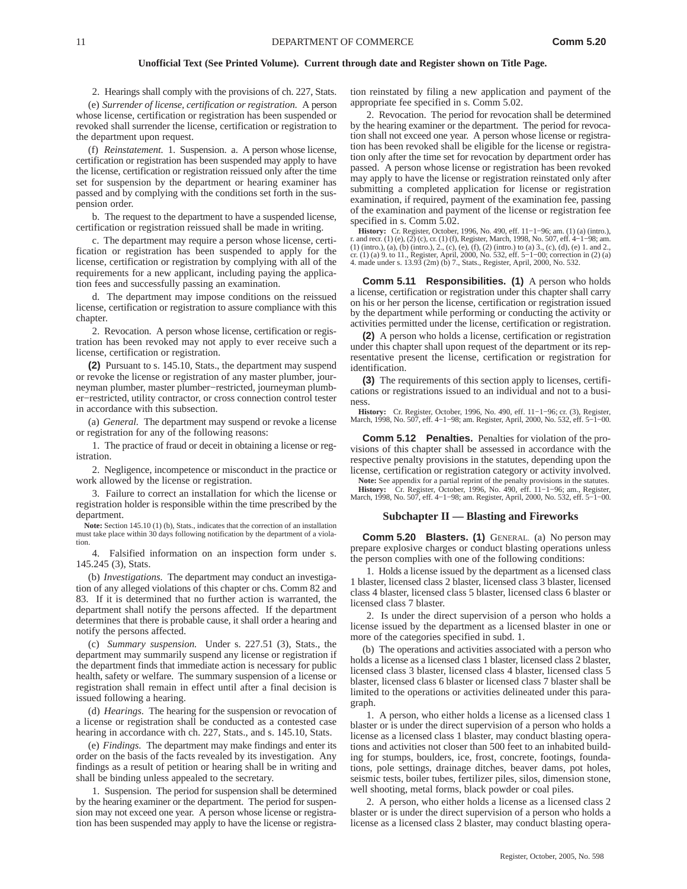**Unofficial Text (See Printed Volume). Current through date and Register shown on Title Page.**

2. Hearings shall comply with the provisions of ch. 227, Stats.

(e) *Surrender of license, certification or registration.* A person whose license, certification or registration has been suspended or revoked shall surrender the license, certification or registration to the department upon request.

(f) *Reinstatement.* 1. Suspension. a. A person whose license, certification or registration has been suspended may apply to have the license, certification or registration reissued only after the time set for suspension by the department or hearing examiner has passed and by complying with the conditions set forth in the suspension order.

b. The request to the department to have a suspended license, certification or registration reissued shall be made in writing.

c. The department may require a person whose license, certification or registration has been suspended to apply for the license, certification or registration by complying with all of the requirements for a new applicant, including paying the application fees and successfully passing an examination.

d. The department may impose conditions on the reissued license, certification or registration to assure compliance with this chapter.

2. Revocation. A person whose license, certification or registration has been revoked may not apply to ever receive such a license, certification or registration.

**(2)** Pursuant to s. 145.10, Stats., the department may suspend or revoke the license or registration of any master plumber, journeyman plumber, master plumber−restricted, journeyman plumber−restricted, utility contractor, or cross connection control tester in accordance with this subsection.

(a) *General.* The department may suspend or revoke a license or registration for any of the following reasons:

1. The practice of fraud or deceit in obtaining a license or registration.

2. Negligence, incompetence or misconduct in the practice or work allowed by the license or registration.

3. Failure to correct an installation for which the license or registration holder is responsible within the time prescribed by the department.

**Note:** Section 145.10 (1) (b), Stats., indicates that the correction of an installation must take place within 30 days following notification by the department of a violation.

4. Falsified information on an inspection form under s. 145.245 (3), Stats.

(b) *Investigations.* The department may conduct an investigation of any alleged violations of this chapter or chs. Comm 82 and 83. If it is determined that no further action is warranted, the department shall notify the persons affected. If the department determines that there is probable cause, it shall order a hearing and notify the persons affected.

(c) *Summary suspension.* Under s. 227.51 (3), Stats., the department may summarily suspend any license or registration if the department finds that immediate action is necessary for public health, safety or welfare. The summary suspension of a license or registration shall remain in effect until after a final decision is issued following a hearing.

(d) *Hearings.* The hearing for the suspension or revocation of a license or registration shall be conducted as a contested case hearing in accordance with ch. 227, Stats., and s. 145.10, Stats.

(e) *Findings.* The department may make findings and enter its order on the basis of the facts revealed by its investigation. Any findings as a result of petition or hearing shall be in writing and shall be binding unless appealed to the secretary.

1. Suspension. The period for suspension shall be determined by the hearing examiner or the department. The period for suspension may not exceed one year. A person whose license or registration has been suspended may apply to have the license or registration reinstated by filing a new application and payment of the appropriate fee specified in s. Comm 5.02.

2. Revocation. The period for revocation shall be determined by the hearing examiner or the department. The period for revocation shall not exceed one year. A person whose license or registration has been revoked shall be eligible for the license or registration only after the time set for revocation by department order has passed. A person whose license or registration has been revoked may apply to have the license or registration reinstated only after submitting a completed application for license or registration examination, if required, payment of the examination fee, passing of the examination and payment of the license or registration fee specified in s. Comm 5.02.

**History:** Cr. Register, October, 1996, No. 490, eff. 11−1−96; am. (1) (a) (intro.), r. and recr. (1) (e), (2) (c), cr. (1) (f), Register, March, 1998, No. 507, eff. 4−1−98; am. (1) (intro.), (a), (b) (intro.), 2., (c), (e), (f), (2) (intro.) to (a) 3., (c), (d), (e) 1. and 2., cr. (1) (a) 9. to 11., Register, April, 2000, No. 532, eff. 5−1−00; correction in (2) (a) 4. made under s. 13.93 (2m) (b) 7., Stats., Register, April, 2000, No. 532.

**Comm 5.11 Responsibilities. (1)** A person who holds a license, certification or registration under this chapter shall carry on his or her person the license, certification or registration issued by the department while performing or conducting the activity or activities permitted under the license, certification or registration.

**(2)** A person who holds a license, certification or registration under this chapter shall upon request of the department or its representative present the license, certification or registration for identification.

**(3)** The requirements of this section apply to licenses, certifications or registrations issued to an individual and not to a business.

**History:** Cr. Register, October, 1996, No. 490, eff. 11−1−96; cr. (3), Register, March, 1998, No. 507, eff. 4−1−98; am. Register, April, 2000, No. 532, eff. 5−1−00.

**Comm 5.12 Penalties.** Penalties for violation of the provisions of this chapter shall be assessed in accordance with the respective penalty provisions in the statutes, depending upon the license, certification or registration category or activity involved.

**Note:** See appendix for a partial reprint of the penalty provisions in the statutes.

**History:** Cr. Register, October, 1996, No. 490, eff. 11−1−96; am., Register, March, 1998, No. 507, eff. 4−1−98; am. Register, April, 2000, No. 532, eff. 5−1−00.

## Subchapter II — Blasting and Fireworks

**Comm 5.20 Blasters. (1)** GENERAL. (a) No person may prepare explosive charges or conduct blasting operations unless the person complies with one of the following conditions:

1. Holds a license issued by the department as a licensed class 1 blaster, licensed class 2 blaster, licensed class 3 blaster, licensed class 4 blaster, licensed class 5 blaster, licensed class 6 blaster or licensed class 7 blaster.

2. Is under the direct supervision of a person who holds a license issued by the department as a licensed blaster in one or more of the categories specified in subd. 1.

(b) The operations and activities associated with a person who holds a license as a licensed class 1 blaster, licensed class 2 blaster, licensed class 3 blaster, licensed class 4 blaster, licensed class 5 blaster, licensed class 6 blaster or licensed class 7 blaster shall be limited to the operations or activities delineated under this paragraph.

1. A person, who either holds a license as a licensed class 1 blaster or is under the direct supervision of a person who holds a license as a licensed class 1 blaster, may conduct blasting operations and activities not closer than 500 feet to an inhabited building for stumps, boulders, ice, frost, concrete, footings, foundations, pole settings, drainage ditches, beaver dams, pot holes, seismic tests, boiler tubes, fertilizer piles, silos, dimension stone, well shooting, metal forms, black powder or coal piles.

2. A person, who either holds a license as a licensed class 2 blaster or is under the direct supervision of a person who holds a license as a licensed class 2 blaster, may conduct blasting opera-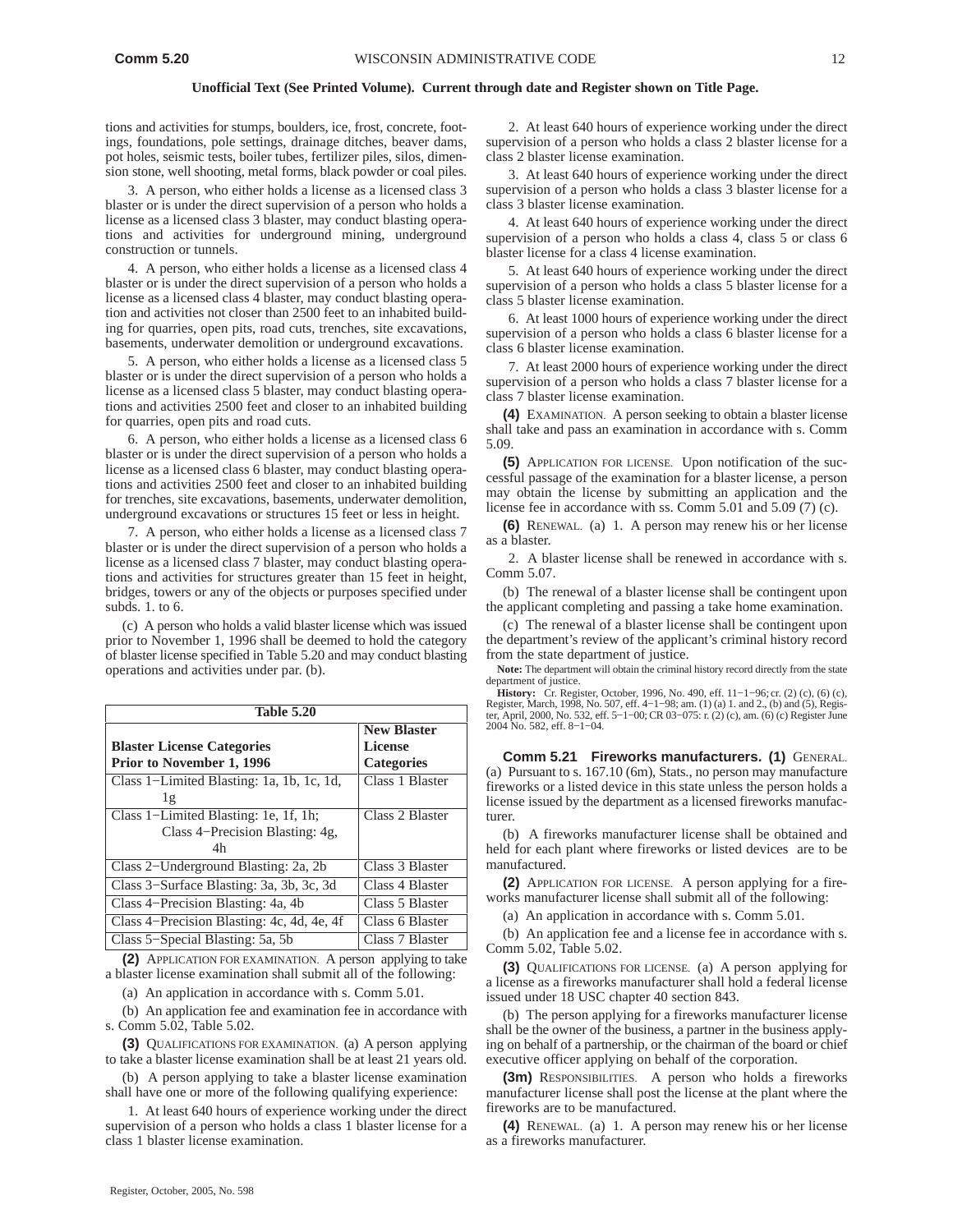tions and activities for stumps, boulders, ice, frost, concrete, footings, foundations, pole settings, drainage ditches, beaver dams, pot holes, seismic tests, boiler tubes, fertilizer piles, silos, dimension stone, well shooting, metal forms, black powder or coal piles.

3. A person, who either holds a license as a licensed class 3 blaster or is under the direct supervision of a person who holds a license as a licensed class 3 blaster, may conduct blasting operations and activities for underground mining, underground construction or tunnels.

4. A person, who either holds a license as a licensed class 4 blaster or is under the direct supervision of a person who holds a license as a licensed class 4 blaster, may conduct blasting operation and activities not closer than 2500 feet to an inhabited building for quarries, open pits, road cuts, trenches, site excavations, basements, underwater demolition or underground excavations.

5. A person, who either holds a license as a licensed class 5 blaster or is under the direct supervision of a person who holds a license as a licensed class 5 blaster, may conduct blasting operations and activities 2500 feet and closer to an inhabited building for quarries, open pits and road cuts.

6. A person, who either holds a license as a licensed class 6 blaster or is under the direct supervision of a person who holds a license as a licensed class 6 blaster, may conduct blasting operations and activities 2500 feet and closer to an inhabited building for trenches, site excavations, basements, underwater demolition, underground excavations or structures 15 feet or less in height.

7. A person, who either holds a license as a licensed class 7 blaster or is under the direct supervision of a person who holds a license as a licensed class 7 blaster, may conduct blasting operations and activities for structures greater than 15 feet in height, bridges, towers or any of the objects or purposes specified under subds. 1. to 6.

(c) A person who holds a valid blaster license which was issued prior to November 1, 1996 shall be deemed to hold the category of blaster license specified in Table 5.20 and may conduct blasting operations and activities under par. (b).

**Table 5.20**

| Blaster License Categories Prior to November 1, 1996 | New Blaster License Categories |
|---|---|
| Class 1–Limited Blasting: 1a, 1b, 1c, 1d, 1g | Class 1 Blaster |
| Class 1–Limited Blasting: 1e, 1f, 1h; Class 4–Precision Blasting: 4g, 4h | Class 2 Blaster |
| Class 2–Underground Blasting: 2a, 2b | Class 3 Blaster |
| Class 3–Surface Blasting: 3a, 3b, 3c, 3d | Class 4 Blaster |
| Class 4–Precision Blasting: 4a, 4b | Class 5 Blaster |
| Class 4–Precision Blasting: 4c, 4d, 4e, 4f | Class 6 Blaster |
| Class 5–Special Blasting: 5a, 5b | Class 7 Blaster |

**(2)** APPLICATION FOR EXAMINATION. A person applying to take a blaster license examination shall submit all of the following:

(a) An application in accordance with s. Comm 5.01.

(b) An application fee and examination fee in accordance with s. Comm 5.02, Table 5.02.

**(3)** QUALIFICATIONS FOR EXAMINATION. (a) A person applying to take a blaster license examination shall be at least 21 years old.

(b) A person applying to take a blaster license examination shall have one or more of the following qualifying experience:

1. At least 640 hours of experience working under the direct supervision of a person who holds a class 1 blaster license for a class 1 blaster license examination.

2. At least 640 hours of experience working under the direct supervision of a person who holds a class 2 blaster license for a class 2 blaster license examination.

3. At least 640 hours of experience working under the direct supervision of a person who holds a class 3 blaster license for a class 3 blaster license examination.

4. At least 640 hours of experience working under the direct supervision of a person who holds a class 4, class 5 or class 6 blaster license for a class 4 license examination.

5. At least 640 hours of experience working under the direct supervision of a person who holds a class 5 blaster license for a class 5 blaster license examination.

6. At least 1000 hours of experience working under the direct supervision of a person who holds a class 6 blaster license for a class 6 blaster license examination.

7. At least 2000 hours of experience working under the direct supervision of a person who holds a class 7 blaster license for a class 7 blaster license examination.

**(4)** EXAMINATION. A person seeking to obtain a blaster license shall take and pass an examination in accordance with s. Comm 5.09.

**(5)** APPLICATION FOR LICENSE. Upon notification of the successful passage of the examination for a blaster license, a person may obtain the license by submitting an application and the license fee in accordance with ss. Comm 5.01 and 5.09 (7) (c).

**(6)** RENEWAL. (a) 1. A person may renew his or her license as a blaster.

2. A blaster license shall be renewed in accordance with s. Comm 5.07.

(b) The renewal of a blaster license shall be contingent upon the applicant completing and passing a take home examination.

(c) The renewal of a blaster license shall be contingent upon the department's review of the applicant's criminal history record from the state department of justice.

**Note:** The department will obtain the criminal history record directly from the state department of justice.

**History:** Cr. Register, October, 1996, No. 490, eff. 11–1–96; cr. (2) (c), (6) (c), Register, March, 1998, No. 507, eff. 4–1–98; am. (1) (a) 1. and 2., (b) and (5), Register, April, 2000, No. 532, eff. 5–1–00; CR 03–075: r. (2) (c), am. (6) (c) Register June 2004 No. 582, eff. 8–1–04.

**Comm 5.21 Fireworks manufacturers. (1)** GENERAL. (a) Pursuant to s. 167.10 (6m), Stats., no person may manufacture fireworks or a listed device in this state unless the person holds a license issued by the department as a licensed fireworks manufacturer.

(b) A fireworks manufacturer license shall be obtained and held for each plant where fireworks or listed devices are to be manufactured.

**(2)** APPLICATION FOR LICENSE. A person applying for a fireworks manufacturer license shall submit all of the following:

(a) An application in accordance with s. Comm 5.01.

(b) An application fee and a license fee in accordance with s. Comm 5.02, Table 5.02.

**(3)** QUALIFICATIONS FOR LICENSE. (a) A person applying for a license as a fireworks manufacturer shall hold a federal license issued under 18 USC chapter 40 section 843.

(b) The person applying for a fireworks manufacturer license shall be the owner of the business, a partner in the business applying on behalf of a partnership, or the chairman of the board or chief executive officer applying on behalf of the corporation.

**(3m)** RESPONSIBILITIES. A person who holds a fireworks manufacturer license shall post the license at the plant where the fireworks are to be manufactured.

**(4)** RENEWAL. (a) 1. A person may renew his or her license as a fireworks manufacturer.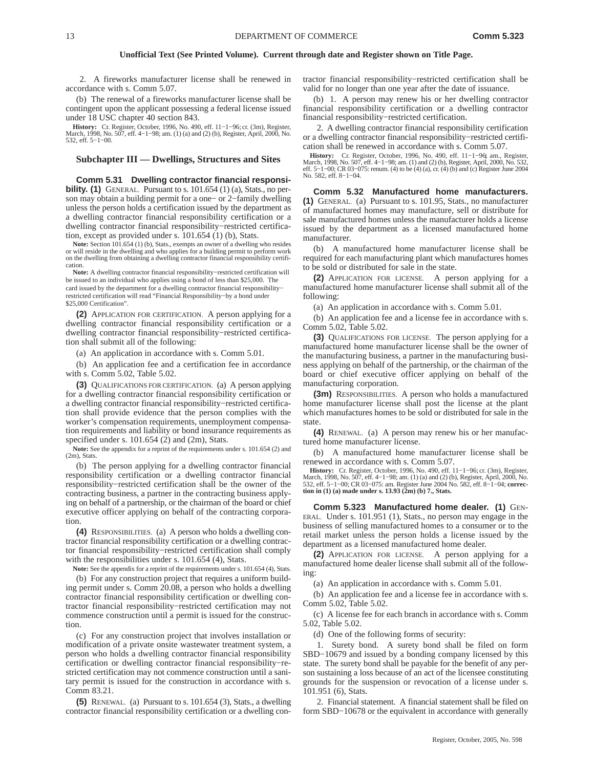**Unofficial Text (See Printed Volume). Current through date and Register shown on Title Page.**

2. A fireworks manufacturer license shall be renewed in accordance with s. Comm 5.07.

(b) The renewal of a fireworks manufacturer license shall be contingent upon the applicant possessing a federal license issued under 18 USC chapter 40 section 843.

**History:** Cr. Register, October, 1996, No. 490, eff. 11−1−96; cr. (3m), Register, March, 1998, No. 507, eff. 4−1−98; am. (1) (a) and (2) (b), Register, April, 2000, No. 532, eff. 5−1−00.

## Subchapter III — Dwellings, Structures and Sites

**Comm 5.31 Dwelling contractor financial responsibility. (1)** GENERAL. Pursuant to s. 101.654 (1) (a), Stats., no person may obtain a building permit for a one− or 2−family dwelling unless the person holds a certification issued by the department as a dwelling contractor financial responsibility certification or a dwelling contractor financial responsibility−restricted certification, except as provided under s. 101.654 (1) (b), Stats.

**Note:** Section 101.654 (1) (b), Stats., exempts an owner of a dwelling who resides or will reside in the dwelling and who applies for a building permit to perform work on the dwelling from obtaining a dwelling contractor financial responsibility certification.

**Note:** A dwelling contractor financial responsibility−restricted certification will be issued to an individual who applies using a bond of less than $25,000. The card issued by the department for a dwelling contractor financial responsibility−restricted certification will read "Financial Responsibility−by a bond under $25,000 Certification".

**(2)** APPLICATION FOR CERTIFICATION. A person applying for a dwelling contractor financial responsibility certification or a dwelling contractor financial responsibility−restricted certification shall submit all of the following:

(a) An application in accordance with s. Comm 5.01.

(b) An application fee and a certification fee in accordance with s. Comm 5.02, Table 5.02.

**(3)** QUALIFICATIONS FOR CERTIFICATION. (a) A person applying for a dwelling contractor financial responsibility certification or a dwelling contractor financial responsibility−restricted certification shall provide evidence that the person complies with the worker's compensation requirements, unemployment compensation requirements and liability or bond insurance requirements as specified under s. 101.654 (2) and (2m), Stats.

**Note:** See the appendix for a reprint of the requirements under s. 101.654 (2) and (2m), Stats.

(b) The person applying for a dwelling contractor financial responsibility certification or a dwelling contractor financial responsibility−restricted certification shall be the owner of the contracting business, a partner in the contracting business applying on behalf of a partnership, or the chairman of the board or chief executive officer applying on behalf of the contracting corporation.

**(4)** RESPONSIBILITIES. (a) A person who holds a dwelling contractor financial responsibility certification or a dwelling contractor financial responsibility−restricted certification shall comply with the responsibilities under s. 101.654 (4), Stats.

**Note:** See the appendix for a reprint of the requirements under s. 101.654 (4), Stats.

(b) For any construction project that requires a uniform building permit under s. Comm 20.08, a person who holds a dwelling contractor financial responsibility certification or dwelling contractor financial responsibility−restricted certification may not commence construction until a permit is issued for the construction.

(c) For any construction project that involves installation or modification of a private onsite wastewater treatment system, a person who holds a dwelling contractor financial responsibility certification or dwelling contractor financial responsibility−restricted certification may not commence construction until a sanitary permit is issued for the construction in accordance with s. Comm 83.21.

**(5)** RENEWAL. (a) Pursuant to s. 101.654 (3), Stats., a dwelling contractor financial responsibility certification or a dwelling contractor financial responsibility−restricted certification shall be valid for no longer than one year after the date of issuance.

(b) 1. A person may renew his or her dwelling contractor financial responsibility certification or a dwelling contractor financial responsibility−restricted certification.

2. A dwelling contractor financial responsibility certification or a dwelling contractor financial responsibility−restricted certification shall be renewed in accordance with s. Comm 5.07.

**History:** Cr. Register, October, 1996, No. 490, eff. 11−1−96; am., Register, March, 1998, No. 507, eff. 4−1−98; am. (1) and (2) (b), Register, April, 2000, No. 532, eff. 5−1−00; CR 03−075: renum. (4) to be (4) (a), cr. (4) (b) and (c) Register June 2004 No. 582, eff. 8−1−04.

**Comm 5.32 Manufactured home manufacturers. (1)** GENERAL. (a) Pursuant to s. 101.95, Stats., no manufacturer of manufactured homes may manufacture, sell or distribute for sale manufactured homes unless the manufacturer holds a license issued by the department as a licensed manufactured home manufacturer.

(b) A manufactured home manufacturer license shall be required for each manufacturing plant which manufactures homes to be sold or distributed for sale in the state.

**(2)** APPLICATION FOR LICENSE. A person applying for a manufactured home manufacturer license shall submit all of the following:

(a) An application in accordance with s. Comm 5.01.

(b) An application fee and a license fee in accordance with s. Comm 5.02, Table 5.02.

**(3)** QUALIFICATIONS FOR LICENSE. The person applying for a manufactured home manufacturer license shall be the owner of the manufacturing business, a partner in the manufacturing business applying on behalf of the partnership, or the chairman of the board or chief executive officer applying on behalf of the manufacturing corporation.

**(3m)** RESPONSIBILITIES. A person who holds a manufactured home manufacturer license shall post the license at the plant which manufactures homes to be sold or distributed for sale in the state.

**(4)** RENEWAL. (a) A person may renew his or her manufactured home manufacturer license.

(b) A manufactured home manufacturer license shall be renewed in accordance with s. Comm 5.07.

**History:** Cr. Register, October, 1996, No. 490, eff. 11−1−96; cr. (3m), Register, March, 1998, No. 507, eff. 4−1−98; am. (1) (a) and (2) (b), Register, April, 2000, No. 532, eff. 5−1−00; CR 03−075: am. Register June 2004 No. 582, eff. 8−1−04; **correction in (1) (a) made under s. 13.93 (2m) (b) 7., Stats.**

**Comm 5.323 Manufactured home dealer. (1)** GENERAL. Under s. 101.951 (1), Stats., no person may engage in the business of selling manufactured homes to a consumer or to the retail market unless the person holds a license issued by the department as a licensed manufactured home dealer.

**(2)** APPLICATION FOR LICENSE. A person applying for a manufactured home dealer license shall submit all of the following:

(a) An application in accordance with s. Comm 5.01.

(b) An application fee and a license fee in accordance with s. Comm 5.02, Table 5.02.

(c) A license fee for each branch in accordance with s. Comm 5.02, Table 5.02.

(d) One of the following forms of security:

1. Surety bond. A surety bond shall be filed on form SBD−10679 and issued by a bonding company licensed by this state. The surety bond shall be payable for the benefit of any person sustaining a loss because of an act of the licensee constituting grounds for the suspension or revocation of a license under s. 101.951 (6), Stats.

2. Financial statement. A financial statement shall be filed on form SBD−10678 or the equivalent in accordance with generally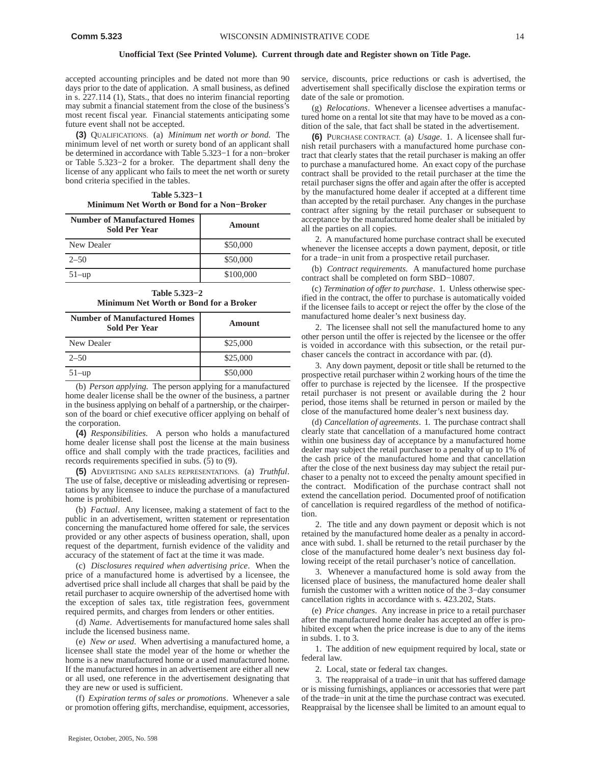accepted accounting principles and be dated not more than 90 days prior to the date of application. A small business, as defined in s. 227.114 (1), Stats., that does no interim financial reporting may submit a financial statement from the close of the business's most recent fiscal year. Financial statements anticipating some future event shall not be accepted.

**(3)** QUALIFICATIONS. (a) *Minimum net worth or bond.* The minimum level of net worth or surety bond of an applicant shall be determined in accordance with Table 5.323−1 for a non−broker or Table 5.323−2 for a broker. The department shall deny the license of any applicant who fails to meet the net worth or surety bond criteria specified in the tables.

**Table 5.323−1**
**Minimum Net Worth or Bond for a Non−Broker**

| Number of Manufactured Homes Sold Per Year | Amount |
|---|---|
| New Dealer | $50,000 |
| 2–50 | $50,000 |
| 51–up | $100,000 |

**Table 5.323−2**
**Minimum Net Worth or Bond for a Broker**

| Number of Manufactured Homes Sold Per Year | Amount |
|---|---|
| New Dealer | $25,000 |
| 2–50 | $25,000 |
| 51–up | $50,000 |

(b) *Person applying.* The person applying for a manufactured home dealer license shall be the owner of the business, a partner in the business applying on behalf of a partnership, or the chairperson of the board or chief executive officer applying on behalf of the corporation.

**(4)** *Responsibilities.* A person who holds a manufactured home dealer license shall post the license at the main business office and shall comply with the trade practices, facilities and records requirements specified in subs. (5) to (9).

**(5)** ADVERTISING AND SALES REPRESENTATIONS. (a) *Truthful*. The use of false, deceptive or misleading advertising or representations by any licensee to induce the purchase of a manufactured home is prohibited.

(b) *Factual*. Any licensee, making a statement of fact to the public in an advertisement, written statement or representation concerning the manufactured home offered for sale, the services provided or any other aspects of business operation, shall, upon request of the department, furnish evidence of the validity and accuracy of the statement of fact at the time it was made.

(c) *Disclosures required when advertising price*. When the price of a manufactured home is advertised by a licensee, the advertised price shall include all charges that shall be paid by the retail purchaser to acquire ownership of the advertised home with the exception of sales tax, title registration fees, government required permits, and charges from lenders or other entities.

(d) *Name*. Advertisements for manufactured home sales shall include the licensed business name.

(e) *New or used*. When advertising a manufactured home, a licensee shall state the model year of the home or whether the home is a new manufactured home or a used manufactured home. If the manufactured homes in an advertisement are either all new or all used, one reference in the advertisement designating that they are new or used is sufficient.

(f) *Expiration terms of sales or promotions*. Whenever a sale or promotion offering gifts, merchandise, equipment, accessories, service, discounts, price reductions or cash is advertised, the advertisement shall specifically disclose the expiration terms or date of the sale or promotion.

(g) *Relocations*. Whenever a licensee advertises a manufactured home on a rental lot site that may have to be moved as a condition of the sale, that fact shall be stated in the advertisement.

**(6)** PURCHASE CONTRACT. (a) *Usage*. 1. A licensee shall furnish retail purchasers with a manufactured home purchase contract that clearly states that the retail purchaser is making an offer to purchase a manufactured home. An exact copy of the purchase contract shall be provided to the retail purchaser at the time the retail purchaser signs the offer and again after the offer is accepted by the manufactured home dealer if accepted at a different time than accepted by the retail purchaser. Any changes in the purchase contract after signing by the retail purchaser or subsequent to acceptance by the manufactured home dealer shall be initialed by all the parties on all copies.

2. A manufactured home purchase contract shall be executed whenever the licensee accepts a down payment, deposit, or title for a trade−in unit from a prospective retail purchaser.

(b) *Contract requirements.* A manufactured home purchase contract shall be completed on form SBD−10807.

(c) *Termination of offer to purchase*. 1. Unless otherwise specified in the contract, the offer to purchase is automatically voided if the licensee fails to accept or reject the offer by the close of the manufactured home dealer's next business day.

2. The licensee shall not sell the manufactured home to any other person until the offer is rejected by the licensee or the offer is voided in accordance with this subsection, or the retail purchaser cancels the contract in accordance with par. (d).

3. Any down payment, deposit or title shall be returned to the prospective retail purchaser within 2 working hours of the time the offer to purchase is rejected by the licensee. If the prospective retail purchaser is not present or available during the 2 hour period, those items shall be returned in person or mailed by the close of the manufactured home dealer's next business day.

(d) *Cancellation of agreements*. 1. The purchase contract shall clearly state that cancellation of a manufactured home contract within one business day of acceptance by a manufactured home dealer may subject the retail purchaser to a penalty of up to 1% of the cash price of the manufactured home and that cancellation after the close of the next business day may subject the retail purchaser to a penalty not to exceed the penalty amount specified in the contract. Modification of the purchase contract shall not extend the cancellation period. Documented proof of notification of cancellation is required regardless of the method of notification.

2. The title and any down payment or deposit which is not retained by the manufactured home dealer as a penalty in accordance with subd. 1. shall be returned to the retail purchaser by the close of the manufactured home dealer's next business day following receipt of the retail purchaser's notice of cancellation.

3. Whenever a manufactured home is sold away from the licensed place of business, the manufactured home dealer shall furnish the customer with a written notice of the 3−day consumer cancellation rights in accordance with s. 423.202, Stats.

(e) *Price changes*. Any increase in price to a retail purchaser after the manufactured home dealer has accepted an offer is prohibited except when the price increase is due to any of the items in subds. 1. to 3.

1. The addition of new equipment required by local, state or federal law.

2. Local, state or federal tax changes.

3. The reappraisal of a trade−in unit that has suffered damage or is missing furnishings, appliances or accessories that were part of the trade−in unit at the time the purchase contract was executed. Reappraisal by the licensee shall be limited to an amount equal to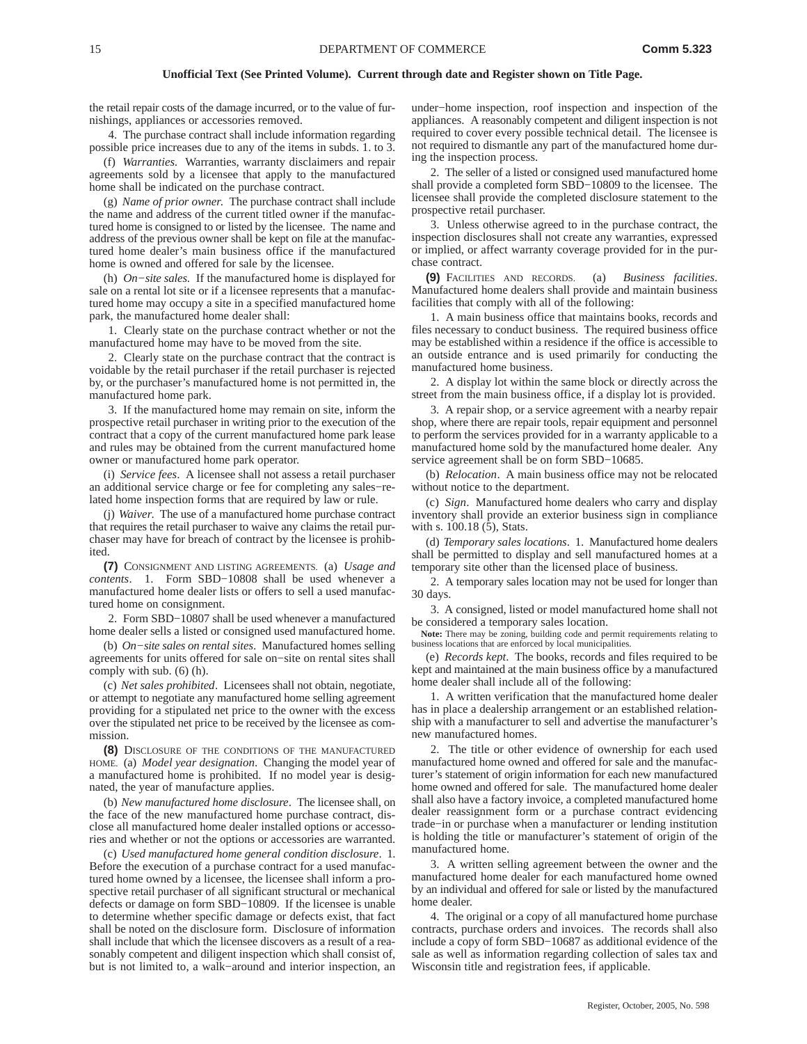the retail repair costs of the damage incurred, or to the value of furnishings, appliances or accessories removed.

4. The purchase contract shall include information regarding possible price increases due to any of the items in subds. 1. to 3.

(f) *Warranties.* Warranties, warranty disclaimers and repair agreements sold by a licensee that apply to the manufactured home shall be indicated on the purchase contract.

(g) *Name of prior owner.* The purchase contract shall include the name and address of the current titled owner if the manufactured home is consigned to or listed by the licensee. The name and address of the previous owner shall be kept on file at the manufactured home dealer's main business office if the manufactured home is owned and offered for sale by the licensee.

(h) *On−site sales.* If the manufactured home is displayed for sale on a rental lot site or if a licensee represents that a manufactured home may occupy a site in a specified manufactured home park, the manufactured home dealer shall:

1. Clearly state on the purchase contract whether or not the manufactured home may have to be moved from the site.

2. Clearly state on the purchase contract that the contract is voidable by the retail purchaser if the retail purchaser is rejected by, or the purchaser's manufactured home is not permitted in, the manufactured home park.

3. If the manufactured home may remain on site, inform the prospective retail purchaser in writing prior to the execution of the contract that a copy of the current manufactured home park lease and rules may be obtained from the current manufactured home owner or manufactured home park operator.

(i) *Service fees*. A licensee shall not assess a retail purchaser an additional service charge or fee for completing any sales−related home inspection forms that are required by law or rule.

(j) *Waiver.* The use of a manufactured home purchase contract that requires the retail purchaser to waive any claims the retail purchaser may have for breach of contract by the licensee is prohibited.

**(7)** CONSIGNMENT AND LISTING AGREEMENTS. (a) *Usage and contents*. 1. Form SBD−10808 shall be used whenever a manufactured home dealer lists or offers to sell a used manufactured home on consignment.

2. Form SBD−10807 shall be used whenever a manufactured home dealer sells a listed or consigned used manufactured home.

(b) *On−site sales on rental sites*. Manufactured homes selling agreements for units offered for sale on−site on rental sites shall comply with sub. (6) (h).

(c) *Net sales prohibited*. Licensees shall not obtain, negotiate, or attempt to negotiate any manufactured home selling agreement providing for a stipulated net price to the owner with the excess over the stipulated net price to be received by the licensee as commission.

**(8)** DISCLOSURE OF THE CONDITIONS OF THE MANUFACTURED HOME. (a) *Model year designation*. Changing the model year of a manufactured home is prohibited. If no model year is designated, the year of manufacture applies.

(b) *New manufactured home disclosure*. The licensee shall, on the face of the new manufactured home purchase contract, disclose all manufactured home dealer installed options or accessories and whether or not the options or accessories are warranted.

(c) *Used manufactured home general condition disclosure*. 1. Before the execution of a purchase contract for a used manufactured home owned by a licensee, the licensee shall inform a prospective retail purchaser of all significant structural or mechanical defects or damage on form SBD−10809. If the licensee is unable to determine whether specific damage or defects exist, that fact shall be noted on the disclosure form. Disclosure of information shall include that which the licensee discovers as a result of a reasonably competent and diligent inspection which shall consist of, but is not limited to, a walk−around and interior inspection, an under−home inspection, roof inspection and inspection of the appliances. A reasonably competent and diligent inspection is not required to cover every possible technical detail. The licensee is not required to dismantle any part of the manufactured home during the inspection process.

2. The seller of a listed or consigned used manufactured home shall provide a completed form SBD−10809 to the licensee. The licensee shall provide the completed disclosure statement to the prospective retail purchaser.

3. Unless otherwise agreed to in the purchase contract, the inspection disclosures shall not create any warranties, expressed or implied, or affect warranty coverage provided for in the purchase contract.

**(9)** FACILITIES AND RECORDS. (a) *Business facilities*. Manufactured home dealers shall provide and maintain business facilities that comply with all of the following:

1. A main business office that maintains books, records and files necessary to conduct business. The required business office may be established within a residence if the office is accessible to an outside entrance and is used primarily for conducting the manufactured home business.

2. A display lot within the same block or directly across the street from the main business office, if a display lot is provided.

3. A repair shop, or a service agreement with a nearby repair shop, where there are repair tools, repair equipment and personnel to perform the services provided for in a warranty applicable to a manufactured home sold by the manufactured home dealer. Any service agreement shall be on form SBD−10685.

(b) *Relocation*. A main business office may not be relocated without notice to the department.

(c) *Sign*. Manufactured home dealers who carry and display inventory shall provide an exterior business sign in compliance with s. 100.18 (5), Stats.

(d) *Temporary sales locations*. 1. Manufactured home dealers shall be permitted to display and sell manufactured homes at a temporary site other than the licensed place of business.

2. A temporary sales location may not be used for longer than 30 days.

3. A consigned, listed or model manufactured home shall not be considered a temporary sales location.

**Note:** There may be zoning, building code and permit requirements relating to business locations that are enforced by local municipalities.

(e) *Records kept*. The books, records and files required to be kept and maintained at the main business office by a manufactured home dealer shall include all of the following:

1. A written verification that the manufactured home dealer has in place a dealership arrangement or an established relationship with a manufacturer to sell and advertise the manufacturer's new manufactured homes.

2. The title or other evidence of ownership for each used manufactured home owned and offered for sale and the manufacturer's statement of origin information for each new manufactured home owned and offered for sale. The manufactured home dealer shall also have a factory invoice, a completed manufactured home dealer reassignment form or a purchase contract evidencing trade−in or purchase when a manufacturer or lending institution is holding the title or manufacturer's statement of origin of the manufactured home.

3. A written selling agreement between the owner and the manufactured home dealer for each manufactured home owned by an individual and offered for sale or listed by the manufactured home dealer.

4. The original or a copy of all manufactured home purchase contracts, purchase orders and invoices. The records shall also include a copy of form SBD−10687 as additional evidence of the sale as well as information regarding collection of sales tax and Wisconsin title and registration fees, if applicable.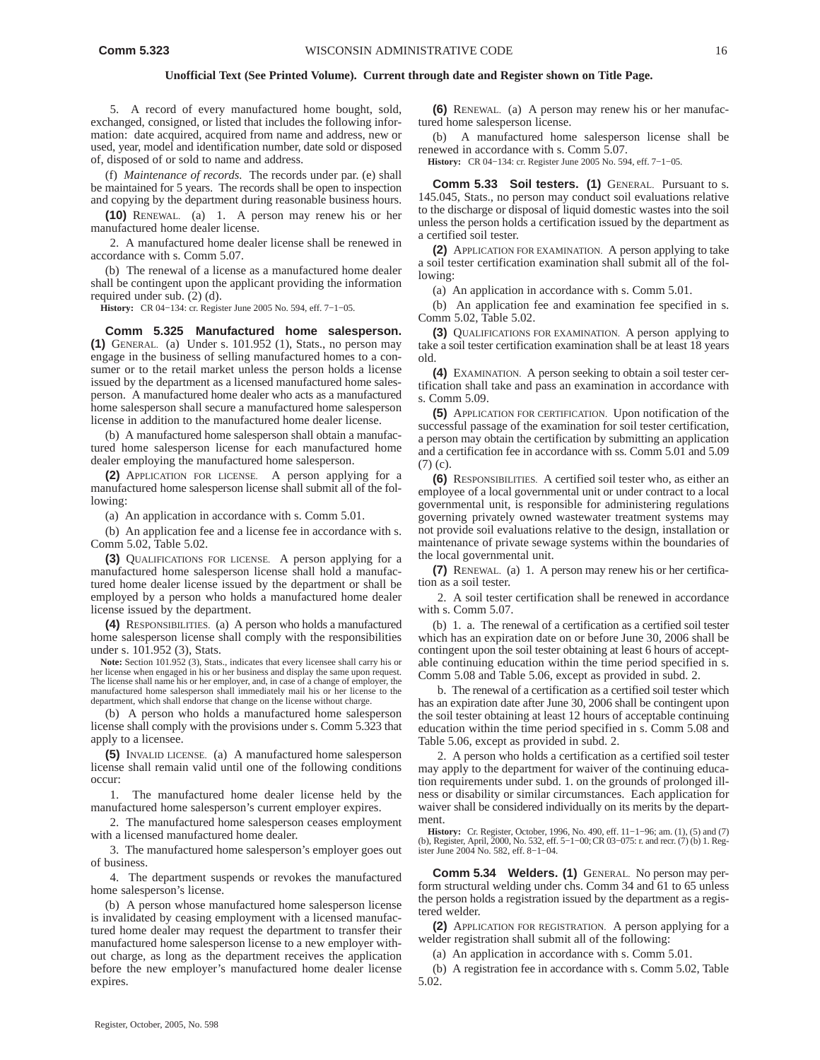5. A record of every manufactured home bought, sold, exchanged, consigned, or listed that includes the following information: date acquired, acquired from name and address, new or used, year, model and identification number, date sold or disposed of, disposed of or sold to name and address.

(f) *Maintenance of records.* The records under par. (e) shall be maintained for 5 years. The records shall be open to inspection and copying by the department during reasonable business hours.

**(10)** RENEWAL. (a) 1. A person may renew his or her manufactured home dealer license.

2. A manufactured home dealer license shall be renewed in accordance with s. Comm 5.07.

(b) The renewal of a license as a manufactured home dealer shall be contingent upon the applicant providing the information required under sub. (2) (d).

**History:** CR 04−134: cr. Register June 2005 No. 594, eff. 7−1−05.

**Comm 5.325 Manufactured home salesperson.** **(1)** GENERAL. (a) Under s. 101.952 (1), Stats., no person may engage in the business of selling manufactured homes to a consumer or to the retail market unless the person holds a license issued by the department as a licensed manufactured home salesperson. A manufactured home dealer who acts as a manufactured home salesperson shall secure a manufactured home salesperson license in addition to the manufactured home dealer license.

(b) A manufactured home salesperson shall obtain a manufactured home salesperson license for each manufactured home dealer employing the manufactured home salesperson.

**(2)** APPLICATION FOR LICENSE. A person applying for a manufactured home salesperson license shall submit all of the following:

(a) An application in accordance with s. Comm 5.01.

(b) An application fee and a license fee in accordance with s. Comm 5.02, Table 5.02.

**(3)** QUALIFICATIONS FOR LICENSE. A person applying for a manufactured home salesperson license shall hold a manufactured home dealer license issued by the department or shall be employed by a person who holds a manufactured home dealer license issued by the department.

**(4)** RESPONSIBILITIES. (a) A person who holds a manufactured home salesperson license shall comply with the responsibilities under s. 101.952 (3), Stats.

**Note:** Section 101.952 (3), Stats., indicates that every licensee shall carry his or her license when engaged in his or her business and display the same upon request. The license shall name his or her employer, and, in case of a change of employer, the manufactured home salesperson shall immediately mail his or her license to the department, which shall endorse that change on the license without charge.

(b) A person who holds a manufactured home salesperson license shall comply with the provisions under s. Comm 5.323 that apply to a licensee.

**(5)** INVALID LICENSE. (a) A manufactured home salesperson license shall remain valid until one of the following conditions occur:

1. The manufactured home dealer license held by the manufactured home salesperson's current employer expires.

2. The manufactured home salesperson ceases employment with a licensed manufactured home dealer.

3. The manufactured home salesperson's employer goes out of business.

4. The department suspends or revokes the manufactured home salesperson's license.

(b) A person whose manufactured home salesperson license is invalidated by ceasing employment with a licensed manufactured home dealer may request the department to transfer their manufactured home salesperson license to a new employer without charge, as long as the department receives the application before the new employer's manufactured home dealer license expires.

**(6)** RENEWAL. (a) A person may renew his or her manufactured home salesperson license.

(b) A manufactured home salesperson license shall be renewed in accordance with s. Comm 5.07.

**History:** CR 04−134: cr. Register June 2005 No. 594, eff. 7−1−05.

**Comm 5.33 Soil testers.** **(1)** GENERAL. Pursuant to s. 145.045, Stats., no person may conduct soil evaluations relative to the discharge or disposal of liquid domestic wastes into the soil unless the person holds a certification issued by the department as a certified soil tester.

**(2)** APPLICATION FOR EXAMINATION. A person applying to take a soil tester certification examination shall submit all of the following:

(a) An application in accordance with s. Comm 5.01.

(b) An application fee and examination fee specified in s. Comm 5.02, Table 5.02.

**(3)** QUALIFICATIONS FOR EXAMINATION. A person applying to take a soil tester certification examination shall be at least 18 years old.

**(4)** EXAMINATION. A person seeking to obtain a soil tester certification shall take and pass an examination in accordance with s. Comm 5.09.

**(5)** APPLICATION FOR CERTIFICATION. Upon notification of the successful passage of the examination for soil tester certification, a person may obtain the certification by submitting an application and a certification fee in accordance with ss. Comm 5.01 and 5.09 (7) (c).

**(6)** RESPONSIBILITIES. A certified soil tester who, as either an employee of a local governmental unit or under contract to a local governmental unit, is responsible for administering regulations governing privately owned wastewater treatment systems may not provide soil evaluations relative to the design, installation or maintenance of private sewage systems within the boundaries of the local governmental unit.

**(7)** RENEWAL. (a) 1. A person may renew his or her certification as a soil tester.

2. A soil tester certification shall be renewed in accordance with s. Comm 5.07.

(b) 1. a. The renewal of a certification as a certified soil tester which has an expiration date on or before June 30, 2006 shall be contingent upon the soil tester obtaining at least 6 hours of acceptable continuing education within the time period specified in s. Comm 5.08 and Table 5.06, except as provided in subd. 2.

b. The renewal of a certification as a certified soil tester which has an expiration date after June 30, 2006 shall be contingent upon the soil tester obtaining at least 12 hours of acceptable continuing education within the time period specified in s. Comm 5.08 and Table 5.06, except as provided in subd. 2.

2. A person who holds a certification as a certified soil tester may apply to the department for waiver of the continuing education requirements under subd. 1. on the grounds of prolonged illness or disability or similar circumstances. Each application for waiver shall be considered individually on its merits by the department.

**History:** Cr. Register, October, 1996, No. 490, eff. 11−1−96; am. (1), (5) and (7) (b), Register, April, 2000, No. 532, eff. 5−1−00; CR 03−075: r. and recr. (7) (b) 1. Register June 2004 No. 582, eff. 8−1−04.

**Comm 5.34 Welders.** **(1)** GENERAL. No person may perform structural welding under chs. Comm 34 and 61 to 65 unless the person holds a registration issued by the department as a registered welder.

**(2)** APPLICATION FOR REGISTRATION. A person applying for a welder registration shall submit all of the following:

(a) An application in accordance with s. Comm 5.01.

(b) A registration fee in accordance with s. Comm 5.02, Table 5.02.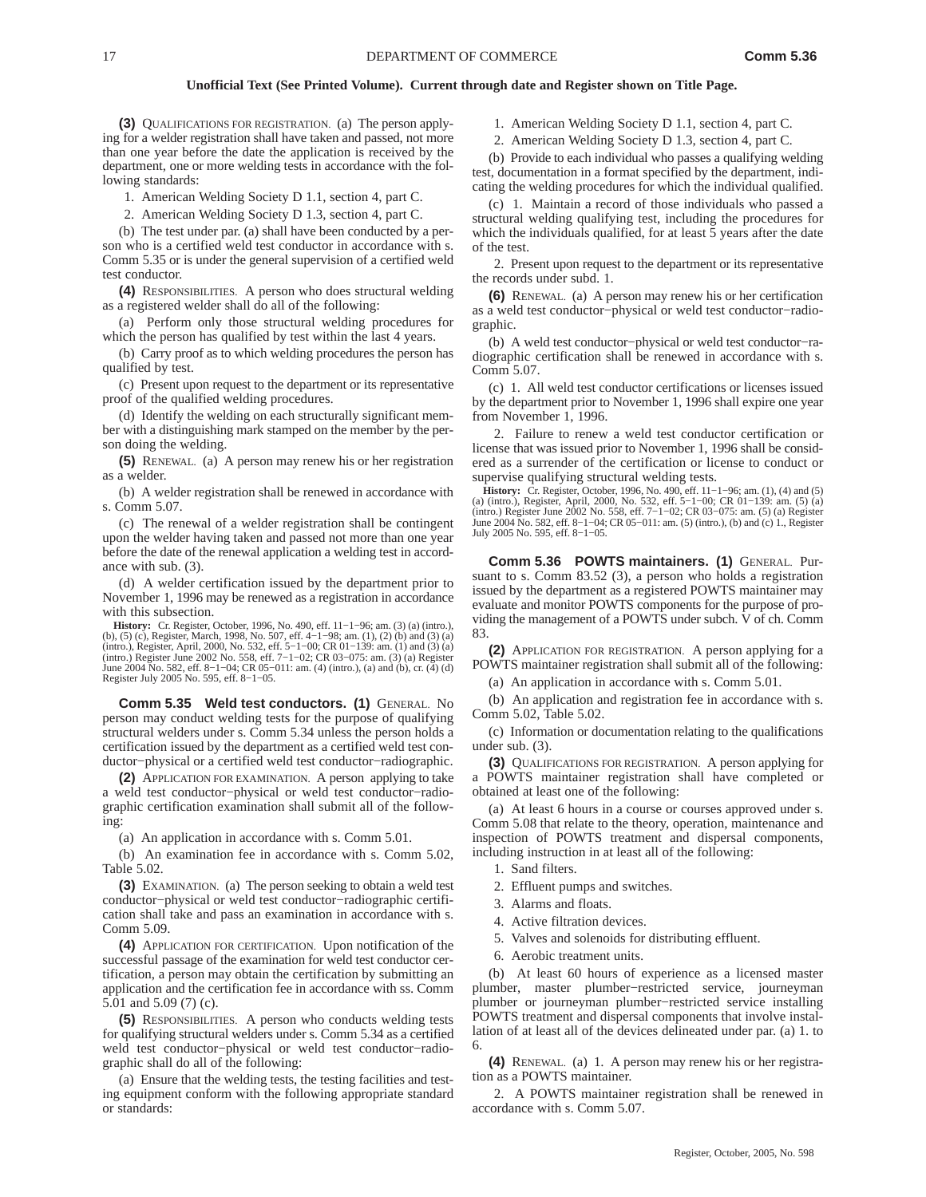**Unofficial Text (See Printed Volume). Current through date and Register shown on Title Page.**

**(3)** QUALIFICATIONS FOR REGISTRATION. (a) The person applying for a welder registration shall have taken and passed, not more than one year before the date the application is received by the department, one or more welding tests in accordance with the following standards:

1. American Welding Society D 1.1, section 4, part C.
2. American Welding Society D 1.3, section 4, part C.

(b) The test under par. (a) shall have been conducted by a person who is a certified weld test conductor in accordance with s. Comm 5.35 or is under the general supervision of a certified weld test conductor.

**(4)** RESPONSIBILITIES. A person who does structural welding as a registered welder shall do all of the following:

(a) Perform only those structural welding procedures for which the person has qualified by test within the last 4 years.

(b) Carry proof as to which welding procedures the person has qualified by test.

(c) Present upon request to the department or its representative proof of the qualified welding procedures.

(d) Identify the welding on each structurally significant member with a distinguishing mark stamped on the member by the person doing the welding.

**(5)** RENEWAL. (a) A person may renew his or her registration as a welder.

(b) A welder registration shall be renewed in accordance with s. Comm 5.07.

(c) The renewal of a welder registration shall be contingent upon the welder having taken and passed not more than one year before the date of the renewal application a welding test in accordance with sub. (3).

(d) A welder certification issued by the department prior to November 1, 1996 may be renewed as a registration in accordance with this subsection.

**History:** Cr. Register, October, 1996, No. 490, eff. 11−1−96; am. (3) (a) (intro.), (b), (5) (c), Register, March, 1998, No. 507, eff. 4−1−98; am. (1), (2) (b) and (3) (a) (intro.), Register, April, 2000, No. 532, eff. 5−1−00; CR 01−139: am. (1) and (3) (a) (intro.) Register June 2002 No. 558, eff. 7−1−02; CR 03−075: am. (3) (a) Register June 2004 No. 582, eff. 8−1−04; CR 05−011: am. (4) (intro.), (a) and (b), cr. (4) (d) Register July 2005 No. 595, eff. 8−1−05.

**Comm 5.35 Weld test conductors. (1)** GENERAL. No person may conduct welding tests for the purpose of qualifying structural welders under s. Comm 5.34 unless the person holds a certification issued by the department as a certified weld test conductor−physical or a certified weld test conductor−radiographic.

**(2)** APPLICATION FOR EXAMINATION. A person applying to take a weld test conductor−physical or weld test conductor−radiographic certification examination shall submit all of the following:

(a) An application in accordance with s. Comm 5.01.

(b) An examination fee in accordance with s. Comm 5.02, Table 5.02.

**(3)** EXAMINATION. (a) The person seeking to obtain a weld test conductor−physical or weld test conductor−radiographic certification shall take and pass an examination in accordance with s. Comm 5.09.

**(4)** APPLICATION FOR CERTIFICATION. Upon notification of the successful passage of the examination for weld test conductor certification, a person may obtain the certification by submitting an application and the certification fee in accordance with ss. Comm 5.01 and 5.09 (7) (c).

**(5)** RESPONSIBILITIES. A person who conducts welding tests for qualifying structural welders under s. Comm 5.34 as a certified weld test conductor−physical or weld test conductor−radiographic shall do all of the following:

(a) Ensure that the welding tests, the testing facilities and testing equipment conform with the following appropriate standard or standards:

1. American Welding Society D 1.1, section 4, part C.
2. American Welding Society D 1.3, section 4, part C.

(b) Provide to each individual who passes a qualifying welding test, documentation in a format specified by the department, indicating the welding procedures for which the individual qualified.

(c) 1. Maintain a record of those individuals who passed a structural welding qualifying test, including the procedures for which the individuals qualified, for at least 5 years after the date of the test.

2. Present upon request to the department or its representative the records under subd. 1.

**(6)** RENEWAL. (a) A person may renew his or her certification as a weld test conductor−physical or weld test conductor−radiographic.

(b) A weld test conductor−physical or weld test conductor−radiographic certification shall be renewed in accordance with s. Comm 5.07.

(c) 1. All weld test conductor certifications or licenses issued by the department prior to November 1, 1996 shall expire one year from November 1, 1996.

2. Failure to renew a weld test conductor certification or license that was issued prior to November 1, 1996 shall be considered as a surrender of the certification or license to conduct or supervise qualifying structural welding tests.

**History:** Cr. Register, October, 1996, No. 490, eff. 11−1−96; am. (1), (4) and (5) (a) (intro.), Register, April, 2000, No. 532, eff. 5−1−00; CR 01−139: am. (5) (a) (intro.) Register June 2002 No. 558, eff. 7−1−02; CR 03−075: am. (5) (a) Register June 2004 No. 582, eff. 8−1−04; CR 05−011: am. (5) (intro.), (b) and (c) 1., Register July 2005 No. 595, eff. 8−1−05.

**Comm 5.36 POWTS maintainers. (1)** GENERAL. Pursuant to s. Comm 83.52 (3), a person who holds a registration issued by the department as a registered POWTS maintainer may evaluate and monitor POWTS components for the purpose of providing the management of a POWTS under subch. V of ch. Comm 83.

**(2)** APPLICATION FOR REGISTRATION. A person applying for a POWTS maintainer registration shall submit all of the following:

(a) An application in accordance with s. Comm 5.01.

(b) An application and registration fee in accordance with s. Comm 5.02, Table 5.02.

(c) Information or documentation relating to the qualifications under sub. (3).

**(3)** QUALIFICATIONS FOR REGISTRATION. A person applying for a POWTS maintainer registration shall have completed or obtained at least one of the following:

(a) At least 6 hours in a course or courses approved under s. Comm 5.08 that relate to the theory, operation, maintenance and inspection of POWTS treatment and dispersal components, including instruction in at least all of the following:

1. Sand filters.
2. Effluent pumps and switches.
3. Alarms and floats.
4. Active filtration devices.
5. Valves and solenoids for distributing effluent.
6. Aerobic treatment units.

(b) At least 60 hours of experience as a licensed master plumber, master plumber−restricted service, journeyman plumber or journeyman plumber−restricted service installing POWTS treatment and dispersal components that involve installation of at least all of the devices delineated under par. (a) 1. to 6.

**(4)** RENEWAL. (a) 1. A person may renew his or her registration as a POWTS maintainer.

2. A POWTS maintainer registration shall be renewed in accordance with s. Comm 5.07.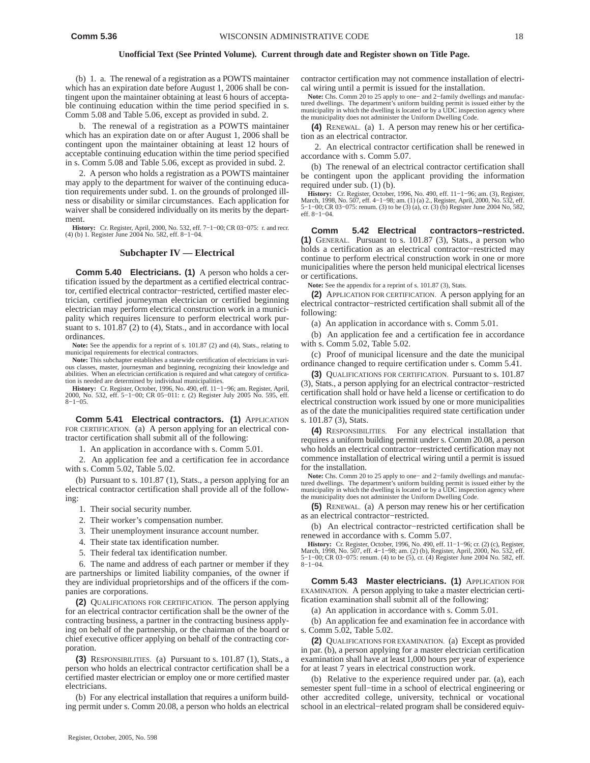**Unofficial Text (See Printed Volume). Current through date and Register shown on Title Page.**

(b) 1. a. The renewal of a registration as a POWTS maintainer which has an expiration date before August 1, 2006 shall be contingent upon the maintainer obtaining at least 6 hours of acceptable continuing education within the time period specified in s. Comm 5.08 and Table 5.06, except as provided in subd. 2.

b. The renewal of a registration as a POWTS maintainer which has an expiration date on or after August 1, 2006 shall be contingent upon the maintainer obtaining at least 12 hours of acceptable continuing education within the time period specified in s. Comm 5.08 and Table 5.06, except as provided in subd. 2.

2. A person who holds a registration as a POWTS maintainer may apply to the department for waiver of the continuing education requirements under subd. 1. on the grounds of prolonged illness or disability or similar circumstances. Each application for waiver shall be considered individually on its merits by the department.

**History:** Cr. Register, April, 2000, No. 532, eff. 7−1−00; CR 03−075: r. and recr. (4) (b) 1. Register June 2004 No. 582, eff. 8−1−04.

## Subchapter IV — Electrical

**Comm 5.40 Electricians. (1)** A person who holds a certification issued by the department as a certified electrical contractor, certified electrical contractor−restricted, certified master electrician, certified journeyman electrician or certified beginning electrician may perform electrical construction work in a municipality which requires licensure to perform electrical work pursuant to s. 101.87 (2) to (4), Stats., and in accordance with local ordinances.

**Note:** See the appendix for a reprint of s. 101.87 (2) and (4), Stats., relating to municipal requirements for electrical contractors.

**Note:** This subchapter establishes a statewide certification of electricians in various classes, master, journeyman and beginning, recognizing their knowledge and abilities. When an electrician certification is required and what category of certification is needed are determined by individual municipalities.

**History:** Cr. Register, October, 1996, No. 490, eff. 11−1−96; am. Register, April, 2000, No. 532, eff. 5−1−00; CR 05−011: r. (2) Register July 2005 No. 595, eff. 8−1−05.

**Comm 5.41 Electrical contractors. (1)** APPLICATION FOR CERTIFICATION. (a) A person applying for an electrical contractor certification shall submit all of the following:

1. An application in accordance with s. Comm 5.01.

2. An application fee and a certification fee in accordance with s. Comm 5.02, Table 5.02.

(b) Pursuant to s. 101.87 (1), Stats., a person applying for an electrical contractor certification shall provide all of the following:

1. Their social security number.

2. Their worker's compensation number.

3. Their unemployment insurance account number.

4. Their state tax identification number.

5. Their federal tax identification number.

6. The name and address of each partner or member if they are partnerships or limited liability companies, of the owner if they are individual proprietorships and of the officers if the companies are corporations.

**(2)** QUALIFICATIONS FOR CERTIFICATION. The person applying for an electrical contractor certification shall be the owner of the contracting business, a partner in the contracting business applying on behalf of the partnership, or the chairman of the board or chief executive officer applying on behalf of the contracting corporation.

**(3)** RESPONSIBILITIES. (a) Pursuant to s. 101.87 (1), Stats., a person who holds an electrical contractor certification shall be a certified master electrician or employ one or more certified master electricians.

(b) For any electrical installation that requires a uniform building permit under s. Comm 20.08, a person who holds an electrical contractor certification may not commence installation of electrical wiring until a permit is issued for the installation.

**Note:** Chs. Comm 20 to 25 apply to one− and 2−family dwellings and manufactured dwellings. The department's uniform building permit is issued either by the municipality in which the dwelling is located or by a UDC inspection agency where the municipality does not administer the Uniform Dwelling Code.

**(4)** RENEWAL. (a) 1. A person may renew his or her certification as an electrical contractor.

2. An electrical contractor certification shall be renewed in accordance with s. Comm 5.07.

(b) The renewal of an electrical contractor certification shall be contingent upon the applicant providing the information required under sub. (1) (b).

**History:** Cr. Register, October, 1996, No. 490, eff. 11−1−96; am. (3), Register, March, 1998, No. 507, eff. 4−1−98; am. (1) (a) 2., Register, April, 2000, No. 532, eff. 5−1−00; CR 03−075: renum. (3) to be (3) (a), cr. (3) (b) Register June 2004 No, 582, eff. 8−1−04.

**Comm 5.42 Electrical contractors−restricted. (1)** GENERAL. Pursuant to s. 101.87 (3), Stats., a person who holds a certification as an electrical contractor−restricted may continue to perform electrical construction work in one or more municipalities where the person held municipal electrical licenses or certifications.

**Note:** See the appendix for a reprint of s. 101.87 (3), Stats.

**(2)** APPLICATION FOR CERTIFICATION. A person applying for an electrical contractor−restricted certification shall submit all of the following:

(a) An application in accordance with s. Comm 5.01.

(b) An application fee and a certification fee in accordance with s. Comm 5.02, Table 5.02.

(c) Proof of municipal licensure and the date the municipal ordinance changed to require certification under s. Comm 5.41.

**(3)** QUALIFICATIONS FOR CERTIFICATION. Pursuant to s. 101.87 (3), Stats., a person applying for an electrical contractor−restricted certification shall hold or have held a license or certification to do electrical construction work issued by one or more municipalities as of the date the municipalities required state certification under s. 101.87 (3), Stats.

**(4)** RESPONSIBILITIES. For any electrical installation that requires a uniform building permit under s. Comm 20.08, a person who holds an electrical contractor−restricted certification may not commence installation of electrical wiring until a permit is issued for the installation.

**Note:** Chs. Comm 20 to 25 apply to one− and 2−family dwellings and manufactured dwellings. The department's uniform building permit is issued either by the municipality in which the dwelling is located or by a UDC inspection agency where the municipality does not administer the Uniform Dwelling Code.

**(5)** RENEWAL. (a) A person may renew his or her certification as an electrical contractor−restricted.

(b) An electrical contractor−restricted certification shall be renewed in accordance with s. Comm 5.07.

**History:** Cr. Register, October, 1996, No. 490, eff. 11−1−96; cr. (2) (c), Register, March, 1998, No. 507, eff. 4−1−98; am. (2) (b), Register, April, 2000, No. 532, eff. 5−1−00; CR 03−075: renum. (4) to be (5), cr. (4) Register June 2004 No. 582, eff. 8−1−04.

**Comm 5.43 Master electricians. (1)** APPLICATION FOR EXAMINATION. A person applying to take a master electrician certification examination shall submit all of the following:

(a) An application in accordance with s. Comm 5.01.

(b) An application fee and examination fee in accordance with s. Comm 5.02, Table 5.02.

**(2)** QUALIFICATIONS FOR EXAMINATION. (a) Except as provided in par. (b), a person applying for a master electrician certification examination shall have at least 1,000 hours per year of experience for at least 7 years in electrical construction work.

(b) Relative to the experience required under par. (a), each semester spent full−time in a school of electrical engineering or other accredited college, university, technical or vocational school in an electrical−related program shall be considered equiv-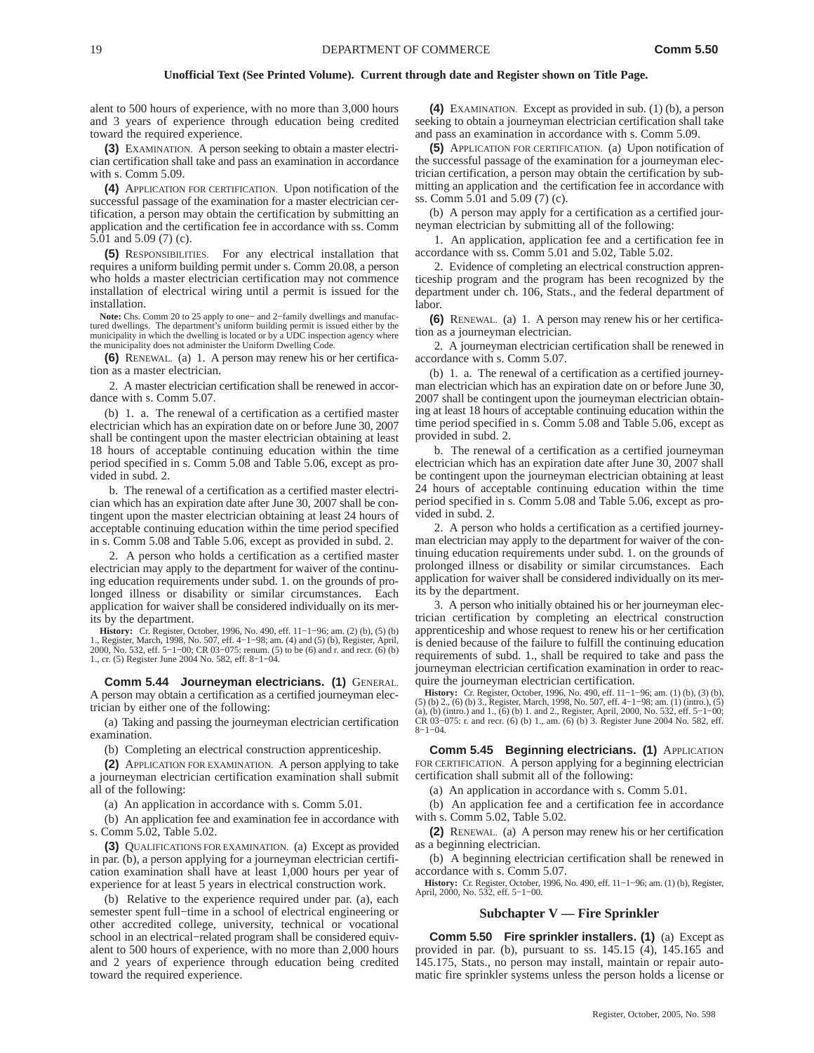**Unofficial Text (See Printed Volume). Current through date and Register shown on Title Page.**

alent to 500 hours of experience, with no more than 3,000 hours and 3 years of experience through education being credited toward the required experience.

**(3)** EXAMINATION. A person seeking to obtain a master electrician certification shall take and pass an examination in accordance with s. Comm 5.09.

**(4)** APPLICATION FOR CERTIFICATION. Upon notification of the successful passage of the examination for a master electrician certification, a person may obtain the certification by submitting an application and the certification fee in accordance with ss. Comm 5.01 and 5.09 (7) (c).

**(5)** RESPONSIBILITIES. For any electrical installation that requires a uniform building permit under s. Comm 20.08, a person who holds a master electrician certification may not commence installation of electrical wiring until a permit is issued for the installation.

**Note:** Chs. Comm 20 to 25 apply to one− and 2−family dwellings and manufactured dwellings. The department's uniform building permit is issued either by the municipality in which the dwelling is located or by a UDC inspection agency where the municipality does not administer the Uniform Dwelling Code.

**(6)** RENEWAL. (a) 1. A person may renew his or her certification as a master electrician.

2. A master electrician certification shall be renewed in accordance with s. Comm 5.07.

(b) 1. a. The renewal of a certification as a certified master electrician which has an expiration date on or before June 30, 2007 shall be contingent upon the master electrician obtaining at least 18 hours of acceptable continuing education within the time period specified in s. Comm 5.08 and Table 5.06, except as provided in subd. 2.

b. The renewal of a certification as a certified master electrician which has an expiration date after June 30, 2007 shall be contingent upon the master electrician obtaining at least 24 hours of acceptable continuing education within the time period specified in s. Comm 5.08 and Table 5.06, except as provided in subd. 2.

2. A person who holds a certification as a certified master electrician may apply to the department for waiver of the continuing education requirements under subd. 1. on the grounds of prolonged illness or disability or similar circumstances. Each application for waiver shall be considered individually on its merits by the department.

**History:** Cr. Register, October, 1996, No. 490, eff. 11−1−96; am. (2) (b), (5) (b) 1., Register, March, 1998, No. 507, eff. 4−1−98; am. (4) and (5) (b), Register, April, 2000, No. 532, eff. 5−1−00; CR 03−075: renum. (5) to be (6) and r. and recr. (6) (b) 1., cr. (5) Register June 2004 No. 582, eff. 8−1−04.

**Comm 5.44 Journeyman electricians. (1)** GENERAL. A person may obtain a certification as a certified journeyman electrician by either one of the following:

(a) Taking and passing the journeyman electrician certification examination.

(b) Completing an electrical construction apprenticeship.

**(2)** APPLICATION FOR EXAMINATION. A person applying to take a journeyman electrician certification examination shall submit all of the following:

(a) An application in accordance with s. Comm 5.01.

(b) An application fee and examination fee in accordance with s. Comm 5.02, Table 5.02.

**(3)** QUALIFICATIONS FOR EXAMINATION. (a) Except as provided in par. (b), a person applying for a journeyman electrician certification examination shall have at least 1,000 hours per year of experience for at least 5 years in electrical construction work.

(b) Relative to the experience required under par. (a), each semester spent full−time in a school of electrical engineering or other accredited college, university, technical or vocational school in an electrical−related program shall be considered equivalent to 500 hours of experience, with no more than 2,000 hours and 2 years of experience through education being credited toward the required experience.

**(4)** EXAMINATION. Except as provided in sub. (1) (b), a person seeking to obtain a journeyman electrician certification shall take and pass an examination in accordance with s. Comm 5.09.

**(5)** APPLICATION FOR CERTIFICATION. (a) Upon notification of the successful passage of the examination for a journeyman electrician certification, a person may obtain the certification by submitting an application and the certification fee in accordance with ss. Comm 5.01 and 5.09 (7) (c).

(b) A person may apply for a certification as a certified journeyman electrician by submitting all of the following:

1. An application, application fee and a certification fee in accordance with ss. Comm 5.01 and 5.02, Table 5.02.

2. Evidence of completing an electrical construction apprenticeship program and the program has been recognized by the department under ch. 106, Stats., and the federal department of labor.

**(6)** RENEWAL. (a) 1. A person may renew his or her certification as a journeyman electrician.

2. A journeyman electrician certification shall be renewed in accordance with s. Comm 5.07.

(b) 1. a. The renewal of a certification as a certified journeyman electrician which has an expiration date on or before June 30, 2007 shall be contingent upon the journeyman electrician obtaining at least 18 hours of acceptable continuing education within the time period specified in s. Comm 5.08 and Table 5.06, except as provided in subd. 2.

b. The renewal of a certification as a certified journeyman electrician which has an expiration date after June 30, 2007 shall be contingent upon the journeyman electrician obtaining at least 24 hours of acceptable continuing education within the time period specified in s. Comm 5.08 and Table 5.06, except as provided in subd. 2.

2. A person who holds a certification as a certified journeyman electrician may apply to the department for waiver of the continuing education requirements under subd. 1. on the grounds of prolonged illness or disability or similar circumstances. Each application for waiver shall be considered individually on its merits by the department.

3. A person who initially obtained his or her journeyman electrician certification by completing an electrical construction apprenticeship and whose request to renew his or her certification is denied because of the failure to fulfill the continuing education requirements of subd. 1., shall be required to take and pass the journeyman electrician certification examination in order to reacquire the journeyman electrician certification.

**History:** Cr. Register, October, 1996, No. 490, eff. 11−1−96; am. (1) (b), (3) (b), (5) (b) 2., (6) (b) 3., Register, March, 1998, No. 507, eff. 4−1−98; am. (1) (intro.), (5) (a), (b) (intro.) and 1., (6) (b) 1. and 2., Register, April, 2000, No. 532, eff. 5−1−00; CR 03−075: r. and recr. (6) (b) 1., am. (6) (b) 3. Register June 2004 No. 582, eff. 8−1−04.

**Comm 5.45 Beginning electricians. (1)** APPLICATION FOR CERTIFICATION. A person applying for a beginning electrician certification shall submit all of the following:

(a) An application in accordance with s. Comm 5.01.

(b) An application fee and a certification fee in accordance with s. Comm 5.02, Table 5.02.

**(2)** RENEWAL. (a) A person may renew his or her certification as a beginning electrician.

(b) A beginning electrician certification shall be renewed in accordance with s. Comm 5.07.

**History:** Cr. Register, October, 1996, No. 490, eff. 11−1−96; am. (1) (b), Register, April, 2000, No. 532, eff. 5−1−00.

## Subchapter V — Fire Sprinkler

**Comm 5.50 Fire sprinkler installers. (1)** (a) Except as provided in par. (b), pursuant to ss. 145.15 (4), 145.165 and 145.175, Stats., no person may install, maintain or repair automatic fire sprinkler systems unless the person holds a license or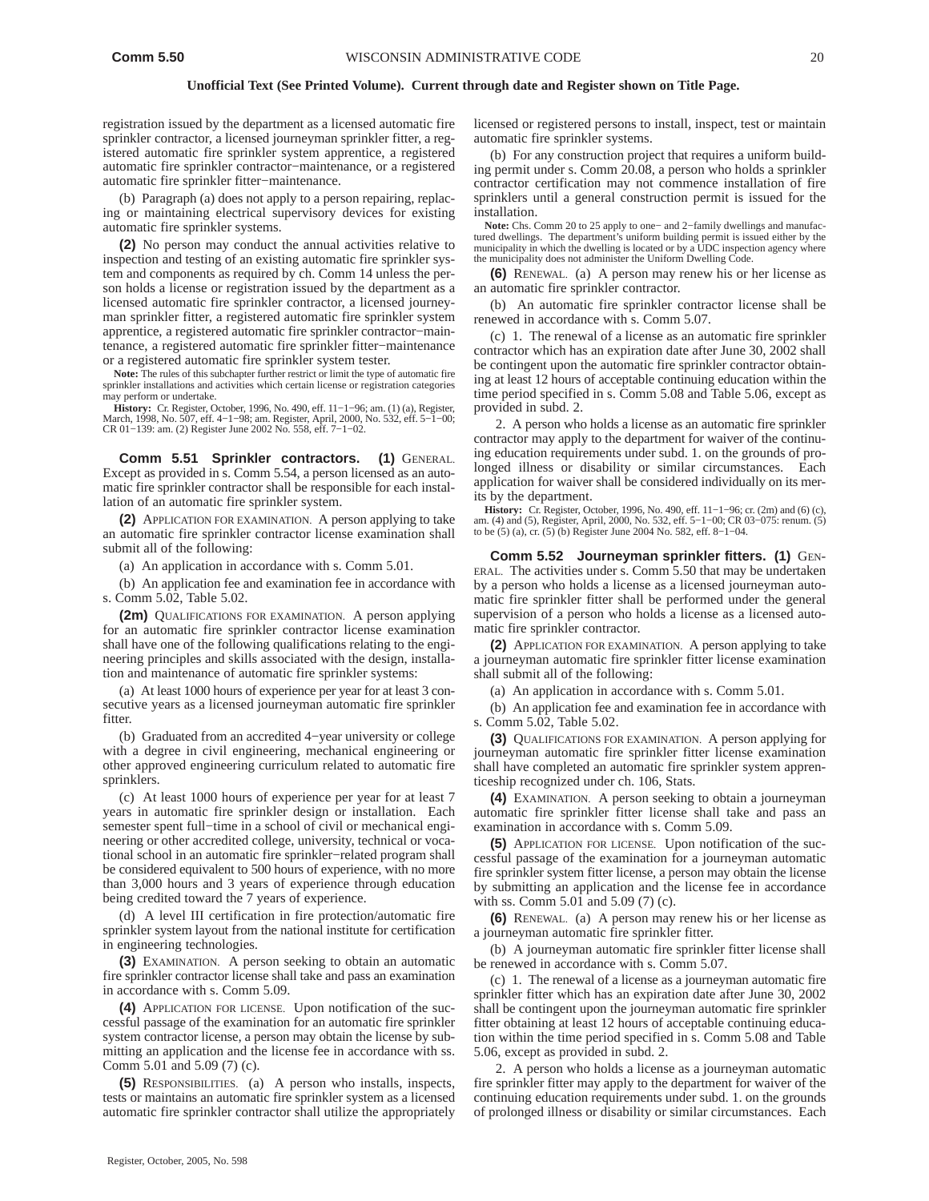**Unofficial Text (See Printed Volume). Current through date and Register shown on Title Page.**

registration issued by the department as a licensed automatic fire sprinkler contractor, a licensed journeyman sprinkler fitter, a registered automatic fire sprinkler system apprentice, a registered automatic fire sprinkler contractor−maintenance, or a registered automatic fire sprinkler fitter−maintenance.

(b) Paragraph (a) does not apply to a person repairing, replacing or maintaining electrical supervisory devices for existing automatic fire sprinkler systems.

**(2)** No person may conduct the annual activities relative to inspection and testing of an existing automatic fire sprinkler system and components as required by ch. Comm 14 unless the person holds a license or registration issued by the department as a licensed automatic fire sprinkler contractor, a licensed journeyman sprinkler fitter, a registered automatic fire sprinkler system apprentice, a registered automatic fire sprinkler contractor−maintenance, a registered automatic fire sprinkler fitter−maintenance or a registered automatic fire sprinkler system tester.

**Note:** The rules of this subchapter further restrict or limit the type of automatic fire sprinkler installations and activities which certain license or registration categories may perform or undertake.

**History:** Cr. Register, October, 1996, No. 490, eff. 11−1−96; am. (1) (a), Register, March, 1998, No. 507, eff. 4−1−98; am. Register, April, 2000, No. 532, eff. 5−1−00; CR 01−139: am. (2) Register June 2002 No. 558, eff. 7−1−02.

**Comm 5.51 Sprinkler contractors. (1)** GENERAL. Except as provided in s. Comm 5.54, a person licensed as an automatic fire sprinkler contractor shall be responsible for each installation of an automatic fire sprinkler system.

**(2)** APPLICATION FOR EXAMINATION. A person applying to take an automatic fire sprinkler contractor license examination shall submit all of the following:

(a) An application in accordance with s. Comm 5.01.

(b) An application fee and examination fee in accordance with s. Comm 5.02, Table 5.02.

**(2m)** QUALIFICATIONS FOR EXAMINATION. A person applying for an automatic fire sprinkler contractor license examination shall have one of the following qualifications relating to the engineering principles and skills associated with the design, installation and maintenance of automatic fire sprinkler systems:

(a) At least 1000 hours of experience per year for at least 3 consecutive years as a licensed journeyman automatic fire sprinkler fitter.

(b) Graduated from an accredited 4−year university or college with a degree in civil engineering, mechanical engineering or other approved engineering curriculum related to automatic fire sprinklers.

(c) At least 1000 hours of experience per year for at least 7 years in automatic fire sprinkler design or installation. Each semester spent full−time in a school of civil or mechanical engineering or other accredited college, university, technical or vocational school in an automatic fire sprinkler−related program shall be considered equivalent to 500 hours of experience, with no more than 3,000 hours and 3 years of experience through education being credited toward the 7 years of experience.

(d) A level III certification in fire protection/automatic fire sprinkler system layout from the national institute for certification in engineering technologies.

**(3)** EXAMINATION. A person seeking to obtain an automatic fire sprinkler contractor license shall take and pass an examination in accordance with s. Comm 5.09.

**(4)** APPLICATION FOR LICENSE. Upon notification of the successful passage of the examination for an automatic fire sprinkler system contractor license, a person may obtain the license by submitting an application and the license fee in accordance with ss. Comm 5.01 and 5.09 (7) (c).

**(5)** RESPONSIBILITIES. (a) A person who installs, inspects, tests or maintains an automatic fire sprinkler system as a licensed automatic fire sprinkler contractor shall utilize the appropriately licensed or registered persons to install, inspect, test or maintain automatic fire sprinkler systems.

(b) For any construction project that requires a uniform building permit under s. Comm 20.08, a person who holds a sprinkler contractor certification may not commence installation of fire sprinklers until a general construction permit is issued for the installation.

**Note:** Chs. Comm 20 to 25 apply to one− and 2−family dwellings and manufactured dwellings. The department's uniform building permit is issued either by the municipality in which the dwelling is located or by a UDC inspection agency where the municipality does not administer the Uniform Dwelling Code.

**(6)** RENEWAL. (a) A person may renew his or her license as an automatic fire sprinkler contractor.

(b) An automatic fire sprinkler contractor license shall be renewed in accordance with s. Comm 5.07.

(c) 1. The renewal of a license as an automatic fire sprinkler contractor which has an expiration date after June 30, 2002 shall be contingent upon the automatic fire sprinkler contractor obtaining at least 12 hours of acceptable continuing education within the time period specified in s. Comm 5.08 and Table 5.06, except as provided in subd. 2.

2. A person who holds a license as an automatic fire sprinkler contractor may apply to the department for waiver of the continuing education requirements under subd. 1. on the grounds of prolonged illness or disability or similar circumstances. Each application for waiver shall be considered individually on its merits by the department.

**History:** Cr. Register, October, 1996, No. 490, eff. 11−1−96; cr. (2m) and (6) (c), am. (4) and (5), Register, April, 2000, No. 532, eff. 5−1−00; CR 03−075: renum. (5) to be (5) (a), cr. (5) (b) Register June 2004 No. 582, eff. 8−1−04.

**Comm 5.52 Journeyman sprinkler fitters. (1)** GENERAL. The activities under s. Comm 5.50 that may be undertaken by a person who holds a license as a licensed journeyman automatic fire sprinkler fitter shall be performed under the general supervision of a person who holds a license as a licensed automatic fire sprinkler contractor.

**(2)** APPLICATION FOR EXAMINATION. A person applying to take a journeyman automatic fire sprinkler fitter license examination shall submit all of the following:

(a) An application in accordance with s. Comm 5.01.

(b) An application fee and examination fee in accordance with s. Comm 5.02, Table 5.02.

**(3)** QUALIFICATIONS FOR EXAMINATION. A person applying for journeyman automatic fire sprinkler fitter license examination shall have completed an automatic fire sprinkler system apprenticeship recognized under ch. 106, Stats.

**(4)** EXAMINATION. A person seeking to obtain a journeyman automatic fire sprinkler fitter license shall take and pass an examination in accordance with s. Comm 5.09.

**(5)** APPLICATION FOR LICENSE. Upon notification of the successful passage of the examination for a journeyman automatic fire sprinkler system fitter license, a person may obtain the license by submitting an application and the license fee in accordance with ss. Comm 5.01 and 5.09 (7) (c).

**(6)** RENEWAL. (a) A person may renew his or her license as a journeyman automatic fire sprinkler fitter.

(b) A journeyman automatic fire sprinkler fitter license shall be renewed in accordance with s. Comm 5.07.

(c) 1. The renewal of a license as a journeyman automatic fire sprinkler fitter which has an expiration date after June 30, 2002 shall be contingent upon the journeyman automatic fire sprinkler fitter obtaining at least 12 hours of acceptable continuing education within the time period specified in s. Comm 5.08 and Table 5.06, except as provided in subd. 2.

2. A person who holds a license as a journeyman automatic fire sprinkler fitter may apply to the department for waiver of the continuing education requirements under subd. 1. on the grounds of prolonged illness or disability or similar circumstances. Each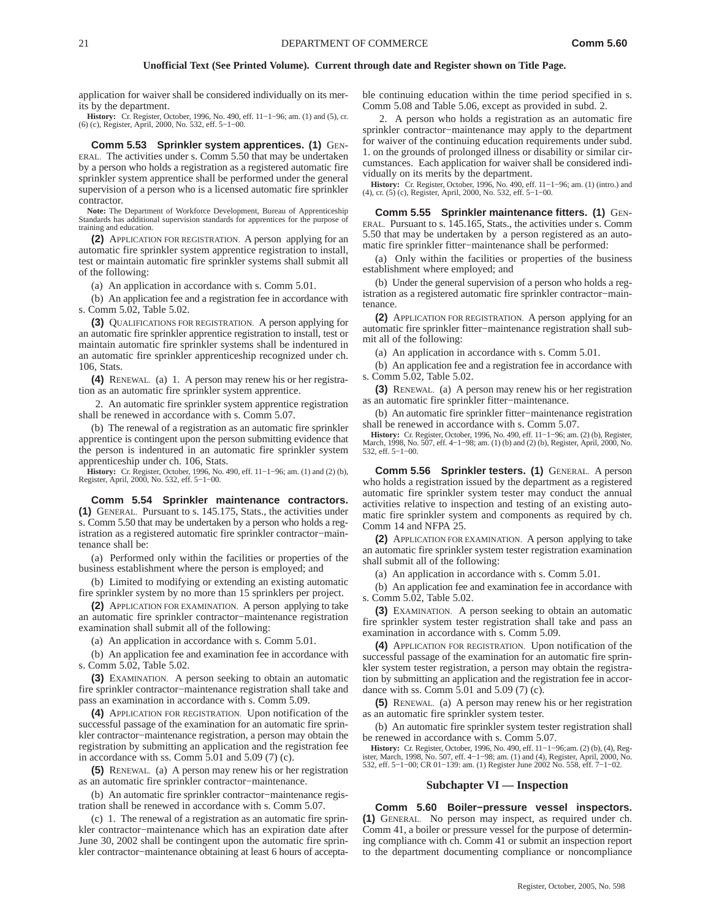application for waiver shall be considered individually on its merits by the department.

**History:** Cr. Register, October, 1996, No. 490, eff. 11−1−96; am. (1) and (5), cr. (6) (c), Register, April, 2000, No. 532, eff. 5−1−00.

**Comm 5.53 Sprinkler system apprentices. (1)** GENERAL. The activities under s. Comm 5.50 that may be undertaken by a person who holds a registration as a registered automatic fire sprinkler system apprentice shall be performed under the general supervision of a person who is a licensed automatic fire sprinkler contractor.

**Note:** The Department of Workforce Development, Bureau of Apprenticeship Standards has additional supervision standards for apprentices for the purpose of training and education.

**(2)** APPLICATION FOR REGISTRATION. A person applying for an automatic fire sprinkler system apprentice registration to install, test or maintain automatic fire sprinkler systems shall submit all of the following:

(a) An application in accordance with s. Comm 5.01.

(b) An application fee and a registration fee in accordance with s. Comm 5.02, Table 5.02.

**(3)** QUALIFICATIONS FOR REGISTRATION. A person applying for an automatic fire sprinkler apprentice registration to install, test or maintain automatic fire sprinkler systems shall be indentured in an automatic fire sprinkler apprenticeship recognized under ch. 106, Stats.

**(4)** RENEWAL. (a) 1. A person may renew his or her registration as an automatic fire sprinkler system apprentice.

2. An automatic fire sprinkler system apprentice registration shall be renewed in accordance with s. Comm 5.07.

(b) The renewal of a registration as an automatic fire sprinkler apprentice is contingent upon the person submitting evidence that the person is indentured in an automatic fire sprinkler system apprenticeship under ch. 106, Stats.

**History:** Cr. Register, October, 1996, No. 490, eff. 11−1−96; am. (1) and (2) (b), Register, April, 2000, No. 532, eff. 5−1−00.

**Comm 5.54 Sprinkler maintenance contractors. (1)** GENERAL. Pursuant to s. 145.175, Stats., the activities under s. Comm 5.50 that may be undertaken by a person who holds a registration as a registered automatic fire sprinkler contractor−maintenance shall be:

(a) Performed only within the facilities or properties of the business establishment where the person is employed; and

(b) Limited to modifying or extending an existing automatic fire sprinkler system by no more than 15 sprinklers per project.

**(2)** APPLICATION FOR EXAMINATION. A person applying to take an automatic fire sprinkler contractor−maintenance registration examination shall submit all of the following:

(a) An application in accordance with s. Comm 5.01.

(b) An application fee and examination fee in accordance with s. Comm 5.02, Table 5.02.

**(3)** EXAMINATION. A person seeking to obtain an automatic fire sprinkler contractor−maintenance registration shall take and pass an examination in accordance with s. Comm 5.09.

**(4)** APPLICATION FOR REGISTRATION. Upon notification of the successful passage of the examination for an automatic fire sprinkler contractor−maintenance registration, a person may obtain the registration by submitting an application and the registration fee in accordance with ss. Comm 5.01 and 5.09 (7) (c).

**(5)** RENEWAL. (a) A person may renew his or her registration as an automatic fire sprinkler contractor−maintenance.

(b) An automatic fire sprinkler contractor−maintenance registration shall be renewed in accordance with s. Comm 5.07.

(c) 1. The renewal of a registration as an automatic fire sprinkler contractor−maintenance which has an expiration date after June 30, 2002 shall be contingent upon the automatic fire sprinkler contractor−maintenance obtaining at least 6 hours of acceptable continuing education within the time period specified in s. Comm 5.08 and Table 5.06, except as provided in subd. 2.

2. A person who holds a registration as an automatic fire sprinkler contractor−maintenance may apply to the department for waiver of the continuing education requirements under subd. 1. on the grounds of prolonged illness or disability or similar circumstances. Each application for waiver shall be considered individually on its merits by the department.

**History:** Cr. Register, October, 1996, No. 490, eff. 11−1−96; am. (1) (intro.) and (4), cr. (5) (c), Register, April, 2000, No. 532, eff. 5−1−00.

**Comm 5.55 Sprinkler maintenance fitters. (1)** GENERAL. Pursuant to s. 145.165, Stats., the activities under s. Comm 5.50 that may be undertaken by a person registered as an automatic fire sprinkler fitter−maintenance shall be performed:

(a) Only within the facilities or properties of the business establishment where employed; and

(b) Under the general supervision of a person who holds a registration as a registered automatic fire sprinkler contractor−maintenance.

**(2)** APPLICATION FOR REGISTRATION. A person applying for an automatic fire sprinkler fitter−maintenance registration shall submit all of the following:

(a) An application in accordance with s. Comm 5.01.

(b) An application fee and a registration fee in accordance with s. Comm 5.02, Table 5.02.

**(3)** RENEWAL. (a) A person may renew his or her registration as an automatic fire sprinkler fitter−maintenance.

(b) An automatic fire sprinkler fitter−maintenance registration shall be renewed in accordance with s. Comm 5.07.

**History:** Cr. Register, October, 1996, No. 490, eff. 11−1−96; am. (2) (b), Register, March, 1998, No. 507, eff. 4−1−98; am. (1) (b) and (2) (b), Register, April, 2000, No. 532, eff. 5−1−00.

**Comm 5.56 Sprinkler testers. (1)** GENERAL. A person who holds a registration issued by the department as a registered automatic fire sprinkler system tester may conduct the annual activities relative to inspection and testing of an existing automatic fire sprinkler system and components as required by ch. Comm 14 and NFPA 25.

**(2)** APPLICATION FOR EXAMINATION. A person applying to take an automatic fire sprinkler system tester registration examination shall submit all of the following:

(a) An application in accordance with s. Comm 5.01.

(b) An application fee and examination fee in accordance with s. Comm 5.02, Table 5.02.

**(3)** EXAMINATION. A person seeking to obtain an automatic fire sprinkler system tester registration shall take and pass an examination in accordance with s. Comm 5.09.

**(4)** APPLICATION FOR REGISTRATION. Upon notification of the successful passage of the examination for an automatic fire sprinkler system tester registration, a person may obtain the registration by submitting an application and the registration fee in accordance with ss. Comm 5.01 and 5.09 (7) (c).

**(5)** RENEWAL. (a) A person may renew his or her registration as an automatic fire sprinkler system tester.

(b) An automatic fire sprinkler system tester registration shall be renewed in accordance with s. Comm 5.07.

**History:** Cr. Register, October, 1996, No. 490, eff. 11−1−96;am. (2) (b), (4), Register, March, 1998, No. 507, eff. 4−1−98; am. (1) and (4), Register, April, 2000, No. 532, eff. 5−1−00; CR 01−139: am. (1) Register June 2002 No. 558, eff. 7−1−02.

## Subchapter VI — Inspection

**Comm 5.60 Boiler−pressure vessel inspectors. (1)** GENERAL. No person may inspect, as required under ch. Comm 41, a boiler or pressure vessel for the purpose of determining compliance with ch. Comm 41 or submit an inspection report to the department documenting compliance or noncompliance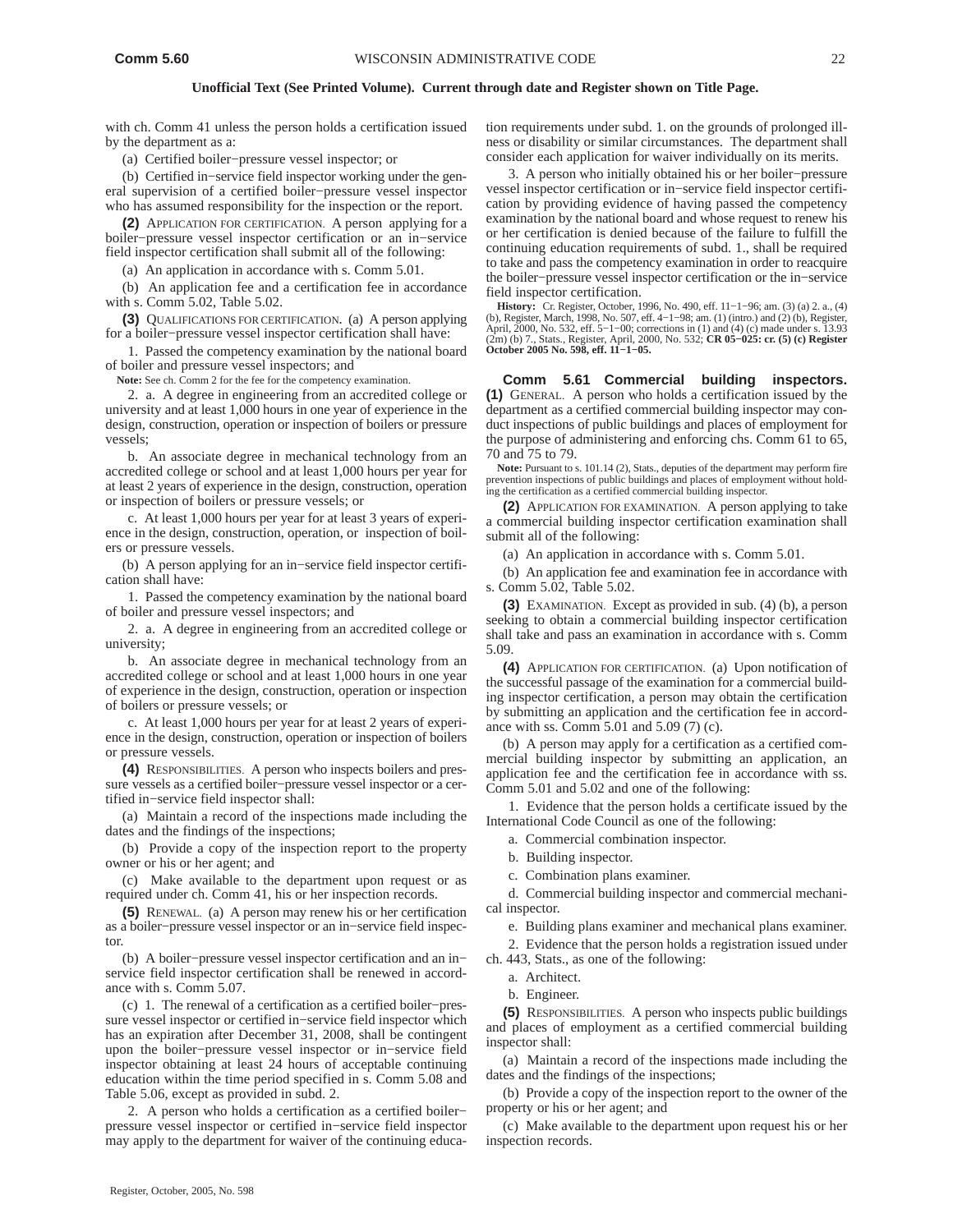**Unofficial Text (See Printed Volume). Current through date and Register shown on Title Page.**

with ch. Comm 41 unless the person holds a certification issued by the department as a:

(a) Certified boiler−pressure vessel inspector; or

(b) Certified in−service field inspector working under the general supervision of a certified boiler−pressure vessel inspector who has assumed responsibility for the inspection or the report.

**(2)** APPLICATION FOR CERTIFICATION. A person applying for a boiler−pressure vessel inspector certification or an in−service field inspector certification shall submit all of the following:

(a) An application in accordance with s. Comm 5.01.

(b) An application fee and a certification fee in accordance with s. Comm 5.02, Table 5.02.

**(3)** QUALIFICATIONS FOR CERTIFICATION. (a) A person applying for a boiler−pressure vessel inspector certification shall have:

1. Passed the competency examination by the national board of boiler and pressure vessel inspectors; and

**Note:** See ch. Comm 2 for the fee for the competency examination.

2. a. A degree in engineering from an accredited college or university and at least 1,000 hours in one year of experience in the design, construction, operation or inspection of boilers or pressure vessels;

b. An associate degree in mechanical technology from an accredited college or school and at least 1,000 hours per year for at least 2 years of experience in the design, construction, operation or inspection of boilers or pressure vessels; or

c. At least 1,000 hours per year for at least 3 years of experience in the design, construction, operation, or inspection of boilers or pressure vessels.

(b) A person applying for an in−service field inspector certification shall have:

1. Passed the competency examination by the national board of boiler and pressure vessel inspectors; and

2. a. A degree in engineering from an accredited college or university;

b. An associate degree in mechanical technology from an accredited college or school and at least 1,000 hours in one year of experience in the design, construction, operation or inspection of boilers or pressure vessels; or

c. At least 1,000 hours per year for at least 2 years of experience in the design, construction, operation or inspection of boilers or pressure vessels.

**(4)** RESPONSIBILITIES. A person who inspects boilers and pressure vessels as a certified boiler−pressure vessel inspector or a certified in−service field inspector shall:

(a) Maintain a record of the inspections made including the dates and the findings of the inspections;

(b) Provide a copy of the inspection report to the property owner or his or her agent; and

(c) Make available to the department upon request or as required under ch. Comm 41, his or her inspection records.

**(5)** RENEWAL. (a) A person may renew his or her certification as a boiler−pressure vessel inspector or an in−service field inspector.

(b) A boiler−pressure vessel inspector certification and an in−service field inspector certification shall be renewed in accordance with s. Comm 5.07.

(c) 1. The renewal of a certification as a certified boiler−pressure vessel inspector or certified in−service field inspector which has an expiration after December 31, 2008, shall be contingent upon the boiler−pressure vessel inspector or in−service field inspector obtaining at least 24 hours of acceptable continuing education within the time period specified in s. Comm 5.08 and Table 5.06, except as provided in subd. 2.

2. A person who holds a certification as a certified boiler−pressure vessel inspector or certified in−service field inspector may apply to the department for waiver of the continuing education requirements under subd. 1. on the grounds of prolonged illness or disability or similar circumstances. The department shall consider each application for waiver individually on its merits.

3. A person who initially obtained his or her boiler−pressure vessel inspector certification or in−service field inspector certification by providing evidence of having passed the competency examination by the national board and whose request to renew his or her certification is denied because of the failure to fulfill the continuing education requirements of subd. 1., shall be required to take and pass the competency examination in order to reacquire the boiler−pressure vessel inspector certification or the in−service field inspector certification.

**History:** Cr. Register, October, 1996, No. 490, eff. 11−1−96; am. (3) (a) 2. a., (4) (b), Register, March, 1998, No. 507, eff. 4−1−98; am. (1) (intro.) and (2) (b), Register, April, 2000, No. 532, eff. 5−1−00; corrections in (1) and (4) (c) made under s. 13.93 (2m) (b) 7., Stats., Register, April, 2000, No. 532; **CR 05−025: cr. (5) (c) Register October 2005 No. 598, eff. 11−1−05.**

### Comm 5.61 Commercial building inspectors.

**(1)** GENERAL. A person who holds a certification issued by the department as a certified commercial building inspector may conduct inspections of public buildings and places of employment for the purpose of administering and enforcing chs. Comm 61 to 65, 70 and 75 to 79.

**Note:** Pursuant to s. 101.14 (2), Stats., deputies of the department may perform fire prevention inspections of public buildings and places of employment without holding the certification as a certified commercial building inspector.

**(2)** APPLICATION FOR EXAMINATION. A person applying to take a commercial building inspector certification examination shall submit all of the following:

(a) An application in accordance with s. Comm 5.01.

(b) An application fee and examination fee in accordance with s. Comm 5.02, Table 5.02.

**(3)** EXAMINATION. Except as provided in sub. (4) (b), a person seeking to obtain a commercial building inspector certification shall take and pass an examination in accordance with s. Comm 5.09.

**(4)** APPLICATION FOR CERTIFICATION. (a) Upon notification of the successful passage of the examination for a commercial building inspector certification, a person may obtain the certification by submitting an application and the certification fee in accordance with ss. Comm 5.01 and 5.09 (7) (c).

(b) A person may apply for a certification as a certified commercial building inspector by submitting an application, an application fee and the certification fee in accordance with ss. Comm 5.01 and 5.02 and one of the following:

1. Evidence that the person holds a certificate issued by the International Code Council as one of the following:

a. Commercial combination inspector.

b. Building inspector.

c. Combination plans examiner.

d. Commercial building inspector and commercial mechanical inspector.

e. Building plans examiner and mechanical plans examiner.

2. Evidence that the person holds a registration issued under ch. 443, Stats., as one of the following:

a. Architect.

b. Engineer.

**(5)** RESPONSIBILITIES. A person who inspects public buildings and places of employment as a certified commercial building inspector shall:

(a) Maintain a record of the inspections made including the dates and the findings of the inspections;

(b) Provide a copy of the inspection report to the owner of the property or his or her agent; and

(c) Make available to the department upon request his or her inspection records.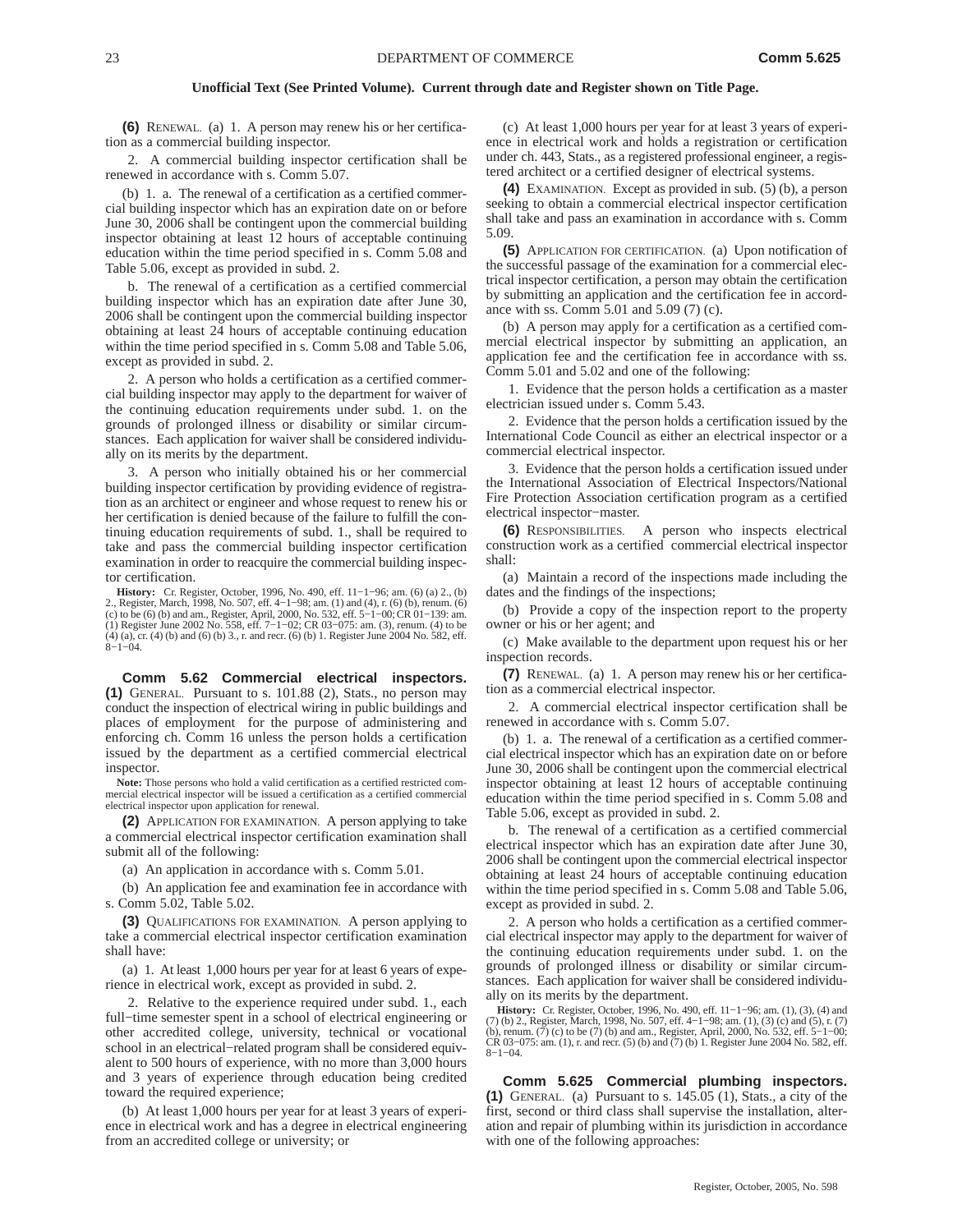**(6)** RENEWAL. (a) 1. A person may renew his or her certification as a commercial building inspector.

2. A commercial building inspector certification shall be renewed in accordance with s. Comm 5.07.

(b) 1. a. The renewal of a certification as a certified commercial building inspector which has an expiration date on or before June 30, 2006 shall be contingent upon the commercial building inspector obtaining at least 12 hours of acceptable continuing education within the time period specified in s. Comm 5.08 and Table 5.06, except as provided in subd. 2.

b. The renewal of a certification as a certified commercial building inspector which has an expiration date after June 30, 2006 shall be contingent upon the commercial building inspector obtaining at least 24 hours of acceptable continuing education within the time period specified in s. Comm 5.08 and Table 5.06, except as provided in subd. 2.

2. A person who holds a certification as a certified commercial building inspector may apply to the department for waiver of the continuing education requirements under subd. 1. on the grounds of prolonged illness or disability or similar circumstances. Each application for waiver shall be considered individually on its merits by the department.

3. A person who initially obtained his or her commercial building inspector certification by providing evidence of registration as an architect or engineer and whose request to renew his or her certification is denied because of the failure to fulfill the continuing education requirements of subd. 1., shall be required to take and pass the commercial building inspector certification examination in order to reacquire the commercial building inspector certification.

**History:** Cr. Register, October, 1996, No. 490, eff. 11−1−96; am. (6) (a) 2., (b) 2., Register, March, 1998, No. 507, eff. 4−1−98; am. (1) and (4), r. (6) (b), renum. (6) (c) to be (6) (b) and am., Register, April, 2000, No. 532, eff. 5−1−00; CR 01−139: am. (1) Register June 2002 No. 558, eff. 7−1−02; CR 03−075: am. (3), renum. (4) to be (4) (a), cr. (4) (b) and (6) (b) 3., r. and recr. (6) (b) 1. Register June 2004 No. 582, eff. 8−1−04.

**Comm 5.62 Commercial electrical inspectors.** **(1)** GENERAL. Pursuant to s. 101.88 (2), Stats., no person may conduct the inspection of electrical wiring in public buildings and places of employment for the purpose of administering and enforcing ch. Comm 16 unless the person holds a certification issued by the department as a certified commercial electrical inspector.

**Note:** Those persons who hold a valid certification as a certified restricted commercial electrical inspector will be issued a certification as a certified commercial electrical inspector upon application for renewal.

**(2)** APPLICATION FOR EXAMINATION. A person applying to take a commercial electrical inspector certification examination shall submit all of the following:

(a) An application in accordance with s. Comm 5.01.

(b) An application fee and examination fee in accordance with s. Comm 5.02, Table 5.02.

**(3)** QUALIFICATIONS FOR EXAMINATION. A person applying to take a commercial electrical inspector certification examination shall have:

(a) 1. At least 1,000 hours per year for at least 6 years of experience in electrical work, except as provided in subd. 2.

2. Relative to the experience required under subd. 1., each full−time semester spent in a school of electrical engineering or other accredited college, university, technical or vocational school in an electrical−related program shall be considered equivalent to 500 hours of experience, with no more than 3,000 hours and 3 years of experience through education being credited toward the required experience;

(b) At least 1,000 hours per year for at least 3 years of experience in electrical work and has a degree in electrical engineering from an accredited college or university; or

(c) At least 1,000 hours per year for at least 3 years of experience in electrical work and holds a registration or certification under ch. 443, Stats., as a registered professional engineer, a registered architect or a certified designer of electrical systems.

**(4)** EXAMINATION. Except as provided in sub. (5) (b), a person seeking to obtain a commercial electrical inspector certification shall take and pass an examination in accordance with s. Comm 5.09.

**(5)** APPLICATION FOR CERTIFICATION. (a) Upon notification of the successful passage of the examination for a commercial electrical inspector certification, a person may obtain the certification by submitting an application and the certification fee in accordance with ss. Comm 5.01 and 5.09 (7) (c).

(b) A person may apply for a certification as a certified commercial electrical inspector by submitting an application, an application fee and the certification fee in accordance with ss. Comm 5.01 and 5.02 and one of the following:

1. Evidence that the person holds a certification as a master electrician issued under s. Comm 5.43.

2. Evidence that the person holds a certification issued by the International Code Council as either an electrical inspector or a commercial electrical inspector.

3. Evidence that the person holds a certification issued under the International Association of Electrical Inspectors/National Fire Protection Association certification program as a certified electrical inspector−master.

**(6)** RESPONSIBILITIES. A person who inspects electrical construction work as a certified commercial electrical inspector shall:

(a) Maintain a record of the inspections made including the dates and the findings of the inspections;

(b) Provide a copy of the inspection report to the property owner or his or her agent; and

(c) Make available to the department upon request his or her inspection records.

**(7)** RENEWAL. (a) 1. A person may renew his or her certification as a commercial electrical inspector.

2. A commercial electrical inspector certification shall be renewed in accordance with s. Comm 5.07.

(b) 1. a. The renewal of a certification as a certified commercial electrical inspector which has an expiration date on or before June 30, 2006 shall be contingent upon the commercial electrical inspector obtaining at least 12 hours of acceptable continuing education within the time period specified in s. Comm 5.08 and Table 5.06, except as provided in subd. 2.

b. The renewal of a certification as a certified commercial electrical inspector which has an expiration date after June 30, 2006 shall be contingent upon the commercial electrical inspector obtaining at least 24 hours of acceptable continuing education within the time period specified in s. Comm 5.08 and Table 5.06, except as provided in subd. 2.

2. A person who holds a certification as a certified commercial electrical inspector may apply to the department for waiver of the continuing education requirements under subd. 1. on the grounds of prolonged illness or disability or similar circumstances. Each application for waiver shall be considered individually on its merits by the department.

**History:** Cr. Register, October, 1996, No. 490, eff. 11−1−96; am. (1), (3), (4) and (7) (b) 2., Register, March, 1998, No. 507, eff. 4−1−98; am. (1), (3) (c) and (5), r. (7) (b), renum. (7) (c) to be (7) (b) and am., Register, April, 2000, No. 532, eff. 5−1−00; CR 03−075: am. (1), r. and recr. (5) (b) and (7) (b) 1. Register June 2004 No. 582, eff. 8−1−04.

**Comm 5.625 Commercial plumbing inspectors.** **(1)** GENERAL. (a) Pursuant to s. 145.05 (1), Stats., a city of the first, second or third class shall supervise the installation, alteration and repair of plumbing within its jurisdiction in accordance with one of the following approaches: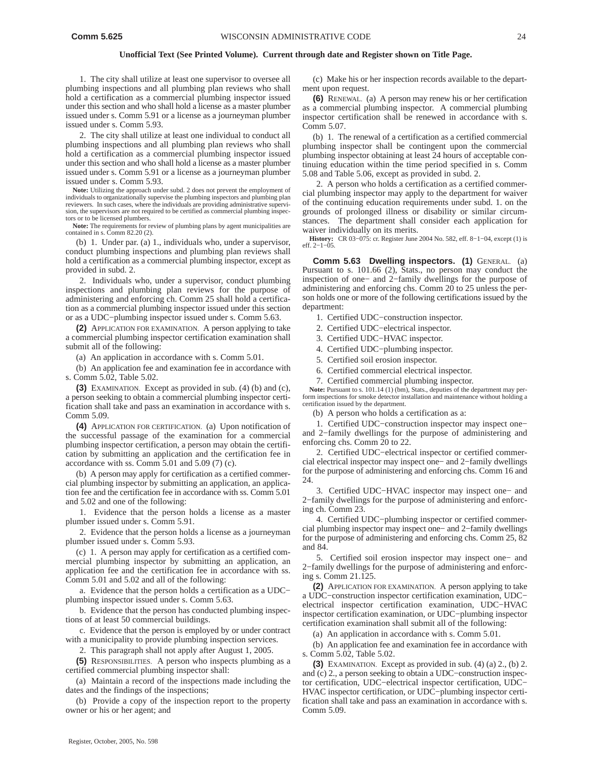**Unofficial Text (See Printed Volume). Current through date and Register shown on Title Page.**

1. The city shall utilize at least one supervisor to oversee all plumbing inspections and all plumbing plan reviews who shall hold a certification as a commercial plumbing inspector issued under this section and who shall hold a license as a master plumber issued under s. Comm 5.91 or a license as a journeyman plumber issued under s. Comm 5.93.

2. The city shall utilize at least one individual to conduct all plumbing inspections and all plumbing plan reviews who shall hold a certification as a commercial plumbing inspector issued under this section and who shall hold a license as a master plumber issued under s. Comm 5.91 or a license as a journeyman plumber issued under s. Comm 5.93.

**Note:** Utilizing the approach under subd. 2 does not prevent the employment of individuals to organizationally supervise the plumbing inspectors and plumbing plan reviewers. In such cases, where the individuals are providing administrative supervision, the supervisors are not required to be certified as commercial plumbing inspectors or to be licensed plumbers.

**Note:** The requirements for review of plumbing plans by agent municipalities are contained in s. Comm 82.20 (2).

(b) 1. Under par. (a) 1., individuals who, under a supervisor, conduct plumbing inspections and plumbing plan reviews shall hold a certification as a commercial plumbing inspector, except as provided in subd. 2.

2. Individuals who, under a supervisor, conduct plumbing inspections and plumbing plan reviews for the purpose of administering and enforcing ch. Comm 25 shall hold a certification as a commercial plumbing inspector issued under this section or as a UDC−plumbing inspector issued under s. Comm 5.63.

**(2)** APPLICATION FOR EXAMINATION. A person applying to take a commercial plumbing inspector certification examination shall submit all of the following:

(a) An application in accordance with s. Comm 5.01.

(b) An application fee and examination fee in accordance with s. Comm 5.02, Table 5.02.

**(3)** EXAMINATION. Except as provided in sub. (4) (b) and (c), a person seeking to obtain a commercial plumbing inspector certification shall take and pass an examination in accordance with s. Comm 5.09.

**(4)** APPLICATION FOR CERTIFICATION. (a) Upon notification of the successful passage of the examination for a commercial plumbing inspector certification, a person may obtain the certification by submitting an application and the certification fee in accordance with ss. Comm 5.01 and 5.09 (7) (c).

(b) A person may apply for certification as a certified commercial plumbing inspector by submitting an application, an application fee and the certification fee in accordance with ss. Comm 5.01 and 5.02 and one of the following:

1. Evidence that the person holds a license as a master plumber issued under s. Comm 5.91.

2. Evidence that the person holds a license as a journeyman plumber issued under s. Comm 5.93.

(c) 1. A person may apply for certification as a certified commercial plumbing inspector by submitting an application, an application fee and the certification fee in accordance with ss. Comm 5.01 and 5.02 and all of the following:

a. Evidence that the person holds a certification as a UDC−plumbing inspector issued under s. Comm 5.63.

b. Evidence that the person has conducted plumbing inspections of at least 50 commercial buildings.

c. Evidence that the person is employed by or under contract with a municipality to provide plumbing inspection services.

2. This paragraph shall not apply after August 1, 2005.

**(5)** RESPONSIBILITIES. A person who inspects plumbing as a certified commercial plumbing inspector shall:

(a) Maintain a record of the inspections made including the dates and the findings of the inspections;

(b) Provide a copy of the inspection report to the property owner or his or her agent; and

(c) Make his or her inspection records available to the department upon request.

**(6)** RENEWAL. (a) A person may renew his or her certification as a commercial plumbing inspector. A commercial plumbing inspector certification shall be renewed in accordance with s. Comm 5.07.

(b) 1. The renewal of a certification as a certified commercial plumbing inspector shall be contingent upon the commercial plumbing inspector obtaining at least 24 hours of acceptable continuing education within the time period specified in s. Comm 5.08 and Table 5.06, except as provided in subd. 2.

2. A person who holds a certification as a certified commercial plumbing inspector may apply to the department for waiver of the continuing education requirements under subd. 1. on the grounds of prolonged illness or disability or similar circumstances. The department shall consider each application for waiver individually on its merits.

**History:** CR 03−075: cr. Register June 2004 No. 582, eff. 8−1−04, except (1) is eff. 2−1−05.

**Comm 5.63 Dwelling inspectors. (1)** GENERAL. (a) Pursuant to s. 101.66 (2), Stats., no person may conduct the inspection of one− and 2−family dwellings for the purpose of administering and enforcing chs. Comm 20 to 25 unless the person holds one or more of the following certifications issued by the department:

1. Certified UDC−construction inspector.
2. Certified UDC−electrical inspector.
3. Certified UDC−HVAC inspector.
4. Certified UDC−plumbing inspector.
5. Certified soil erosion inspector.
6. Certified commercial electrical inspector.
7. Certified commercial plumbing inspector.

**Note:** Pursuant to s. 101.14 (1) (bm), Stats., deputies of the department may perform inspections for smoke detector installation and maintenance without holding a certification issued by the department.

(b) A person who holds a certification as a:

1. Certified UDC−construction inspector may inspect one− and 2−family dwellings for the purpose of administering and enforcing chs. Comm 20 to 22.

2. Certified UDC−electrical inspector or certified commercial electrical inspector may inspect one− and 2−family dwellings for the purpose of administering and enforcing chs. Comm 16 and 24.

3. Certified UDC−HVAC inspector may inspect one− and 2−family dwellings for the purpose of administering and enforcing ch. Comm 23.

4. Certified UDC−plumbing inspector or certified commercial plumbing inspector may inspect one− and 2−family dwellings for the purpose of administering and enforcing chs. Comm 25, 82 and 84.

5. Certified soil erosion inspector may inspect one− and 2−family dwellings for the purpose of administering and enforcing s. Comm 21.125.

**(2)** APPLICATION FOR EXAMINATION. A person applying to take a UDC−construction inspector certification examination, UDC−electrical inspector certification examination, UDC−HVAC inspector certification examination, or UDC−plumbing inspector certification examination shall submit all of the following:

(a) An application in accordance with s. Comm 5.01.

(b) An application fee and examination fee in accordance with s. Comm 5.02, Table 5.02.

**(3)** EXAMINATION. Except as provided in sub. (4) (a) 2., (b) 2. and (c) 2., a person seeking to obtain a UDC−construction inspector certification, UDC−electrical inspector certification, UDC−HVAC inspector certification, or UDC−plumbing inspector certification shall take and pass an examination in accordance with s. Comm 5.09.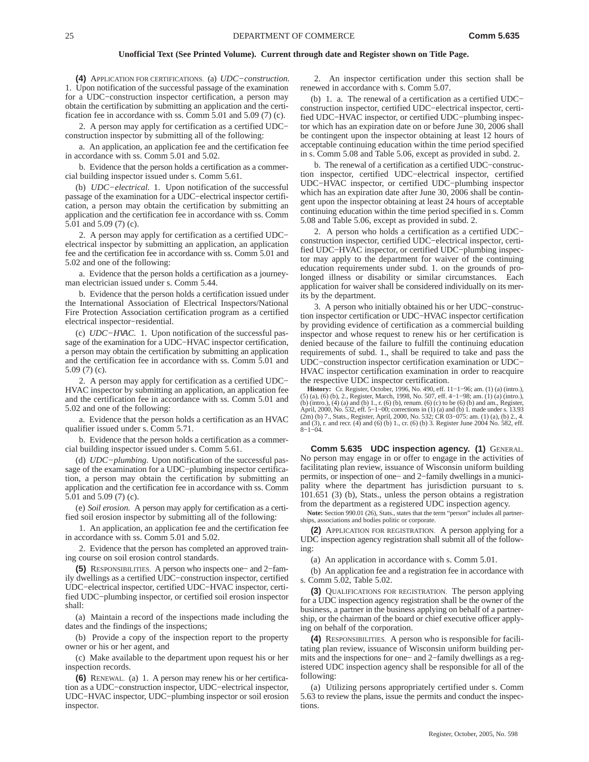**Unofficial Text (See Printed Volume). Current through date and Register shown on Title Page.**

**(4)** APPLICATION FOR CERTIFICATIONS. (a) *UDC−construction.* 1. Upon notification of the successful passage of the examination for a UDC−construction inspector certification, a person may obtain the certification by submitting an application and the certification fee in accordance with ss. Comm 5.01 and 5.09 (7) (c).

2. A person may apply for certification as a certified UDC−construction inspector by submitting all of the following:

a. An application, an application fee and the certification fee in accordance with ss. Comm 5.01 and 5.02.

b. Evidence that the person holds a certification as a commercial building inspector issued under s. Comm 5.61.

(b) *UDC−electrical.* 1. Upon notification of the successful passage of the examination for a UDC−electrical inspector certification, a person may obtain the certification by submitting an application and the certification fee in accordance with ss. Comm 5.01 and 5.09 (7) (c).

2. A person may apply for certification as a certified UDC−electrical inspector by submitting an application, an application fee and the certification fee in accordance with ss. Comm 5.01 and 5.02 and one of the following:

a. Evidence that the person holds a certification as a journeyman electrician issued under s. Comm 5.44.

b. Evidence that the person holds a certification issued under the International Association of Electrical Inspectors/National Fire Protection Association certification program as a certified electrical inspector−residential.

(c) *UDC−HVAC.* 1. Upon notification of the successful passage of the examination for a UDC−HVAC inspector certification, a person may obtain the certification by submitting an application and the certification fee in accordance with ss. Comm 5.01 and 5.09 (7) (c).

2. A person may apply for certification as a certified UDC−HVAC inspector by submitting an application, an application fee and the certification fee in accordance with ss. Comm 5.01 and 5.02 and one of the following:

a. Evidence that the person holds a certification as an HVAC qualifier issued under s. Comm 5.71.

b. Evidence that the person holds a certification as a commercial building inspector issued under s. Comm 5.61.

(d) *UDC−plumbing.* Upon notification of the successful passage of the examination for a UDC−plumbing inspector certification, a person may obtain the certification by submitting an application and the certification fee in accordance with ss. Comm 5.01 and 5.09 (7) (c).

(e) *Soil erosion.* A person may apply for certification as a certified soil erosion inspector by submitting all of the following:

1. An application, an application fee and the certification fee in accordance with ss. Comm 5.01 and 5.02.

2. Evidence that the person has completed an approved training course on soil erosion control standards.

**(5)** RESPONSIBILITIES. A person who inspects one− and 2−family dwellings as a certified UDC−construction inspector, certified UDC−electrical inspector, certified UDC−HVAC inspector, certified UDC−plumbing inspector, or certified soil erosion inspector shall:

(a) Maintain a record of the inspections made including the dates and the findings of the inspections;

(b) Provide a copy of the inspection report to the property owner or his or her agent, and

(c) Make available to the department upon request his or her inspection records.

**(6)** RENEWAL. (a) 1. A person may renew his or her certification as a UDC−construction inspector, UDC−electrical inspector, UDC−HVAC inspector, UDC−plumbing inspector or soil erosion inspector.

2. An inspector certification under this section shall be renewed in accordance with s. Comm 5.07.

(b) 1. a. The renewal of a certification as a certified UDC−construction inspector, certified UDC−electrical inspector, certified UDC−HVAC inspector, or certified UDC−plumbing inspector which has an expiration date on or before June 30, 2006 shall be contingent upon the inspector obtaining at least 12 hours of acceptable continuing education within the time period specified in s. Comm 5.08 and Table 5.06, except as provided in subd. 2.

b. The renewal of a certification as a certified UDC−construction inspector, certified UDC−electrical inspector, certified UDC−HVAC inspector, or certified UDC−plumbing inspector which has an expiration date after June 30, 2006 shall be contingent upon the inspector obtaining at least 24 hours of acceptable continuing education within the time period specified in s. Comm 5.08 and Table 5.06, except as provided in subd. 2.

2. A person who holds a certification as a certified UDC−construction inspector, certified UDC−electrical inspector, certified UDC−HVAC inspector, or certified UDC−plumbing inspector may apply to the department for waiver of the continuing education requirements under subd. 1. on the grounds of prolonged illness or disability or similar circumstances. Each application for waiver shall be considered individually on its merits by the department.

3. A person who initially obtained his or her UDC−construction inspector certification or UDC−HVAC inspector certification by providing evidence of certification as a commercial building inspector and whose request to renew his or her certification is denied because of the failure to fulfill the continuing education requirements of subd. 1., shall be required to take and pass the UDC−construction inspector certification examination or UDC−HVAC inspector certification examination in order to reacquire the respective UDC inspector certification.

**History:** Cr. Register, October, 1996, No. 490, eff. 11−1−96; am. (1) (a) (intro.), (5) (a), (6) (b), 2., Register, March, 1998, No. 507, eff. 4−1−98; am. (1) (a) (intro.), (b) (intro.), (4) (a) and (b) 1., r. (6) (b), renum. (6) (c) to be (6) (b) and am., Register, April, 2000, No. 532, eff. 5−1−00; corrections in (1) (a) and (b) 1. made under s. 13.93 (2m) (b) 7., Stats., Register, April, 2000, No. 532; CR 03−075: am. (1) (a), (b) 2., 4. and (3), r. and recr. (4) and (6) (b) 1., cr. (6) (b) 3. Register June 2004 No. 582, eff. 8−1−04.

**Comm 5.635 UDC inspection agency. (1)** GENERAL. No person may engage in or offer to engage in the activities of facilitating plan review, issuance of Wisconsin uniform building permits, or inspection of one− and 2−family dwellings in a municipality where the department has jurisdiction pursuant to s. 101.651 (3) (b), Stats., unless the person obtains a registration from the department as a registered UDC inspection agency.

**Note:** Section 990.01 (26), Stats., states that the term "person" includes all partnerships, associations and bodies politic or corporate.

**(2)** APPLICATION FOR REGISTRATION. A person applying for a UDC inspection agency registration shall submit all of the following:

(a) An application in accordance with s. Comm 5.01.

(b) An application fee and a registration fee in accordance with s. Comm 5.02, Table 5.02.

**(3)** QUALIFICATIONS FOR REGISTRATION. The person applying for a UDC inspection agency registration shall be the owner of the business, a partner in the business applying on behalf of a partnership, or the chairman of the board or chief executive officer applying on behalf of the corporation.

**(4)** RESPONSIBILITIES. A person who is responsible for facilitating plan review, issuance of Wisconsin uniform building permits and the inspections for one− and 2−family dwellings as a registered UDC inspection agency shall be responsible for all of the following:

(a) Utilizing persons appropriately certified under s. Comm 5.63 to review the plans, issue the permits and conduct the inspections.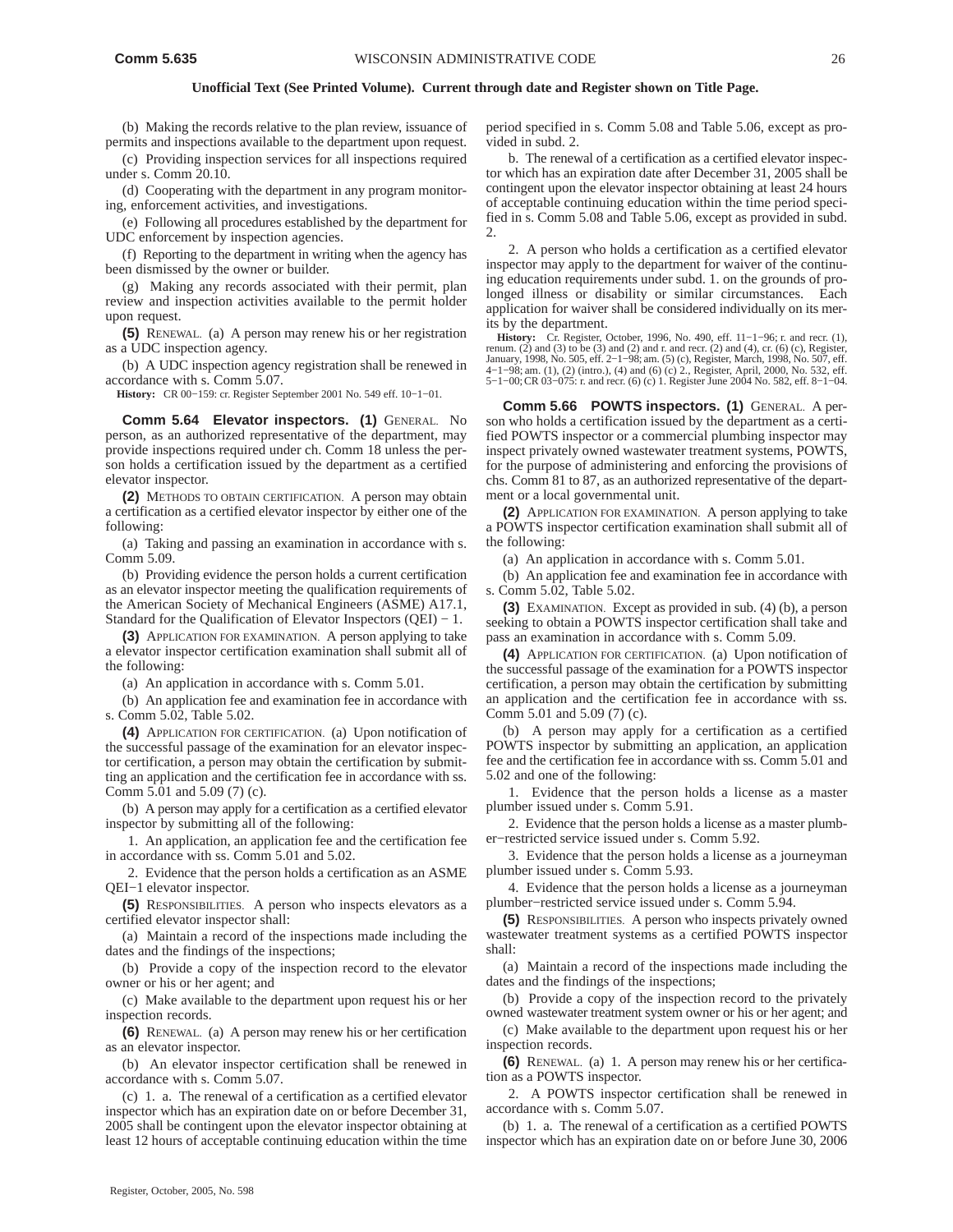**Unofficial Text (See Printed Volume). Current through date and Register shown on Title Page.**

(b) Making the records relative to the plan review, issuance of permits and inspections available to the department upon request.

(c) Providing inspection services for all inspections required under s. Comm 20.10.

(d) Cooperating with the department in any program monitoring, enforcement activities, and investigations.

(e) Following all procedures established by the department for UDC enforcement by inspection agencies.

(f) Reporting to the department in writing when the agency has been dismissed by the owner or builder.

(g) Making any records associated with their permit, plan review and inspection activities available to the permit holder upon request.

**(5)** RENEWAL. (a) A person may renew his or her registration as a UDC inspection agency.

(b) A UDC inspection agency registration shall be renewed in accordance with s. Comm 5.07.

**History:** CR 00−159: cr. Register September 2001 No. 549 eff. 10−1−01.

**Comm 5.64 Elevator inspectors. (1)** GENERAL. No person, as an authorized representative of the department, may provide inspections required under ch. Comm 18 unless the person holds a certification issued by the department as a certified elevator inspector.

**(2)** METHODS TO OBTAIN CERTIFICATION. A person may obtain a certification as a certified elevator inspector by either one of the following:

(a) Taking and passing an examination in accordance with s. Comm 5.09.

(b) Providing evidence the person holds a current certification as an elevator inspector meeting the qualification requirements of the American Society of Mechanical Engineers (ASME) A17.1, Standard for the Qualification of Elevator Inspectors (QEI) − 1.

**(3)** APPLICATION FOR EXAMINATION. A person applying to take a elevator inspector certification examination shall submit all of the following:

(a) An application in accordance with s. Comm 5.01.

(b) An application fee and examination fee in accordance with s. Comm 5.02, Table 5.02.

**(4)** APPLICATION FOR CERTIFICATION. (a) Upon notification of the successful passage of the examination for an elevator inspector certification, a person may obtain the certification by submitting an application and the certification fee in accordance with ss. Comm 5.01 and 5.09 (7) (c).

(b) A person may apply for a certification as a certified elevator inspector by submitting all of the following:

1. An application, an application fee and the certification fee in accordance with ss. Comm 5.01 and 5.02.

2. Evidence that the person holds a certification as an ASME QEI−1 elevator inspector.

**(5)** RESPONSIBILITIES. A person who inspects elevators as a certified elevator inspector shall:

(a) Maintain a record of the inspections made including the dates and the findings of the inspections;

(b) Provide a copy of the inspection record to the elevator owner or his or her agent; and

(c) Make available to the department upon request his or her inspection records.

**(6)** RENEWAL. (a) A person may renew his or her certification as an elevator inspector.

(b) An elevator inspector certification shall be renewed in accordance with s. Comm 5.07.

(c) 1. a. The renewal of a certification as a certified elevator inspector which has an expiration date on or before December 31, 2005 shall be contingent upon the elevator inspector obtaining at least 12 hours of acceptable continuing education within the time period specified in s. Comm 5.08 and Table 5.06, except as provided in subd. 2.

b. The renewal of a certification as a certified elevator inspector which has an expiration date after December 31, 2005 shall be contingent upon the elevator inspector obtaining at least 24 hours of acceptable continuing education within the time period specified in s. Comm 5.08 and Table 5.06, except as provided in subd. 2.

2. A person who holds a certification as a certified elevator inspector may apply to the department for waiver of the continuing education requirements under subd. 1. on the grounds of prolonged illness or disability or similar circumstances. Each application for waiver shall be considered individually on its merits by the department.

**History:** Cr. Register, October, 1996, No. 490, eff. 11−1−96; r. and recr. (1), renum. (2) and (3) to be (3) and (2) and r. and recr. (2) and (4), cr. (6) (c), Register, January, 1998, No. 505, eff. 2−1−98; am. (5) (c), Register, March, 1998, No. 507, eff. 4−1−98; am. (1), (2) (intro.), (4) and (6) (c) 2., Register, April, 2000, No. 532, eff. 5−1−00; CR 03−075: r. and recr. (6) (c) 1. Register June 2004 No. 582, eff. 8−1−04.

**Comm 5.66 POWTS inspectors. (1)** GENERAL. A person who holds a certification issued by the department as a certified POWTS inspector or a commercial plumbing inspector may inspect privately owned wastewater treatment systems, POWTS, for the purpose of administering and enforcing the provisions of chs. Comm 81 to 87, as an authorized representative of the department or a local governmental unit.

**(2)** APPLICATION FOR EXAMINATION. A person applying to take a POWTS inspector certification examination shall submit all of the following:

(a) An application in accordance with s. Comm 5.01.

(b) An application fee and examination fee in accordance with s. Comm 5.02, Table 5.02.

**(3)** EXAMINATION. Except as provided in sub. (4) (b), a person seeking to obtain a POWTS inspector certification shall take and pass an examination in accordance with s. Comm 5.09.

**(4)** APPLICATION FOR CERTIFICATION. (a) Upon notification of the successful passage of the examination for a POWTS inspector certification, a person may obtain the certification by submitting an application and the certification fee in accordance with ss. Comm 5.01 and 5.09 (7) (c).

(b) A person may apply for a certification as a certified POWTS inspector by submitting an application, an application fee and the certification fee in accordance with ss. Comm 5.01 and 5.02 and one of the following:

1. Evidence that the person holds a license as a master plumber issued under s. Comm 5.91.

2. Evidence that the person holds a license as a master plumber−restricted service issued under s. Comm 5.92.

3. Evidence that the person holds a license as a journeyman plumber issued under s. Comm 5.93.

4. Evidence that the person holds a license as a journeyman plumber−restricted service issued under s. Comm 5.94.

**(5)** RESPONSIBILITIES. A person who inspects privately owned wastewater treatment systems as a certified POWTS inspector shall:

(a) Maintain a record of the inspections made including the dates and the findings of the inspections;

(b) Provide a copy of the inspection record to the privately owned wastewater treatment system owner or his or her agent; and

(c) Make available to the department upon request his or her inspection records.

**(6)** RENEWAL. (a) 1. A person may renew his or her certification as a POWTS inspector.

2. A POWTS inspector certification shall be renewed in accordance with s. Comm 5.07.

(b) 1. a. The renewal of a certification as a certified POWTS inspector which has an expiration date on or before June 30, 2006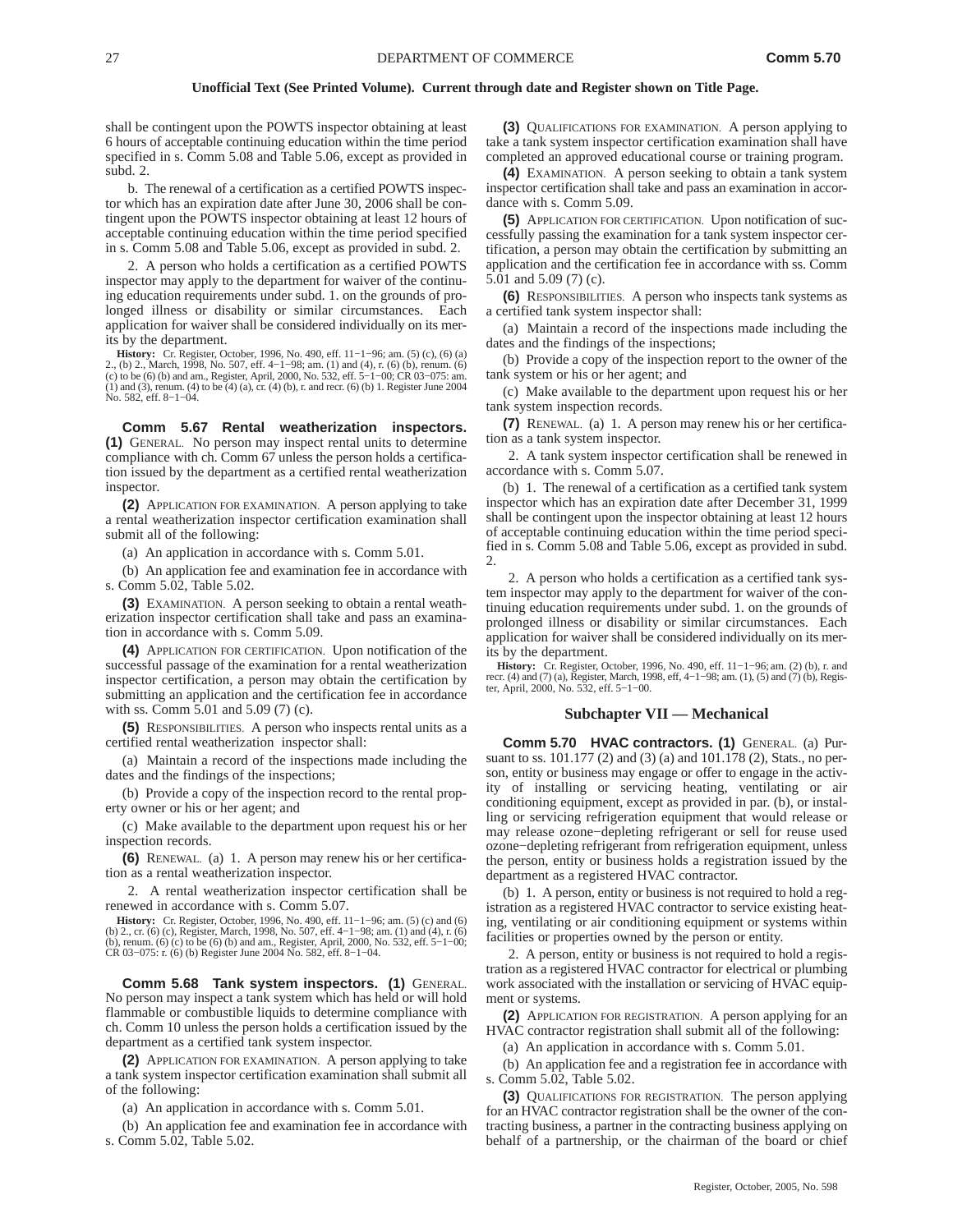shall be contingent upon the POWTS inspector obtaining at least 6 hours of acceptable continuing education within the time period specified in s. Comm 5.08 and Table 5.06, except as provided in subd. 2.

b. The renewal of a certification as a certified POWTS inspector which has an expiration date after June 30, 2006 shall be contingent upon the POWTS inspector obtaining at least 12 hours of acceptable continuing education within the time period specified in s. Comm 5.08 and Table 5.06, except as provided in subd. 2.

2. A person who holds a certification as a certified POWTS inspector may apply to the department for waiver of the continuing education requirements under subd. 1. on the grounds of prolonged illness or disability or similar circumstances. Each application for waiver shall be considered individually on its merits by the department.

**History:** Cr. Register, October, 1996, No. 490, eff. 11−1−96; am. (5) (c), (6) (a) 2., (b) 2., March, 1998, No. 507, eff. 4−1−98; am. (1) and (4), r. (6) (b), renum. (6) (c) to be (6) (b) and am., Register, April, 2000, No. 532, eff. 5−1−00; CR 03−075: am. (1) and (3), renum. (4) to be (4) (a), cr. (4) (b), r. and recr. (6) (b) 1. Register June 2004 No. 582, eff. 8−1−04.

**Comm 5.67 Rental weatherization inspectors.** **(1)** GENERAL. No person may inspect rental units to determine compliance with ch. Comm 67 unless the person holds a certification issued by the department as a certified rental weatherization inspector.

**(2)** APPLICATION FOR EXAMINATION. A person applying to take a rental weatherization inspector certification examination shall submit all of the following:

(a) An application in accordance with s. Comm 5.01.

(b) An application fee and examination fee in accordance with s. Comm 5.02, Table 5.02.

**(3)** EXAMINATION. A person seeking to obtain a rental weatherization inspector certification shall take and pass an examination in accordance with s. Comm 5.09.

**(4)** APPLICATION FOR CERTIFICATION. Upon notification of the successful passage of the examination for a rental weatherization inspector certification, a person may obtain the certification by submitting an application and the certification fee in accordance with ss. Comm 5.01 and 5.09 (7) (c).

**(5)** RESPONSIBILITIES. A person who inspects rental units as a certified rental weatherization inspector shall:

(a) Maintain a record of the inspections made including the dates and the findings of the inspections;

(b) Provide a copy of the inspection record to the rental property owner or his or her agent; and

(c) Make available to the department upon request his or her inspection records.

**(6)** RENEWAL. (a) 1. A person may renew his or her certification as a rental weatherization inspector.

2. A rental weatherization inspector certification shall be renewed in accordance with s. Comm 5.07.

**History:** Cr. Register, October, 1996, No. 490, eff. 11−1−96; am. (5) (c) and (6) (b) 2., cr. (6) (c), Register, March, 1998, No. 507, eff. 4−1−98; am. (1) and (4), r. (6) (b), renum. (6) (c) to be (6) (b) and am., Register, April, 2000, No. 532, eff. 5−1−00; CR 03−075: r. (6) (b) Register June 2004 No. 582, eff. 8−1−04.

**Comm 5.68 Tank system inspectors.** **(1)** GENERAL. No person may inspect a tank system which has held or will hold flammable or combustible liquids to determine compliance with ch. Comm 10 unless the person holds a certification issued by the department as a certified tank system inspector.

**(2)** APPLICATION FOR EXAMINATION. A person applying to take a tank system inspector certification examination shall submit all of the following:

(a) An application in accordance with s. Comm 5.01.

(b) An application fee and examination fee in accordance with s. Comm 5.02, Table 5.02.

**(3)** QUALIFICATIONS FOR EXAMINATION. A person applying to take a tank system inspector certification examination shall have completed an approved educational course or training program.

**(4)** EXAMINATION. A person seeking to obtain a tank system inspector certification shall take and pass an examination in accordance with s. Comm 5.09.

**(5)** APPLICATION FOR CERTIFICATION. Upon notification of successfully passing the examination for a tank system inspector certification, a person may obtain the certification by submitting an application and the certification fee in accordance with ss. Comm 5.01 and 5.09 (7) (c).

**(6)** RESPONSIBILITIES. A person who inspects tank systems as a certified tank system inspector shall:

(a) Maintain a record of the inspections made including the dates and the findings of the inspections;

(b) Provide a copy of the inspection report to the owner of the tank system or his or her agent; and

(c) Make available to the department upon request his or her tank system inspection records.

**(7)** RENEWAL. (a) 1. A person may renew his or her certification as a tank system inspector.

2. A tank system inspector certification shall be renewed in accordance with s. Comm 5.07.

(b) 1. The renewal of a certification as a certified tank system inspector which has an expiration date after December 31, 1999 shall be contingent upon the inspector obtaining at least 12 hours of acceptable continuing education within the time period specified in s. Comm 5.08 and Table 5.06, except as provided in subd. 2.

2. A person who holds a certification as a certified tank system inspector may apply to the department for waiver of the continuing education requirements under subd. 1. on the grounds of prolonged illness or disability or similar circumstances. Each application for waiver shall be considered individually on its merits by the department.

**History:** Cr. Register, October, 1996, No. 490, eff. 11−1−96; am. (2) (b), r. and recr. (4) and (7) (a), Register, March, 1998, eff, 4−1−98; am. (1), (5) and (7) (b), Register, April, 2000, No. 532, eff. 5−1−00.

## Subchapter VII — Mechanical

**Comm 5.70 HVAC contractors.** **(1)** GENERAL. (a) Pursuant to ss. 101.177 (2) and (3) (a) and 101.178 (2), Stats., no person, entity or business may engage or offer to engage in the activity of installing or servicing heating, ventilating or air conditioning equipment, except as provided in par. (b), or installing or servicing refrigeration equipment that would release or may release ozone−depleting refrigerant or sell for reuse used ozone−depleting refrigerant from refrigeration equipment, unless the person, entity or business holds a registration issued by the department as a registered HVAC contractor.

(b) 1. A person, entity or business is not required to hold a registration as a registered HVAC contractor to service existing heating, ventilating or air conditioning equipment or systems within facilities or properties owned by the person or entity.

2. A person, entity or business is not required to hold a registration as a registered HVAC contractor for electrical or plumbing work associated with the installation or servicing of HVAC equipment or systems.

**(2)** APPLICATION FOR REGISTRATION. A person applying for an HVAC contractor registration shall submit all of the following:

(a) An application in accordance with s. Comm 5.01.

(b) An application fee and a registration fee in accordance with s. Comm 5.02, Table 5.02.

**(3)** QUALIFICATIONS FOR REGISTRATION. The person applying for an HVAC contractor registration shall be the owner of the contracting business, a partner in the contracting business applying on behalf of a partnership, or the chairman of the board or chief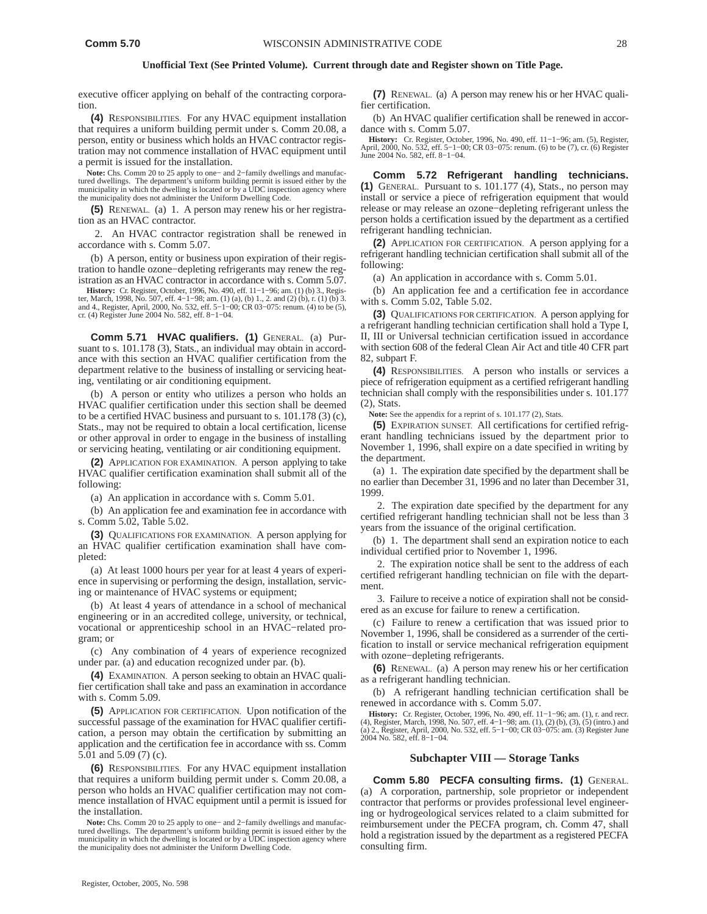executive officer applying on behalf of the contracting corporation.

**(4)** RESPONSIBILITIES. For any HVAC equipment installation that requires a uniform building permit under s. Comm 20.08, a person, entity or business which holds an HVAC contractor registration may not commence installation of HVAC equipment until a permit is issued for the installation.

**Note:** Chs. Comm 20 to 25 apply to one− and 2−family dwellings and manufactured dwellings. The department's uniform building permit is issued either by the municipality in which the dwelling is located or by a UDC inspection agency where the municipality does not administer the Uniform Dwelling Code.

**(5)** RENEWAL. (a) 1. A person may renew his or her registration as an HVAC contractor.

2. An HVAC contractor registration shall be renewed in accordance with s. Comm 5.07.

(b) A person, entity or business upon expiration of their registration to handle ozone−depleting refrigerants may renew the registration as an HVAC contractor in accordance with s. Comm 5.07.

**History:** Cr. Register, October, 1996, No. 490, eff. 11−1−96; am. (1) (b) 3., Register, March, 1998, No. 507, eff. 4−1−98; am. (1) (a), (b) 1., 2. and (2) (b), r. (1) (b) 3. and 4., Register, April, 2000, No. 532, eff. 5−1−00; CR 03−075: renum. (4) to be (5), cr. (4) Register June 2004 No. 582, eff. 8−1−04.

**Comm 5.71 HVAC qualifiers. (1)** GENERAL. (a) Pursuant to s. 101.178 (3), Stats., an individual may obtain in accordance with this section an HVAC qualifier certification from the department relative to the business of installing or servicing heating, ventilating or air conditioning equipment.

(b) A person or entity who utilizes a person who holds an HVAC qualifier certification under this section shall be deemed to be a certified HVAC business and pursuant to s. 101.178 (3) (c), Stats., may not be required to obtain a local certification, license or other approval in order to engage in the business of installing or servicing heating, ventilating or air conditioning equipment.

**(2)** APPLICATION FOR EXAMINATION. A person applying to take HVAC qualifier certification examination shall submit all of the following:

(a) An application in accordance with s. Comm 5.01.

(b) An application fee and examination fee in accordance with s. Comm 5.02, Table 5.02.

**(3)** QUALIFICATIONS FOR EXAMINATION. A person applying for an HVAC qualifier certification examination shall have completed:

(a) At least 1000 hours per year for at least 4 years of experience in supervising or performing the design, installation, servicing or maintenance of HVAC systems or equipment;

(b) At least 4 years of attendance in a school of mechanical engineering or in an accredited college, university, or technical, vocational or apprenticeship school in an HVAC−related program; or

(c) Any combination of 4 years of experience recognized under par. (a) and education recognized under par. (b).

**(4)** EXAMINATION. A person seeking to obtain an HVAC qualifier certification shall take and pass an examination in accordance with s. Comm 5.09.

**(5)** APPLICATION FOR CERTIFICATION. Upon notification of the successful passage of the examination for HVAC qualifier certification, a person may obtain the certification by submitting an application and the certification fee in accordance with ss. Comm 5.01 and 5.09 (7) (c).

**(6)** RESPONSIBILITIES. For any HVAC equipment installation that requires a uniform building permit under s. Comm 20.08, a person who holds an HVAC qualifier certification may not commence installation of HVAC equipment until a permit is issued for the installation.

**Note:** Chs. Comm 20 to 25 apply to one− and 2−family dwellings and manufactured dwellings. The department's uniform building permit is issued either by the municipality in which the dwelling is located or by a UDC inspection agency where the municipality does not administer the Uniform Dwelling Code.

**(7)** RENEWAL. (a) A person may renew his or her HVAC qualifier certification.

(b) An HVAC qualifier certification shall be renewed in accordance with s. Comm 5.07.

**History:** Cr. Register, October, 1996, No. 490, eff. 11−1−96; am. (5), Register, April, 2000, No. 532, eff. 5−1−00; CR 03−075: renum. (6) to be (7), cr. (6) Register June 2004 No. 582, eff. 8−1−04.

**Comm 5.72 Refrigerant handling technicians. (1)** GENERAL. Pursuant to s. 101.177 (4), Stats., no person may install or service a piece of refrigeration equipment that would release or may release an ozone−depleting refrigerant unless the person holds a certification issued by the department as a certified refrigerant handling technician.

**(2)** APPLICATION FOR CERTIFICATION. A person applying for a refrigerant handling technician certification shall submit all of the following:

(a) An application in accordance with s. Comm 5.01.

(b) An application fee and a certification fee in accordance with s. Comm 5.02, Table 5.02.

**(3)** QUALIFICATIONS FOR CERTIFICATION. A person applying for a refrigerant handling technician certification shall hold a Type I, II, III or Universal technician certification issued in accordance with section 608 of the federal Clean Air Act and title 40 CFR part 82, subpart F.

**(4)** RESPONSIBILITIES. A person who installs or services a piece of refrigeration equipment as a certified refrigerant handling technician shall comply with the responsibilities under s. 101.177 (2), Stats.

**Note:** See the appendix for a reprint of s. 101.177 (2), Stats.

**(5)** EXPIRATION SUNSET. All certifications for certified refrigerant handling technicians issued by the department prior to November 1, 1996, shall expire on a date specified in writing by the department.

(a) 1. The expiration date specified by the department shall be no earlier than December 31, 1996 and no later than December 31, 1999.

2. The expiration date specified by the department for any certified refrigerant handling technician shall not be less than 3 years from the issuance of the original certification.

(b) 1. The department shall send an expiration notice to each individual certified prior to November 1, 1996.

2. The expiration notice shall be sent to the address of each certified refrigerant handling technician on file with the department.

3. Failure to receive a notice of expiration shall not be considered as an excuse for failure to renew a certification.

(c) Failure to renew a certification that was issued prior to November 1, 1996, shall be considered as a surrender of the certification to install or service mechanical refrigeration equipment with ozone−depleting refrigerants.

**(6)** RENEWAL. (a) A person may renew his or her certification as a refrigerant handling technician.

(b) A refrigerant handling technician certification shall be renewed in accordance with s. Comm 5.07.

**History:** Cr. Register, October, 1996, No. 490, eff. 11−1−96; am. (1), r. and recr. (4), Register, March, 1998, No. 507, eff. 4−1−98; am. (1), (2) (b), (3), (5) (intro.) and (a) 2., Register, April, 2000, No. 532, eff. 5−1−00; CR 03−075: am. (3) Register June 2004 No. 582, eff. 8−1−04.

## Subchapter VIII — Storage Tanks

**Comm 5.80 PECFA consulting firms. (1)** GENERAL. (a) A corporation, partnership, sole proprietor or independent contractor that performs or provides professional level engineering or hydrogeological services related to a claim submitted for reimbursement under the PECFA program, ch. Comm 47, shall hold a registration issued by the department as a registered PECFA consulting firm.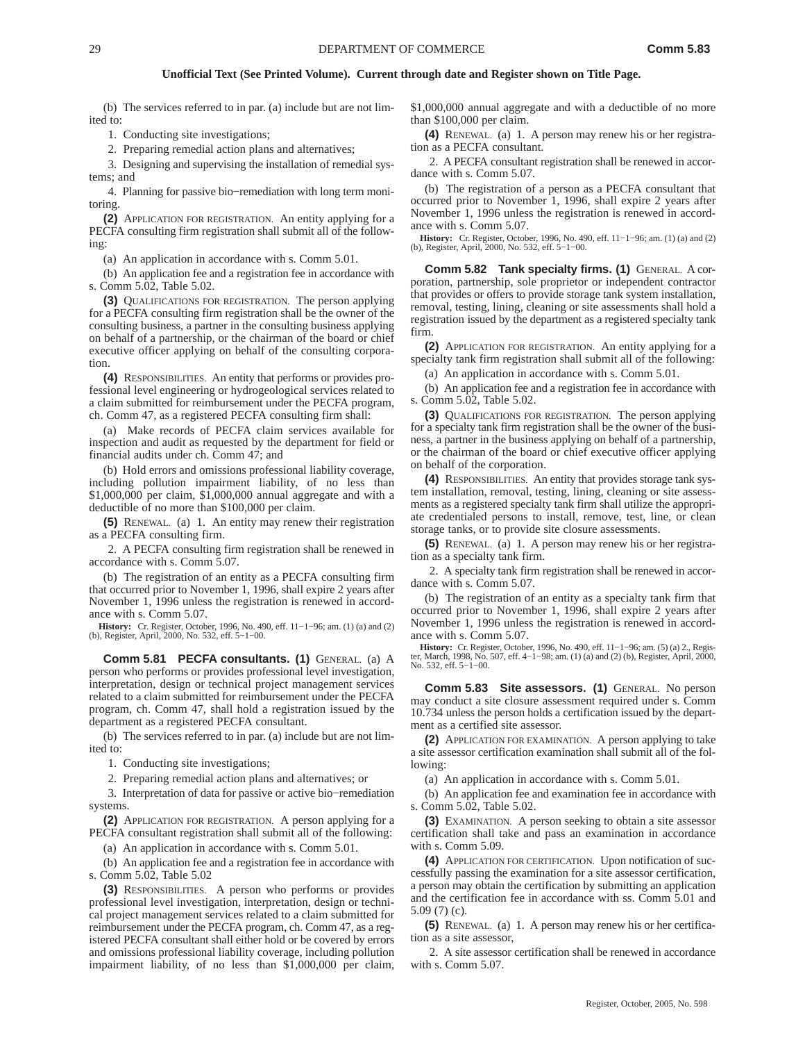**Unofficial Text (See Printed Volume). Current through date and Register shown on Title Page.**

(b) The services referred to in par. (a) include but are not limited to:

1. Conducting site investigations;

2. Preparing remedial action plans and alternatives;

3. Designing and supervising the installation of remedial systems; and

4. Planning for passive bio−remediation with long term monitoring.

**(2)** APPLICATION FOR REGISTRATION. An entity applying for a PECFA consulting firm registration shall submit all of the following:

(a) An application in accordance with s. Comm 5.01.

(b) An application fee and a registration fee in accordance with s. Comm 5.02, Table 5.02.

**(3)** QUALIFICATIONS FOR REGISTRATION. The person applying for a PECFA consulting firm registration shall be the owner of the consulting business, a partner in the consulting business applying on behalf of a partnership, or the chairman of the board or chief executive officer applying on behalf of the consulting corporation.

**(4)** RESPONSIBILITIES. An entity that performs or provides professional level engineering or hydrogeological services related to a claim submitted for reimbursement under the PECFA program, ch. Comm 47, as a registered PECFA consulting firm shall:

(a) Make records of PECFA claim services available for inspection and audit as requested by the department for field or financial audits under ch. Comm 47; and

(b) Hold errors and omissions professional liability coverage, including pollution impairment liability, of no less than $1,000,000 per claim, $1,000,000 annual aggregate and with a deductible of no more than $100,000 per claim.

**(5)** RENEWAL. (a) 1. An entity may renew their registration as a PECFA consulting firm.

2. A PECFA consulting firm registration shall be renewed in accordance with s. Comm 5.07.

(b) The registration of an entity as a PECFA consulting firm that occurred prior to November 1, 1996, shall expire 2 years after November 1, 1996 unless the registration is renewed in accordance with s. Comm 5.07.

**History:** Cr. Register, October, 1996, No. 490, eff. 11−1−96; am. (1) (a) and (2) (b), Register, April, 2000, No. 532, eff. 5−1−00.

**Comm 5.81 PECFA consultants. (1)** GENERAL. (a) A person who performs or provides professional level investigation, interpretation, design or technical project management services related to a claim submitted for reimbursement under the PECFA program, ch. Comm 47, shall hold a registration issued by the department as a registered PECFA consultant.

(b) The services referred to in par. (a) include but are not limited to:

1. Conducting site investigations;

2. Preparing remedial action plans and alternatives; or

3. Interpretation of data for passive or active bio−remediation systems.

**(2)** APPLICATION FOR REGISTRATION. A person applying for a PECFA consultant registration shall submit all of the following:

(a) An application in accordance with s. Comm 5.01.

(b) An application fee and a registration fee in accordance with s. Comm 5.02, Table 5.02

**(3)** RESPONSIBILITIES. A person who performs or provides professional level investigation, interpretation, design or technical project management services related to a claim submitted for reimbursement under the PECFA program, ch. Comm 47, as a registered PECFA consultant shall either hold or be covered by errors and omissions professional liability coverage, including pollution impairment liability, of no less than $1,000,000 per claim, $1,000,000 annual aggregate and with a deductible of no more than $100,000 per claim.

**(4)** RENEWAL. (a) 1. A person may renew his or her registration as a PECFA consultant.

2. A PECFA consultant registration shall be renewed in accordance with s. Comm 5.07.

(b) The registration of a person as a PECFA consultant that occurred prior to November 1, 1996, shall expire 2 years after November 1, 1996 unless the registration is renewed in accordance with s. Comm 5.07.

**History:** Cr. Register, October, 1996, No. 490, eff. 11−1−96; am. (1) (a) and (2) (b), Register, April, 2000, No. 532, eff. 5−1−00.

**Comm 5.82 Tank specialty firms. (1)** GENERAL. A corporation, partnership, sole proprietor or independent contractor that provides or offers to provide storage tank system installation, removal, testing, lining, cleaning or site assessments shall hold a registration issued by the department as a registered specialty tank firm.

**(2)** APPLICATION FOR REGISTRATION. An entity applying for a specialty tank firm registration shall submit all of the following:

(a) An application in accordance with s. Comm 5.01.

(b) An application fee and a registration fee in accordance with s. Comm 5.02, Table 5.02.

**(3)** QUALIFICATIONS FOR REGISTRATION. The person applying for a specialty tank firm registration shall be the owner of the business, a partner in the business applying on behalf of a partnership, or the chairman of the board or chief executive officer applying on behalf of the corporation.

**(4)** RESPONSIBILITIES. An entity that provides storage tank system installation, removal, testing, lining, cleaning or site assessments as a registered specialty tank firm shall utilize the appropriate credentialed persons to install, remove, test, line, or clean storage tanks, or to provide site closure assessments.

**(5)** RENEWAL. (a) 1. A person may renew his or her registration as a specialty tank firm.

2. A specialty tank firm registration shall be renewed in accordance with s. Comm 5.07.

(b) The registration of an entity as a specialty tank firm that occurred prior to November 1, 1996, shall expire 2 years after November 1, 1996 unless the registration is renewed in accordance with s. Comm 5.07.

**History:** Cr. Register, October, 1996, No. 490, eff. 11−1−96; am. (5) (a) 2., Register, March, 1998, No. 507, eff. 4−1−98; am. (1) (a) and (2) (b), Register, April, 2000, No. 532, eff. 5−1−00.

**Comm 5.83 Site assessors. (1)** GENERAL. No person may conduct a site closure assessment required under s. Comm 10.734 unless the person holds a certification issued by the department as a certified site assessor.

**(2)** APPLICATION FOR EXAMINATION. A person applying to take a site assessor certification examination shall submit all of the following:

(a) An application in accordance with s. Comm 5.01.

(b) An application fee and examination fee in accordance with s. Comm 5.02, Table 5.02.

**(3)** EXAMINATION. A person seeking to obtain a site assessor certification shall take and pass an examination in accordance with s. Comm 5.09.

**(4)** APPLICATION FOR CERTIFICATION. Upon notification of successfully passing the examination for a site assessor certification, a person may obtain the certification by submitting an application and the certification fee in accordance with ss. Comm 5.01 and 5.09 (7) (c).

**(5)** RENEWAL. (a) 1. A person may renew his or her certification as a site assessor,

2. A site assessor certification shall be renewed in accordance with s. Comm 5.07.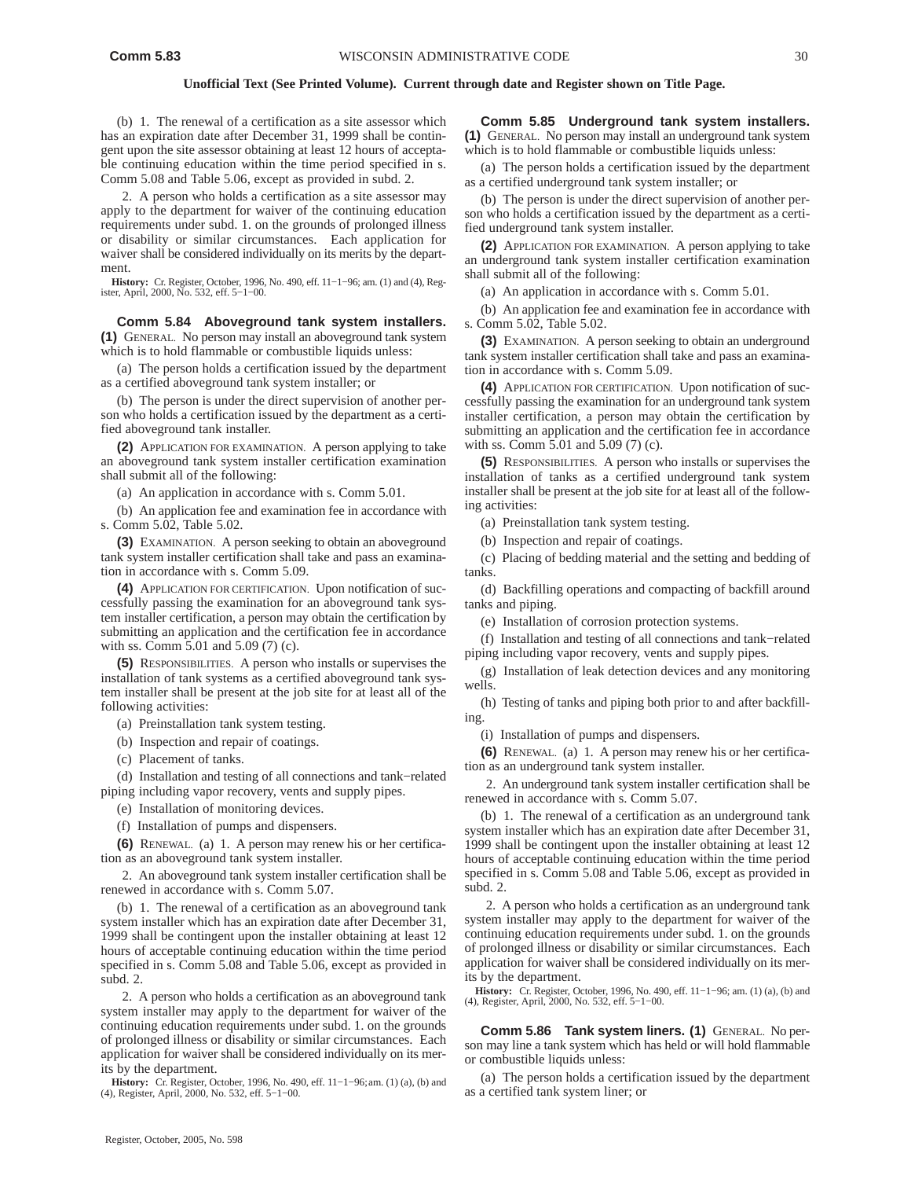**Unofficial Text (See Printed Volume). Current through date and Register shown on Title Page.**

(b) 1. The renewal of a certification as a site assessor which has an expiration date after December 31, 1999 shall be contingent upon the site assessor obtaining at least 12 hours of acceptable continuing education within the time period specified in s. Comm 5.08 and Table 5.06, except as provided in subd. 2.

2. A person who holds a certification as a site assessor may apply to the department for waiver of the continuing education requirements under subd. 1. on the grounds of prolonged illness or disability or similar circumstances. Each application for waiver shall be considered individually on its merits by the department.

**History:** Cr. Register, October, 1996, No. 490, eff. 11−1−96; am. (1) and (4), Register, April, 2000, No. 532, eff. 5−1−00.

**Comm 5.84 Aboveground tank system installers.** **(1)** GENERAL. No person may install an aboveground tank system which is to hold flammable or combustible liquids unless:

(a) The person holds a certification issued by the department as a certified aboveground tank system installer; or

(b) The person is under the direct supervision of another person who holds a certification issued by the department as a certified aboveground tank installer.

**(2)** APPLICATION FOR EXAMINATION. A person applying to take an aboveground tank system installer certification examination shall submit all of the following:

(a) An application in accordance with s. Comm 5.01.

(b) An application fee and examination fee in accordance with s. Comm 5.02, Table 5.02.

**(3)** EXAMINATION. A person seeking to obtain an aboveground tank system installer certification shall take and pass an examination in accordance with s. Comm 5.09.

**(4)** APPLICATION FOR CERTIFICATION. Upon notification of successfully passing the examination for an aboveground tank system installer certification, a person may obtain the certification by submitting an application and the certification fee in accordance with ss. Comm 5.01 and 5.09 (7) (c).

**(5)** RESPONSIBILITIES. A person who installs or supervises the installation of tank systems as a certified aboveground tank system installer shall be present at the job site for at least all of the following activities:

(a) Preinstallation tank system testing.

(b) Inspection and repair of coatings.

(c) Placement of tanks.

(d) Installation and testing of all connections and tank−related piping including vapor recovery, vents and supply pipes.

(e) Installation of monitoring devices.

(f) Installation of pumps and dispensers.

**(6)** RENEWAL. (a) 1. A person may renew his or her certification as an aboveground tank system installer.

2. An aboveground tank system installer certification shall be renewed in accordance with s. Comm 5.07.

(b) 1. The renewal of a certification as an aboveground tank system installer which has an expiration date after December 31, 1999 shall be contingent upon the installer obtaining at least 12 hours of acceptable continuing education within the time period specified in s. Comm 5.08 and Table 5.06, except as provided in subd. 2.

2. A person who holds a certification as an aboveground tank system installer may apply to the department for waiver of the continuing education requirements under subd. 1. on the grounds of prolonged illness or disability or similar circumstances. Each application for waiver shall be considered individually on its merits by the department.

**History:** Cr. Register, October, 1996, No. 490, eff. 11−1−96; am. (1) (a), (b) and (4), Register, April, 2000, No. 532, eff. 5−1−00.

**Comm 5.85 Underground tank system installers.** **(1)** GENERAL. No person may install an underground tank system which is to hold flammable or combustible liquids unless:

(a) The person holds a certification issued by the department as a certified underground tank system installer; or

(b) The person is under the direct supervision of another person who holds a certification issued by the department as a certified underground tank system installer.

**(2)** APPLICATION FOR EXAMINATION. A person applying to take an underground tank system installer certification examination shall submit all of the following:

(a) An application in accordance with s. Comm 5.01.

(b) An application fee and examination fee in accordance with s. Comm 5.02, Table 5.02.

**(3)** EXAMINATION. A person seeking to obtain an underground tank system installer certification shall take and pass an examination in accordance with s. Comm 5.09.

**(4)** APPLICATION FOR CERTIFICATION. Upon notification of successfully passing the examination for an underground tank system installer certification, a person may obtain the certification by submitting an application and the certification fee in accordance with ss. Comm 5.01 and 5.09 (7) (c).

**(5)** RESPONSIBILITIES. A person who installs or supervises the installation of tanks as a certified underground tank system installer shall be present at the job site for at least all of the following activities:

(a) Preinstallation tank system testing.

(b) Inspection and repair of coatings.

(c) Placing of bedding material and the setting and bedding of tanks.

(d) Backfilling operations and compacting of backfill around tanks and piping.

(e) Installation of corrosion protection systems.

(f) Installation and testing of all connections and tank−related piping including vapor recovery, vents and supply pipes.

(g) Installation of leak detection devices and any monitoring wells.

(h) Testing of tanks and piping both prior to and after backfilling.

(i) Installation of pumps and dispensers.

**(6)** RENEWAL. (a) 1. A person may renew his or her certification as an underground tank system installer.

2. An underground tank system installer certification shall be renewed in accordance with s. Comm 5.07.

(b) 1. The renewal of a certification as an underground tank system installer which has an expiration date after December 31, 1999 shall be contingent upon the installer obtaining at least 12 hours of acceptable continuing education within the time period specified in s. Comm 5.08 and Table 5.06, except as provided in subd. 2.

2. A person who holds a certification as an underground tank system installer may apply to the department for waiver of the continuing education requirements under subd. 1. on the grounds of prolonged illness or disability or similar circumstances. Each application for waiver shall be considered individually on its merits by the department.

**History:** Cr. Register, October, 1996, No. 490, eff. 11−1−96; am. (1) (a), (b) and (4), Register, April, 2000, No. 532, eff. 5−1−00.

**Comm 5.86 Tank system liners.** **(1)** GENERAL. No person may line a tank system which has held or will hold flammable or combustible liquids unless:

(a) The person holds a certification issued by the department as a certified tank system liner; or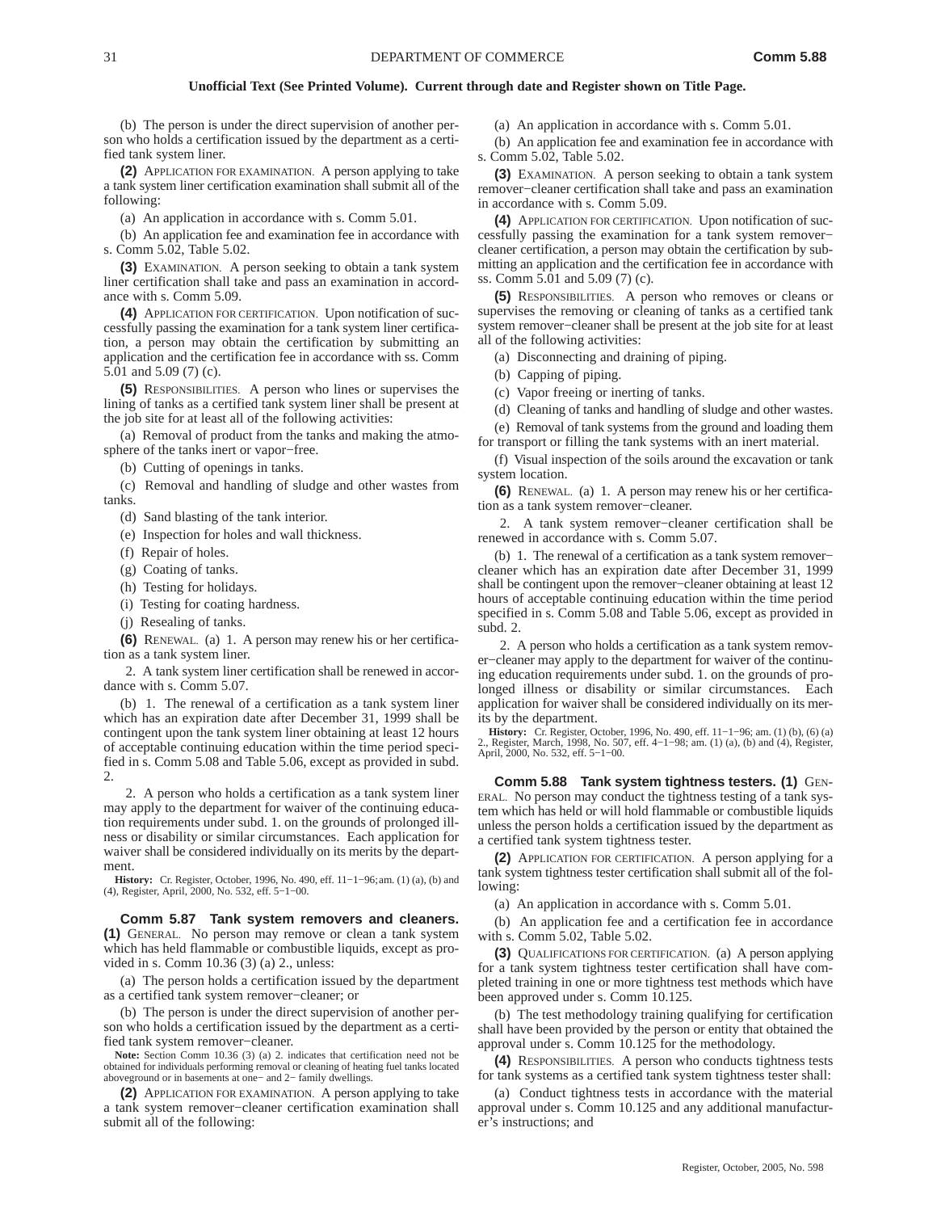(b) The person is under the direct supervision of another person who holds a certification issued by the department as a certified tank system liner.

**(2)** APPLICATION FOR EXAMINATION. A person applying to take a tank system liner certification examination shall submit all of the following:

(a) An application in accordance with s. Comm 5.01.

(b) An application fee and examination fee in accordance with s. Comm 5.02, Table 5.02.

**(3)** EXAMINATION. A person seeking to obtain a tank system liner certification shall take and pass an examination in accordance with s. Comm 5.09.

**(4)** APPLICATION FOR CERTIFICATION. Upon notification of successfully passing the examination for a tank system liner certification, a person may obtain the certification by submitting an application and the certification fee in accordance with ss. Comm 5.01 and 5.09 (7) (c).

**(5)** RESPONSIBILITIES. A person who lines or supervises the lining of tanks as a certified tank system liner shall be present at the job site for at least all of the following activities:

(a) Removal of product from the tanks and making the atmosphere of the tanks inert or vapor−free.

(b) Cutting of openings in tanks.

(c) Removal and handling of sludge and other wastes from tanks.

(d) Sand blasting of the tank interior.

(e) Inspection for holes and wall thickness.

(f) Repair of holes.

(g) Coating of tanks.

(h) Testing for holidays.

(i) Testing for coating hardness.

(j) Resealing of tanks.

**(6)** RENEWAL. (a) 1. A person may renew his or her certification as a tank system liner.

2. A tank system liner certification shall be renewed in accordance with s. Comm 5.07.

(b) 1. The renewal of a certification as a tank system liner which has an expiration date after December 31, 1999 shall be contingent upon the tank system liner obtaining at least 12 hours of acceptable continuing education within the time period specified in s. Comm 5.08 and Table 5.06, except as provided in subd. 2.

2. A person who holds a certification as a tank system liner may apply to the department for waiver of the continuing education requirements under subd. 1. on the grounds of prolonged illness or disability or similar circumstances. Each application for waiver shall be considered individually on its merits by the department.

**History:** Cr. Register, October, 1996, No. 490, eff. 11−1−96; am. (1) (a), (b) and (4), Register, April, 2000, No. 532, eff. 5−1−00.

**Comm 5.87 Tank system removers and cleaners. (1)** GENERAL. No person may remove or clean a tank system which has held flammable or combustible liquids, except as provided in s. Comm 10.36 (3) (a) 2., unless:

(a) The person holds a certification issued by the department as a certified tank system remover−cleaner; or

(b) The person is under the direct supervision of another person who holds a certification issued by the department as a certified tank system remover−cleaner.

**Note:** Section Comm 10.36 (3) (a) 2. indicates that certification need not be obtained for individuals performing removal or cleaning of heating fuel tanks located aboveground or in basements at one− and 2− family dwellings.

**(2)** APPLICATION FOR EXAMINATION. A person applying to take a tank system remover−cleaner certification examination shall submit all of the following:

(a) An application in accordance with s. Comm 5.01.

(b) An application fee and examination fee in accordance with s. Comm 5.02, Table 5.02.

**(3)** EXAMINATION. A person seeking to obtain a tank system remover−cleaner certification shall take and pass an examination in accordance with s. Comm 5.09.

**(4)** APPLICATION FOR CERTIFICATION. Upon notification of successfully passing the examination for a tank system remover−cleaner certification, a person may obtain the certification by submitting an application and the certification fee in accordance with ss. Comm 5.01 and 5.09 (7) (c).

**(5)** RESPONSIBILITIES. A person who removes or cleans or supervises the removing or cleaning of tanks as a certified tank system remover−cleaner shall be present at the job site for at least all of the following activities:

(a) Disconnecting and draining of piping.

(b) Capping of piping.

(c) Vapor freeing or inerting of tanks.

(d) Cleaning of tanks and handling of sludge and other wastes.

(e) Removal of tank systems from the ground and loading them for transport or filling the tank systems with an inert material.

(f) Visual inspection of the soils around the excavation or tank system location.

**(6)** RENEWAL. (a) 1. A person may renew his or her certification as a tank system remover−cleaner.

2. A tank system remover−cleaner certification shall be renewed in accordance with s. Comm 5.07.

(b) 1. The renewal of a certification as a tank system remover−cleaner which has an expiration date after December 31, 1999 shall be contingent upon the remover−cleaner obtaining at least 12 hours of acceptable continuing education within the time period specified in s. Comm 5.08 and Table 5.06, except as provided in subd. 2.

2. A person who holds a certification as a tank system remover−cleaner may apply to the department for waiver of the continuing education requirements under subd. 1. on the grounds of prolonged illness or disability or similar circumstances. Each application for waiver shall be considered individually on its merits by the department.

**History:** Cr. Register, October, 1996, No. 490, eff. 11−1−96; am. (1) (b), (6) (a) 2., Register, March, 1998, No. 507, eff. 4−1−98; am. (1) (a), (b) and (4), Register, April, 2000, No. 532, eff. 5−1−00.

**Comm 5.88 Tank system tightness testers. (1)** GENERAL. No person may conduct the tightness testing of a tank system which has held or will hold flammable or combustible liquids unless the person holds a certification issued by the department as a certified tank system tightness tester.

**(2)** APPLICATION FOR CERTIFICATION. A person applying for a tank system tightness tester certification shall submit all of the following:

(a) An application in accordance with s. Comm 5.01.

(b) An application fee and a certification fee in accordance with s. Comm 5.02, Table 5.02.

**(3)** QUALIFICATIONS FOR CERTIFICATION. (a) A person applying for a tank system tightness tester certification shall have completed training in one or more tightness test methods which have been approved under s. Comm 10.125.

(b) The test methodology training qualifying for certification shall have been provided by the person or entity that obtained the approval under s. Comm 10.125 for the methodology.

**(4)** RESPONSIBILITIES. A person who conducts tightness tests for tank systems as a certified tank system tightness tester shall:

(a) Conduct tightness tests in accordance with the material approval under s. Comm 10.125 and any additional manufacturer's instructions; and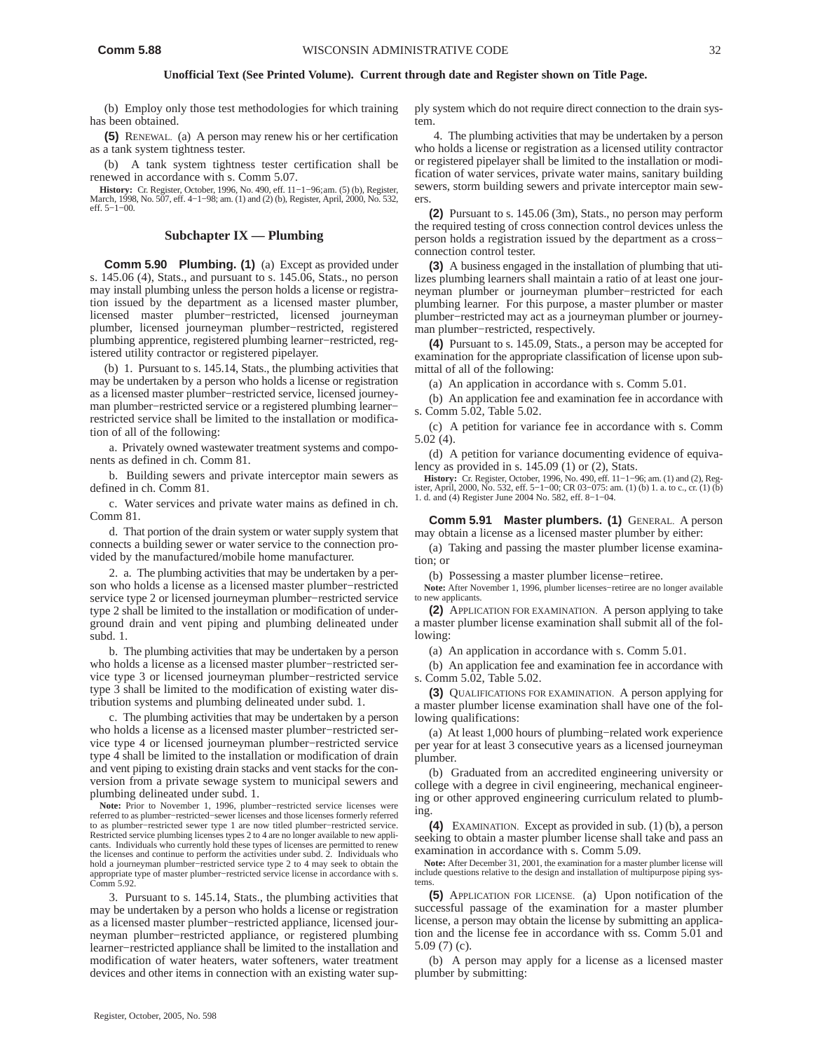(b) Employ only those test methodologies for which training has been obtained.

**(5)** RENEWAL. (a) A person may renew his or her certification as a tank system tightness tester.

(b) A tank system tightness tester certification shall be renewed in accordance with s. Comm 5.07.

**History:** Cr. Register, October, 1996, No. 490, eff. 11−1−96; am. (5) (b), Register, March, 1998, No. 507, eff. 4−1−98; am. (1) and (2) (b), Register, April, 2000, No. 532, eff. 5−1−00.

## Subchapter IX — Plumbing

**Comm 5.90 Plumbing. (1)** (a) Except as provided under s. 145.06 (4), Stats., and pursuant to s. 145.06, Stats., no person may install plumbing unless the person holds a license or registration issued by the department as a licensed master plumber, licensed master plumber−restricted, licensed journeyman plumber, licensed journeyman plumber−restricted, registered plumbing apprentice, registered plumbing learner−restricted, registered utility contractor or registered pipelayer.

(b) 1. Pursuant to s. 145.14, Stats., the plumbing activities that may be undertaken by a person who holds a license or registration as a licensed master plumber−restricted service, licensed journeyman plumber−restricted service or a registered plumbing learner−restricted service shall be limited to the installation or modification of all of the following:

a. Privately owned wastewater treatment systems and components as defined in ch. Comm 81.

b. Building sewers and private interceptor main sewers as defined in ch. Comm 81.

c. Water services and private water mains as defined in ch. Comm 81.

d. That portion of the drain system or water supply system that connects a building sewer or water service to the connection provided by the manufactured/mobile home manufacturer.

2. a. The plumbing activities that may be undertaken by a person who holds a license as a licensed master plumber−restricted service type 2 or licensed journeyman plumber−restricted service type 2 shall be limited to the installation or modification of underground drain and vent piping and plumbing delineated under subd. 1.

b. The plumbing activities that may be undertaken by a person who holds a license as a licensed master plumber−restricted service type 3 or licensed journeyman plumber−restricted service type 3 shall be limited to the modification of existing water distribution systems and plumbing delineated under subd. 1.

c. The plumbing activities that may be undertaken by a person who holds a license as a licensed master plumber−restricted service type 4 or licensed journeyman plumber−restricted service type 4 shall be limited to the installation or modification of drain and vent piping to existing drain stacks and vent stacks for the conversion from a private sewage system to municipal sewers and plumbing delineated under subd. 1.

**Note:** Prior to November 1, 1996, plumber−restricted service licenses were referred to as plumber−restricted−sewer licenses and those licenses formerly referred to as plumber−restricted sewer type 1 are now titled plumber−restricted service. Restricted service plumbing licenses types 2 to 4 are no longer available to new applicants. Individuals who currently hold these types of licenses are permitted to renew the licenses and continue to perform the activities under subd. 2. Individuals who hold a journeyman plumber−restricted service type 2 to 4 may seek to obtain the appropriate type of master plumber−restricted service license in accordance with s. Comm 5.92.

3. Pursuant to s. 145.14, Stats., the plumbing activities that may be undertaken by a person who holds a license or registration as a licensed master plumber−restricted appliance, licensed journeyman plumber−restricted appliance, or registered plumbing learner−restricted appliance shall be limited to the installation and modification of water heaters, water softeners, water treatment devices and other items in connection with an existing water supply system which do not require direct connection to the drain system.

4. The plumbing activities that may be undertaken by a person who holds a license or registration as a licensed utility contractor or registered pipelayer shall be limited to the installation or modification of water services, private water mains, sanitary building sewers, storm building sewers and private interceptor main sewers.

**(2)** Pursuant to s. 145.06 (3m), Stats., no person may perform the required testing of cross connection control devices unless the person holds a registration issued by the department as a cross−connection control tester.

**(3)** A business engaged in the installation of plumbing that utilizes plumbing learners shall maintain a ratio of at least one journeyman plumber or journeyman plumber−restricted for each plumbing learner. For this purpose, a master plumber or master plumber−restricted may act as a journeyman plumber or journeyman plumber−restricted, respectively.

**(4)** Pursuant to s. 145.09, Stats., a person may be accepted for examination for the appropriate classification of license upon submittal of all of the following:

(a) An application in accordance with s. Comm 5.01.

(b) An application fee and examination fee in accordance with s. Comm 5.02, Table 5.02.

(c) A petition for variance fee in accordance with s. Comm 5.02 (4).

(d) A petition for variance documenting evidence of equivalency as provided in s. 145.09 (1) or (2), Stats.

**History:** Cr. Register, October, 1996, No. 490, eff. 11−1−96; am. (1) and (2), Register, April, 2000, No. 532, eff. 5−1−00; CR 03−075: am. (1) (b) 1. a. to c., cr. (1) (b) 1. d. and (4) Register June 2004 No. 582, eff. 8−1−04.

**Comm 5.91 Master plumbers. (1)** GENERAL. A person may obtain a license as a licensed master plumber by either:

(a) Taking and passing the master plumber license examination; or

(b) Possessing a master plumber license−retiree.

**Note:** After November 1, 1996, plumber licenses−retiree are no longer available to new applicants.

**(2)** APPLICATION FOR EXAMINATION. A person applying to take a master plumber license examination shall submit all of the following:

(a) An application in accordance with s. Comm 5.01.

(b) An application fee and examination fee in accordance with s. Comm 5.02, Table 5.02.

**(3)** QUALIFICATIONS FOR EXAMINATION. A person applying for a master plumber license examination shall have one of the following qualifications:

(a) At least 1,000 hours of plumbing−related work experience per year for at least 3 consecutive years as a licensed journeyman plumber.

(b) Graduated from an accredited engineering university or college with a degree in civil engineering, mechanical engineering or other approved engineering curriculum related to plumbing.

**(4)** EXAMINATION. Except as provided in sub. (1) (b), a person seeking to obtain a master plumber license shall take and pass an examination in accordance with s. Comm 5.09.

**Note:** After December 31, 2001, the examination for a master plumber license will include questions relative to the design and installation of multipurpose piping systems.

**(5)** APPLICATION FOR LICENSE. (a) Upon notification of the successful passage of the examination for a master plumber license, a person may obtain the license by submitting an application and the license fee in accordance with ss. Comm 5.01 and 5.09 (7) (c).

(b) A person may apply for a license as a licensed master plumber by submitting: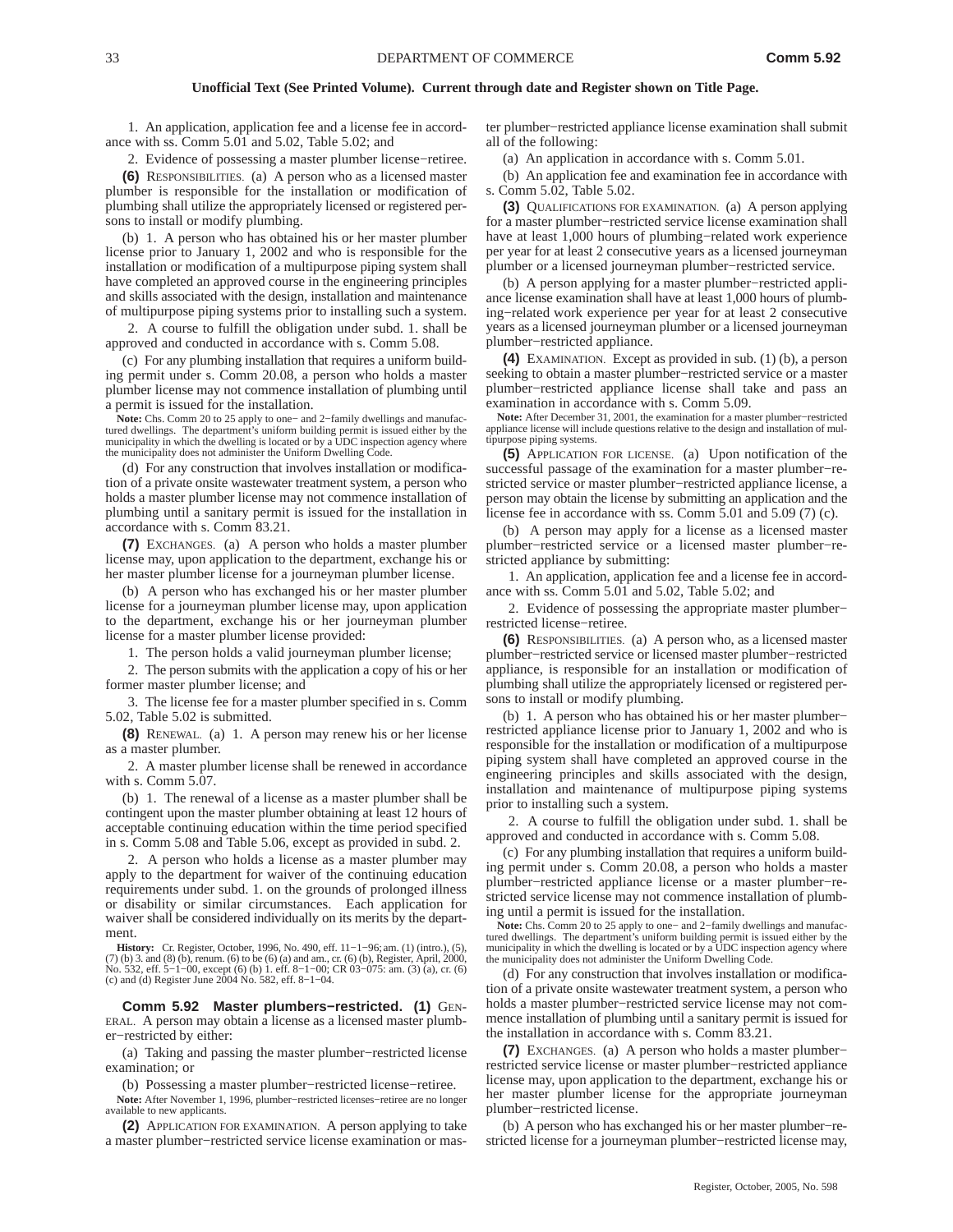**Unofficial Text (See Printed Volume). Current through date and Register shown on Title Page.**

1. An application, application fee and a license fee in accordance with ss. Comm 5.01 and 5.02, Table 5.02; and

2. Evidence of possessing a master plumber license−retiree.

**(6)** RESPONSIBILITIES. (a) A person who as a licensed master plumber is responsible for the installation or modification of plumbing shall utilize the appropriately licensed or registered persons to install or modify plumbing.

(b) 1. A person who has obtained his or her master plumber license prior to January 1, 2002 and who is responsible for the installation or modification of a multipurpose piping system shall have completed an approved course in the engineering principles and skills associated with the design, installation and maintenance of multipurpose piping systems prior to installing such a system.

2. A course to fulfill the obligation under subd. 1. shall be approved and conducted in accordance with s. Comm 5.08.

(c) For any plumbing installation that requires a uniform building permit under s. Comm 20.08, a person who holds a master plumber license may not commence installation of plumbing until a permit is issued for the installation.

**Note:** Chs. Comm 20 to 25 apply to one− and 2−family dwellings and manufactured dwellings. The department's uniform building permit is issued either by the municipality in which the dwelling is located or by a UDC inspection agency where the municipality does not administer the Uniform Dwelling Code.

(d) For any construction that involves installation or modification of a private onsite wastewater treatment system, a person who holds a master plumber license may not commence installation of plumbing until a sanitary permit is issued for the installation in accordance with s. Comm 83.21.

**(7)** EXCHANGES. (a) A person who holds a master plumber license may, upon application to the department, exchange his or her master plumber license for a journeyman plumber license.

(b) A person who has exchanged his or her master plumber license for a journeyman plumber license may, upon application to the department, exchange his or her journeyman plumber license for a master plumber license provided:

1. The person holds a valid journeyman plumber license;

2. The person submits with the application a copy of his or her former master plumber license; and

3. The license fee for a master plumber specified in s. Comm 5.02, Table 5.02 is submitted.

**(8)** RENEWAL. (a) 1. A person may renew his or her license as a master plumber.

2. A master plumber license shall be renewed in accordance with s. Comm 5.07.

(b) 1. The renewal of a license as a master plumber shall be contingent upon the master plumber obtaining at least 12 hours of acceptable continuing education within the time period specified in s. Comm 5.08 and Table 5.06, except as provided in subd. 2.

2. A person who holds a license as a master plumber may apply to the department for waiver of the continuing education requirements under subd. 1. on the grounds of prolonged illness or disability or similar circumstances. Each application for waiver shall be considered individually on its merits by the department.

**History:** Cr. Register, October, 1996, No. 490, eff. 11−1−96; am. (1) (intro.), (5), (7) (b) 3. and (8) (b), renum. (6) to be (6) (a) and am., cr. (6) (b), Register, April, 2000, No. 532, eff. 5−1−00, except (6) (b) 1. eff. 8−1−00; CR 03−075: am. (3) (a), cr. (6) (c) and (d) Register June 2004 No. 582, eff. 8−1−04.

**Comm 5.92 Master plumbers−restricted.** **(1)** GENERAL. A person may obtain a license as a licensed master plumber−restricted by either:

(a) Taking and passing the master plumber−restricted license examination; or

(b) Possessing a master plumber−restricted license−retiree.

**Note:** After November 1, 1996, plumber−restricted licenses−retiree are no longer available to new applicants.

**(2)** APPLICATION FOR EXAMINATION. A person applying to take a master plumber−restricted service license examination or master plumber−restricted appliance license examination shall submit all of the following:

(a) An application in accordance with s. Comm 5.01.

(b) An application fee and examination fee in accordance with s. Comm 5.02, Table 5.02.

**(3)** QUALIFICATIONS FOR EXAMINATION. (a) A person applying for a master plumber−restricted service license examination shall have at least 1,000 hours of plumbing−related work experience per year for at least 2 consecutive years as a licensed journeyman plumber or a licensed journeyman plumber−restricted service.

(b) A person applying for a master plumber−restricted appliance license examination shall have at least 1,000 hours of plumbing−related work experience per year for at least 2 consecutive years as a licensed journeyman plumber or a licensed journeyman plumber−restricted appliance.

**(4)** EXAMINATION. Except as provided in sub. (1) (b), a person seeking to obtain a master plumber−restricted service or a master plumber−restricted appliance license shall take and pass an examination in accordance with s. Comm 5.09.

**Note:** After December 31, 2001, the examination for a master plumber−restricted appliance license will include questions relative to the design and installation of multipurpose piping systems.

**(5)** APPLICATION FOR LICENSE. (a) Upon notification of the successful passage of the examination for a master plumber−restricted service or master plumber−restricted appliance license, a person may obtain the license by submitting an application and the license fee in accordance with ss. Comm 5.01 and 5.09 (7) (c).

(b) A person may apply for a license as a licensed master plumber−restricted service or a licensed master plumber−restricted appliance by submitting:

1. An application, application fee and a license fee in accordance with ss. Comm 5.01 and 5.02, Table 5.02; and

2. Evidence of possessing the appropriate master plumber−restricted license−retiree.

**(6)** RESPONSIBILITIES. (a) A person who, as a licensed master plumber−restricted service or licensed master plumber−restricted appliance, is responsible for an installation or modification of plumbing shall utilize the appropriately licensed or registered persons to install or modify plumbing.

(b) 1. A person who has obtained his or her master plumber−restricted appliance license prior to January 1, 2002 and who is responsible for the installation or modification of a multipurpose piping system shall have completed an approved course in the engineering principles and skills associated with the design, installation and maintenance of multipurpose piping systems prior to installing such a system.

2. A course to fulfill the obligation under subd. 1. shall be approved and conducted in accordance with s. Comm 5.08.

(c) For any plumbing installation that requires a uniform building permit under s. Comm 20.08, a person who holds a master plumber−restricted appliance license or a master plumber−restricted service license may not commence installation of plumbing until a permit is issued for the installation.

**Note:** Chs. Comm 20 to 25 apply to one− and 2−family dwellings and manufactured dwellings. The department's uniform building permit is issued either by the municipality in which the dwelling is located or by a UDC inspection agency where the municipality does not administer the Uniform Dwelling Code.

(d) For any construction that involves installation or modification of a private onsite wastewater treatment system, a person who holds a master plumber−restricted service license may not commence installation of plumbing until a sanitary permit is issued for the installation in accordance with s. Comm 83.21.

**(7)** EXCHANGES. (a) A person who holds a master plumber−restricted service license or master plumber−restricted appliance license may, upon application to the department, exchange his or her master plumber license for the appropriate journeyman plumber−restricted license.

(b) A person who has exchanged his or her master plumber−restricted license for a journeyman plumber−restricted license may,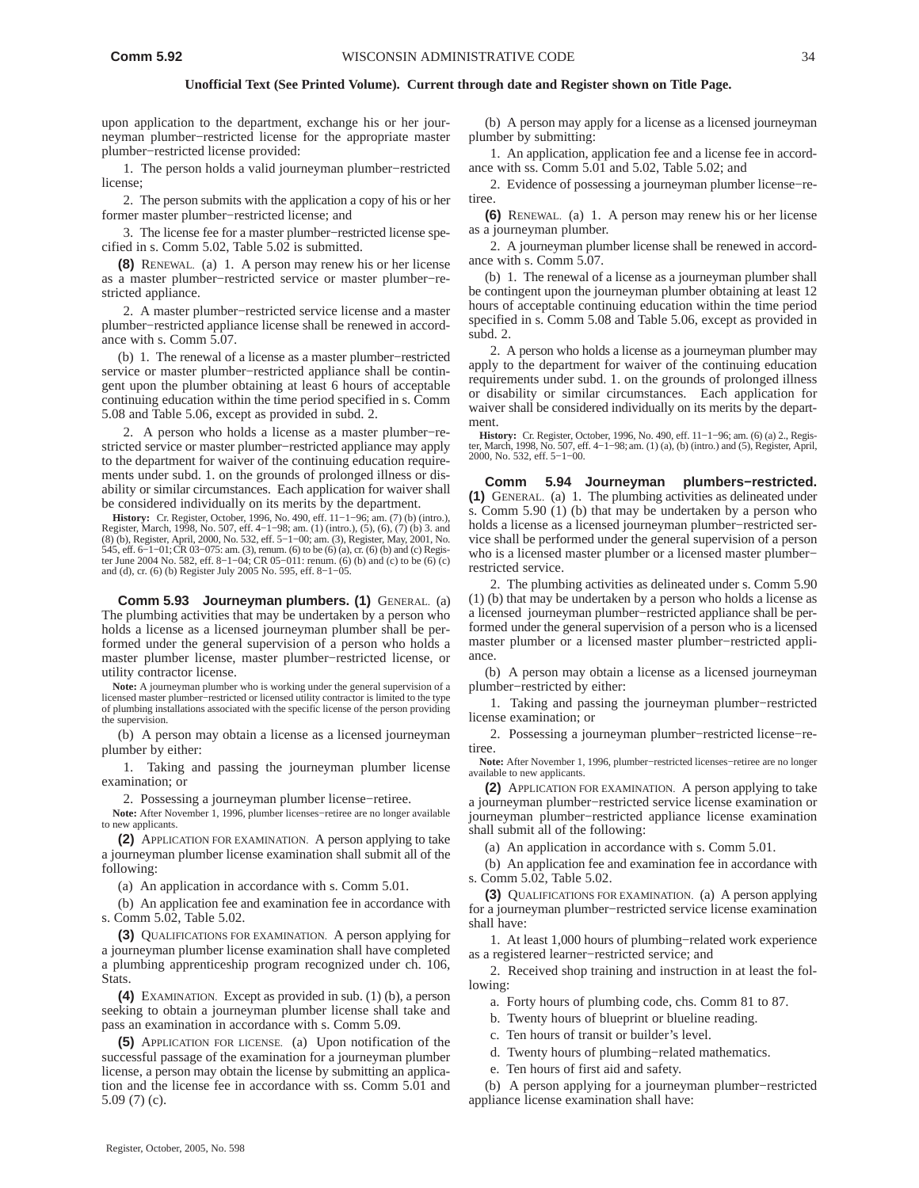Unofficial Text (See Printed Volume). Current through date and Register shown on Title Page.

upon application to the department, exchange his or her journeyman plumber−restricted license for the appropriate master plumber−restricted license provided:

1. The person holds a valid journeyman plumber−restricted license;

2. The person submits with the application a copy of his or her former master plumber−restricted license; and

3. The license fee for a master plumber−restricted license specified in s. Comm 5.02, Table 5.02 is submitted.

**(8)** RENEWAL. (a) 1. A person may renew his or her license as a master plumber−restricted service or master plumber−restricted appliance.

2. A master plumber−restricted service license and a master plumber−restricted appliance license shall be renewed in accordance with s. Comm 5.07.

(b) 1. The renewal of a license as a master plumber−restricted service or master plumber−restricted appliance shall be contingent upon the plumber obtaining at least 6 hours of acceptable continuing education within the time period specified in s. Comm 5.08 and Table 5.06, except as provided in subd. 2.

2. A person who holds a license as a master plumber−restricted service or master plumber−restricted appliance may apply to the department for waiver of the continuing education requirements under subd. 1. on the grounds of prolonged illness or disability or similar circumstances. Each application for waiver shall be considered individually on its merits by the department.

**History:** Cr. Register, October, 1996, No. 490, eff. 11−1−96; am. (7) (b) (intro.), Register, March, 1998, No. 507, eff. 4−1−98; am. (1) (intro.), (5), (6), (7) (b) 3. and (8) (b), Register, April, 2000, No. 532, eff. 5−1−00; am. (3), Register, May, 2001, No. 545, eff. 6−1−01; CR 03−075: am. (3), renum. (6) to be (6) (a), cr. (6) (b) and (c) Register June 2004 No. 582, eff. 8−1−04; CR 05−011: renum. (6) (b) and (c) to be (6) (c) and (d), cr. (6) (b) Register July 2005 No. 595, eff. 8−1−05.

**Comm 5.93 Journeyman plumbers. (1)** GENERAL. (a) The plumbing activities that may be undertaken by a person who holds a license as a licensed journeyman plumber shall be performed under the general supervision of a person who holds a master plumber license, master plumber−restricted license, or utility contractor license.

**Note:** A journeyman plumber who is working under the general supervision of a licensed master plumber−restricted or licensed utility contractor is limited to the type of plumbing installations associated with the specific license of the person providing the supervision.

(b) A person may obtain a license as a licensed journeyman plumber by either:

1. Taking and passing the journeyman plumber license examination; or

2. Possessing a journeyman plumber license−retiree.

**Note:** After November 1, 1996, plumber licenses−retiree are no longer available to new applicants.

**(2)** APPLICATION FOR EXAMINATION. A person applying to take a journeyman plumber license examination shall submit all of the following:

(a) An application in accordance with s. Comm 5.01.

(b) An application fee and examination fee in accordance with s. Comm 5.02, Table 5.02.

**(3)** QUALIFICATIONS FOR EXAMINATION. A person applying for a journeyman plumber license examination shall have completed a plumbing apprenticeship program recognized under ch. 106, Stats.

**(4)** EXAMINATION. Except as provided in sub. (1) (b), a person seeking to obtain a journeyman plumber license shall take and pass an examination in accordance with s. Comm 5.09.

**(5)** APPLICATION FOR LICENSE. (a) Upon notification of the successful passage of the examination for a journeyman plumber license, a person may obtain the license by submitting an application and the license fee in accordance with ss. Comm 5.01 and 5.09 (7) (c).

(b) A person may apply for a license as a licensed journeyman plumber by submitting:

1. An application, application fee and a license fee in accordance with ss. Comm 5.01 and 5.02, Table 5.02; and

2. Evidence of possessing a journeyman plumber license−retiree.

**(6)** RENEWAL. (a) 1. A person may renew his or her license as a journeyman plumber.

2. A journeyman plumber license shall be renewed in accordance with s. Comm 5.07.

(b) 1. The renewal of a license as a journeyman plumber shall be contingent upon the journeyman plumber obtaining at least 12 hours of acceptable continuing education within the time period specified in s. Comm 5.08 and Table 5.06, except as provided in subd. 2.

2. A person who holds a license as a journeyman plumber may apply to the department for waiver of the continuing education requirements under subd. 1. on the grounds of prolonged illness or disability or similar circumstances. Each application for waiver shall be considered individually on its merits by the department.

**History:** Cr. Register, October, 1996, No. 490, eff. 11−1−96; am. (6) (a) 2., Register, March, 1998, No. 507, eff. 4−1−98; am. (1) (a), (b) (intro.) and (5), Register, April, 2000, No. 532, eff. 5−1−00.

**Comm 5.94 Journeyman plumbers−restricted. (1)** GENERAL. (a) 1. The plumbing activities as delineated under s. Comm 5.90 (1) (b) that may be undertaken by a person who holds a license as a licensed journeyman plumber−restricted service shall be performed under the general supervision of a person who is a licensed master plumber or a licensed master plumber−restricted service.

2. The plumbing activities as delineated under s. Comm 5.90 (1) (b) that may be undertaken by a person who holds a license as a licensed journeyman plumber−restricted appliance shall be performed under the general supervision of a person who is a licensed master plumber or a licensed master plumber−restricted appliance.

(b) A person may obtain a license as a licensed journeyman plumber−restricted by either:

1. Taking and passing the journeyman plumber−restricted license examination; or

2. Possessing a journeyman plumber−restricted license−retiree.

**Note:** After November 1, 1996, plumber−restricted licenses−retiree are no longer available to new applicants.

**(2)** APPLICATION FOR EXAMINATION. A person applying to take a journeyman plumber−restricted service license examination or journeyman plumber−restricted appliance license examination shall submit all of the following:

(a) An application in accordance with s. Comm 5.01.

(b) An application fee and examination fee in accordance with s. Comm 5.02, Table 5.02.

**(3)** QUALIFICATIONS FOR EXAMINATION. (a) A person applying for a journeyman plumber−restricted service license examination shall have:

1. At least 1,000 hours of plumbing−related work experience as a registered learner−restricted service; and

2. Received shop training and instruction in at least the following:

a. Forty hours of plumbing code, chs. Comm 81 to 87.

b. Twenty hours of blueprint or blueline reading.

c. Ten hours of transit or builder's level.

d. Twenty hours of plumbing−related mathematics.

e. Ten hours of first aid and safety.

(b) A person applying for a journeyman plumber−restricted appliance license examination shall have: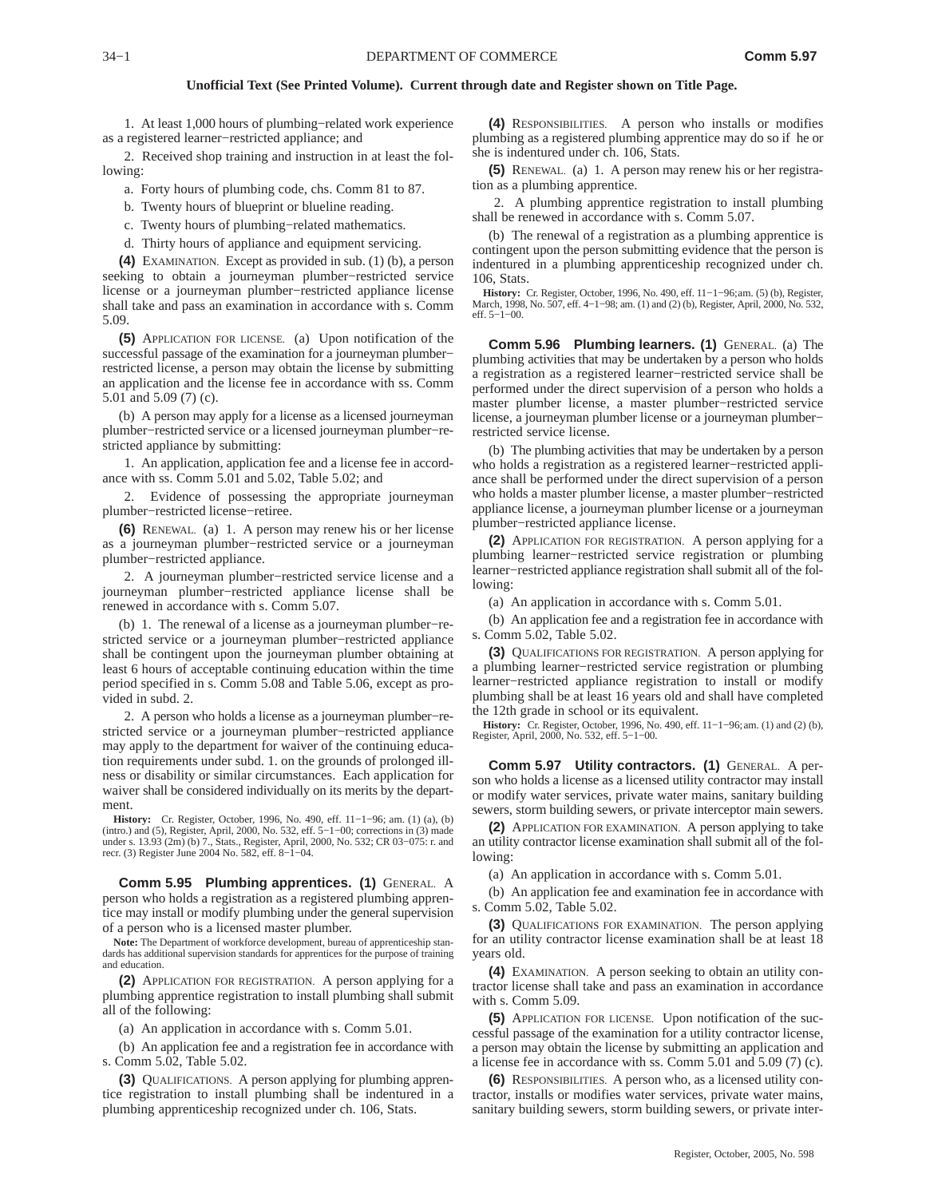1. At least 1,000 hours of plumbing−related work experience as a registered learner−restricted appliance; and

2. Received shop training and instruction in at least the following:

a. Forty hours of plumbing code, chs. Comm 81 to 87.

b. Twenty hours of blueprint or blueline reading.

c. Twenty hours of plumbing−related mathematics.

d. Thirty hours of appliance and equipment servicing.

**(4)** EXAMINATION. Except as provided in sub. (1) (b), a person seeking to obtain a journeyman plumber−restricted service license or a journeyman plumber−restricted appliance license shall take and pass an examination in accordance with s. Comm 5.09.

**(5)** APPLICATION FOR LICENSE. (a) Upon notification of the successful passage of the examination for a journeyman plumber−restricted license, a person may obtain the license by submitting an application and the license fee in accordance with ss. Comm 5.01 and 5.09 (7) (c).

(b) A person may apply for a license as a licensed journeyman plumber−restricted service or a licensed journeyman plumber−restricted appliance by submitting:

1. An application, application fee and a license fee in accordance with ss. Comm 5.01 and 5.02, Table 5.02; and

2. Evidence of possessing the appropriate journeyman plumber−restricted license−retiree.

**(6)** RENEWAL. (a) 1. A person may renew his or her license as a journeyman plumber−restricted service or a journeyman plumber−restricted appliance.

2. A journeyman plumber−restricted service license and a journeyman plumber−restricted appliance license shall be renewed in accordance with s. Comm 5.07.

(b) 1. The renewal of a license as a journeyman plumber−restricted service or a journeyman plumber−restricted appliance shall be contingent upon the journeyman plumber obtaining at least 6 hours of acceptable continuing education within the time period specified in s. Comm 5.08 and Table 5.06, except as provided in subd. 2.

2. A person who holds a license as a journeyman plumber−restricted service or a journeyman plumber−restricted appliance may apply to the department for waiver of the continuing education requirements under subd. 1. on the grounds of prolonged illness or disability or similar circumstances. Each application for waiver shall be considered individually on its merits by the department.

**History:** Cr. Register, October, 1996, No. 490, eff. 11−1−96; am. (1) (a), (b) (intro.) and (5), Register, April, 2000, No. 532, eff. 5−1−00; corrections in (3) made under s. 13.93 (2m) (b) 7., Stats., Register, April, 2000, No. 532; CR 03−075: r. and recr. (3) Register June 2004 No. 582, eff. 8−1−04.

**Comm 5.95 Plumbing apprentices. (1)** GENERAL. A person who holds a registration as a registered plumbing apprentice may install or modify plumbing under the general supervision of a person who is a licensed master plumber.

**Note:** The Department of workforce development, bureau of apprenticeship standards has additional supervision standards for apprentices for the purpose of training and education.

**(2)** APPLICATION FOR REGISTRATION. A person applying for a plumbing apprentice registration to install plumbing shall submit all of the following:

(a) An application in accordance with s. Comm 5.01.

(b) An application fee and a registration fee in accordance with s. Comm 5.02, Table 5.02.

**(3)** QUALIFICATIONS. A person applying for plumbing apprentice registration to install plumbing shall be indentured in a plumbing apprenticeship recognized under ch. 106, Stats.

**(4)** RESPONSIBILITIES. A person who installs or modifies plumbing as a registered plumbing apprentice may do so if he or she is indentured under ch. 106, Stats.

**(5)** RENEWAL. (a) 1. A person may renew his or her registration as a plumbing apprentice.

2. A plumbing apprentice registration to install plumbing shall be renewed in accordance with s. Comm 5.07.

(b) The renewal of a registration as a plumbing apprentice is contingent upon the person submitting evidence that the person is indentured in a plumbing apprenticeship recognized under ch. 106, Stats.

**History:** Cr. Register, October, 1996, No. 490, eff. 11−1−96; am. (5) (b), Register, March, 1998, No. 507, eff. 4−1−98; am. (1) and (2) (b), Register, April, 2000, No. 532, eff. 5−1−00.

**Comm 5.96 Plumbing learners. (1)** GENERAL. (a) The plumbing activities that may be undertaken by a person who holds a registration as a registered learner−restricted service shall be performed under the direct supervision of a person who holds a master plumber license, a master plumber−restricted service license, a journeyman plumber license or a journeyman plumber−restricted service license.

(b) The plumbing activities that may be undertaken by a person who holds a registration as a registered learner−restricted appliance shall be performed under the direct supervision of a person who holds a master plumber license, a master plumber−restricted appliance license, a journeyman plumber license or a journeyman plumber−restricted appliance license.

**(2)** APPLICATION FOR REGISTRATION. A person applying for a plumbing learner−restricted service registration or plumbing learner−restricted appliance registration shall submit all of the following:

(a) An application in accordance with s. Comm 5.01.

(b) An application fee and a registration fee in accordance with s. Comm 5.02, Table 5.02.

**(3)** QUALIFICATIONS FOR REGISTRATION. A person applying for a plumbing learner−restricted service registration or plumbing learner−restricted appliance registration to install or modify plumbing shall be at least 16 years old and shall have completed the 12th grade in school or its equivalent.

**History:** Cr. Register, October, 1996, No. 490, eff. 11−1−96; am. (1) and (2) (b), Register, April, 2000, No. 532, eff. 5−1−00.

**Comm 5.97 Utility contractors. (1)** GENERAL. A person who holds a license as a licensed utility contractor may install or modify water services, private water mains, sanitary building sewers, storm building sewers, or private interceptor main sewers.

**(2)** APPLICATION FOR EXAMINATION. A person applying to take an utility contractor license examination shall submit all of the following:

(a) An application in accordance with s. Comm 5.01.

(b) An application fee and examination fee in accordance with s. Comm 5.02, Table 5.02.

**(3)** QUALIFICATIONS FOR EXAMINATION. The person applying for an utility contractor license examination shall be at least 18 years old.

**(4)** EXAMINATION. A person seeking to obtain an utility contractor license shall take and pass an examination in accordance with s. Comm 5.09.

**(5)** APPLICATION FOR LICENSE. Upon notification of the successful passage of the examination for a utility contractor license, a person may obtain the license by submitting an application and a license fee in accordance with ss. Comm 5.01 and 5.09 (7) (c).

**(6)** RESPONSIBILITIES. A person who, as a licensed utility contractor, installs or modifies water services, private water mains, sanitary building sewers, storm building sewers, or private inter-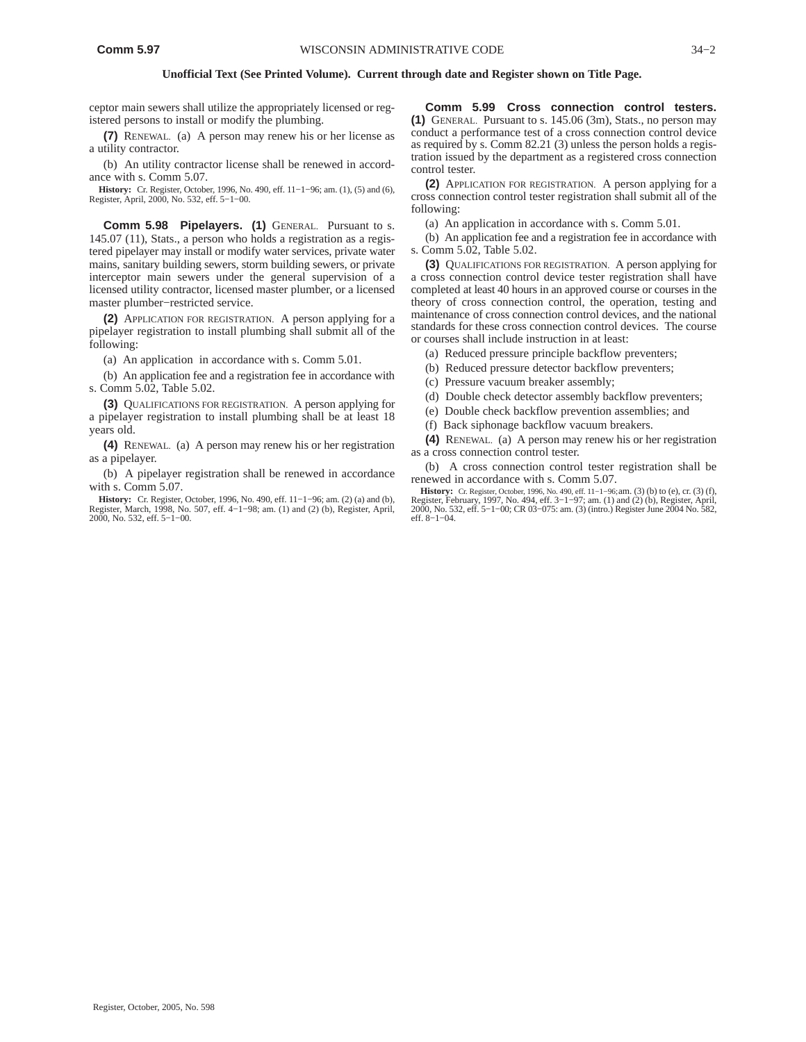ceptor main sewers shall utilize the appropriately licensed or registered persons to install or modify the plumbing.

**(7)** RENEWAL. (a) A person may renew his or her license as a utility contractor.

(b) An utility contractor license shall be renewed in accordance with s. Comm 5.07.

**History:** Cr. Register, October, 1996, No. 490, eff. 11−1−96; am. (1), (5) and (6), Register, April, 2000, No. 532, eff. 5−1−00.

**Comm 5.98 Pipelayers. (1)** GENERAL. Pursuant to s. 145.07 (11), Stats., a person who holds a registration as a registered pipelayer may install or modify water services, private water mains, sanitary building sewers, storm building sewers, or private interceptor main sewers under the general supervision of a licensed utility contractor, licensed master plumber, or a licensed master plumber−restricted service.

**(2)** APPLICATION FOR REGISTRATION. A person applying for a pipelayer registration to install plumbing shall submit all of the following:

(a) An application in accordance with s. Comm 5.01.

(b) An application fee and a registration fee in accordance with s. Comm 5.02, Table 5.02.

**(3)** QUALIFICATIONS FOR REGISTRATION. A person applying for a pipelayer registration to install plumbing shall be at least 18 years old.

**(4)** RENEWAL. (a) A person may renew his or her registration as a pipelayer.

(b) A pipelayer registration shall be renewed in accordance with s. Comm 5.07.

**History:** Cr. Register, October, 1996, No. 490, eff. 11−1−96; am. (2) (a) and (b), Register, March, 1998, No. 507, eff. 4−1−98; am. (1) and (2) (b), Register, April, 2000, No. 532, eff. 5−1−00.

**Comm 5.99 Cross connection control testers. (1)** GENERAL. Pursuant to s. 145.06 (3m), Stats., no person may conduct a performance test of a cross connection control device as required by s. Comm 82.21 (3) unless the person holds a registration issued by the department as a registered cross connection control tester.

**(2)** APPLICATION FOR REGISTRATION. A person applying for a cross connection control tester registration shall submit all of the following:

(a) An application in accordance with s. Comm 5.01.

(b) An application fee and a registration fee in accordance with s. Comm 5.02, Table 5.02.

**(3)** QUALIFICATIONS FOR REGISTRATION. A person applying for a cross connection control device tester registration shall have completed at least 40 hours in an approved course or courses in the theory of cross connection control, the operation, testing and maintenance of cross connection control devices, and the national standards for these cross connection control devices. The course or courses shall include instruction in at least:

(a) Reduced pressure principle backflow preventers;

(b) Reduced pressure detector backflow preventers;

(c) Pressure vacuum breaker assembly;

(d) Double check detector assembly backflow preventers;

(e) Double check backflow prevention assemblies; and

(f) Back siphonage backflow vacuum breakers.

**(4)** RENEWAL. (a) A person may renew his or her registration as a cross connection control tester.

(b) A cross connection control tester registration shall be renewed in accordance with s. Comm 5.07.

**History:** Cr. Register, October, 1996, No. 490, eff. 11−1−96; am. (3) (b) to (e), cr. (3) (f), Register, February, 1997, No. 494, eff. 3−1−97; am. (1) and (2) (b), Register, April, 2000, No. 532, eff. 5−1−00; CR 03−075: am. (3) (intro.) Register June 2004 No. 582, eff. 8−1−04.